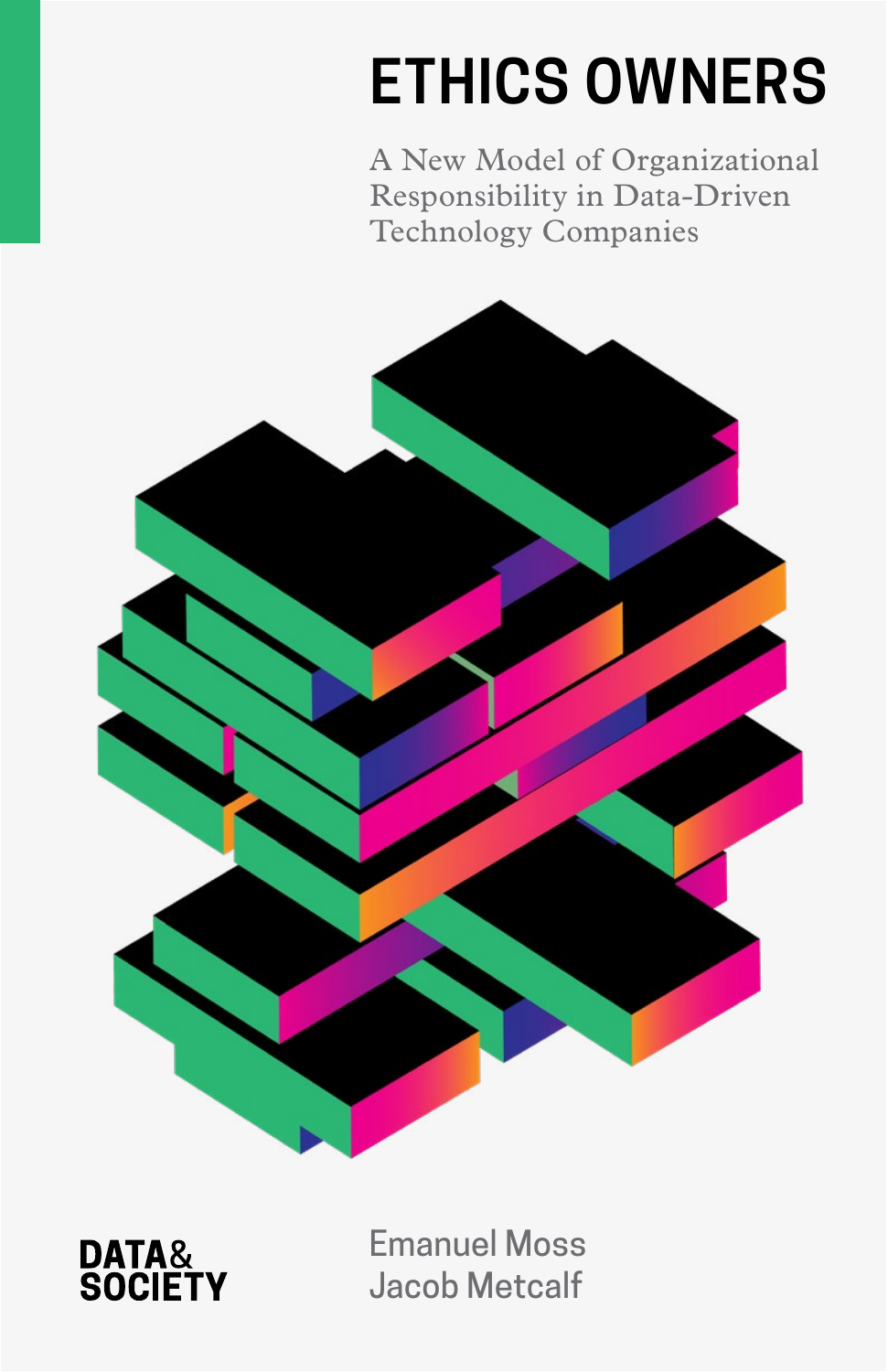# ETHICS OWNERS

A New Model of Organizational Responsibility in Data-Driven Technology Companies

DATA& SOCIETY

Emanuel Moss
Jacob Metcalf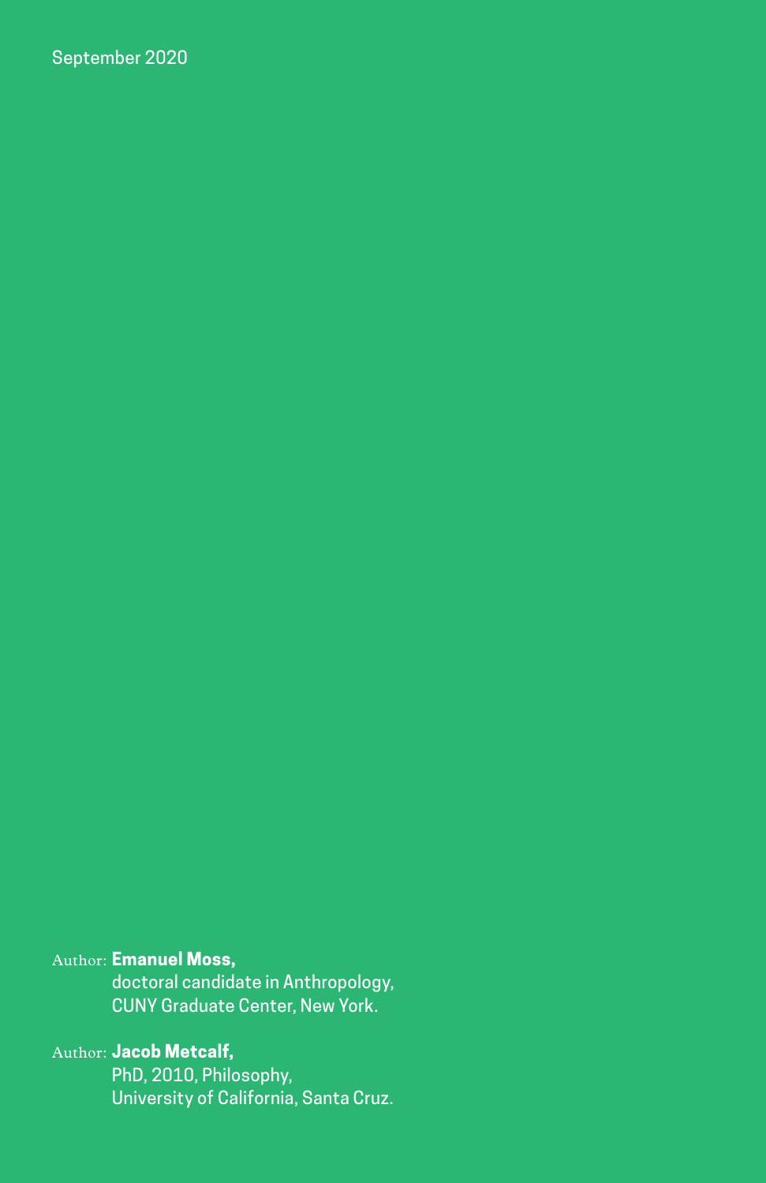September 2020

Author: **Emanuel Moss,**
doctoral candidate in Anthropology,
CUNY Graduate Center, New York.

Author: **Jacob Metcalf,**
PhD, 2010, Philosophy,
University of California, Santa Cruz.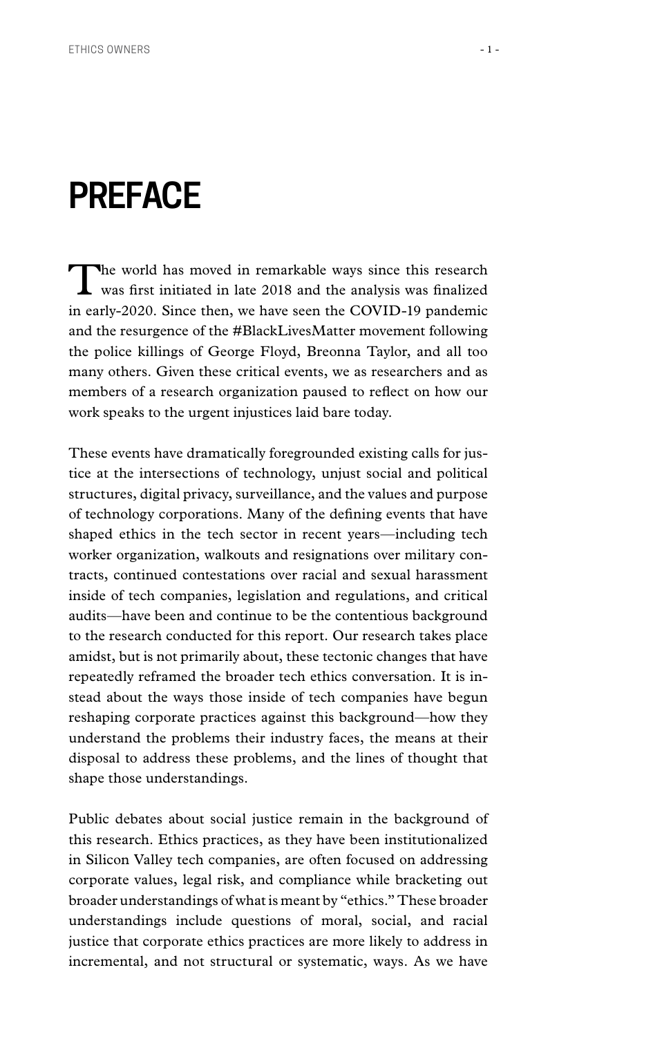# PREFACE

The world has moved in remarkable ways since this research was first initiated in late 2018 and the analysis was finalized in early-2020. Since then, we have seen the COVID-19 pandemic and the resurgence of the #BlackLivesMatter movement following the police killings of George Floyd, Breonna Taylor, and all too many others. Given these critical events, we as researchers and as members of a research organization paused to reflect on how our work speaks to the urgent injustices laid bare today.

These events have dramatically foregrounded existing calls for justice at the intersections of technology, unjust social and political structures, digital privacy, surveillance, and the values and purpose of technology corporations. Many of the defining events that have shaped ethics in the tech sector in recent years—including tech worker organization, walkouts and resignations over military contracts, continued contestations over racial and sexual harassment inside of tech companies, legislation and regulations, and critical audits—have been and continue to be the contentious background to the research conducted for this report. Our research takes place amidst, but is not primarily about, these tectonic changes that have repeatedly reframed the broader tech ethics conversation. It is instead about the ways those inside of tech companies have begun reshaping corporate practices against this background—how they understand the problems their industry faces, the means at their disposal to address these problems, and the lines of thought that shape those understandings.

Public debates about social justice remain in the background of this research. Ethics practices, as they have been institutionalized in Silicon Valley tech companies, are often focused on addressing corporate values, legal risk, and compliance while bracketing out broader understandings of what is meant by "ethics." These broader understandings include questions of moral, social, and racial justice that corporate ethics practices are more likely to address in incremental, and not structural or systematic, ways. As we have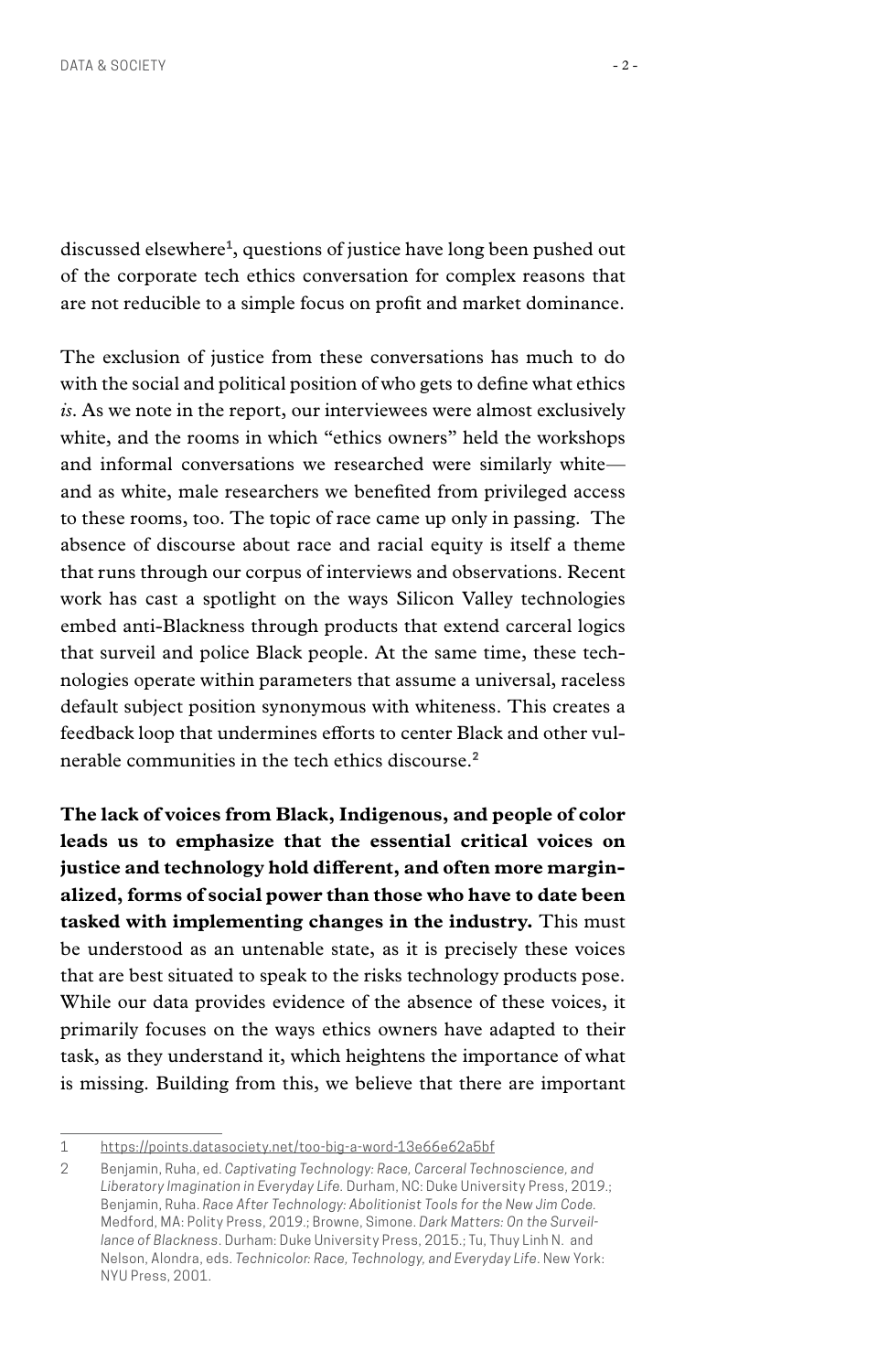discussed elsewhere[1], questions of justice have long been pushed out of the corporate tech ethics conversation for complex reasons that are not reducible to a simple focus on profit and market dominance.

The exclusion of justice from these conversations has much to do with the social and political position of who gets to define what ethics *is*. As we note in the report, our interviewees were almost exclusively white, and the rooms in which "ethics owners" held the workshops and informal conversations we researched were similarly white—and as white, male researchers we benefited from privileged access to these rooms, too. The topic of race came up only in passing. The absence of discourse about race and racial equity is itself a theme that runs through our corpus of interviews and observations. Recent work has cast a spotlight on the ways Silicon Valley technologies embed anti-Blackness through products that extend carceral logics that surveil and police Black people. At the same time, these technologies operate within parameters that assume a universal, raceless default subject position synonymous with whiteness. This creates a feedback loop that undermines efforts to center Black and other vulnerable communities in the tech ethics discourse.[2]

**The lack of voices from Black, Indigenous, and people of color leads us to emphasize that the essential critical voices on justice and technology hold different, and often more marginalized, forms of social power than those who have to date been tasked with implementing changes in the industry.** This must be understood as an untenable state, as it is precisely these voices that are best situated to speak to the risks technology products pose. While our data provides evidence of the absence of these voices, it primarily focuses on the ways ethics owners have adapted to their task, as they understand it, which heightens the importance of what is missing. Building from this, we believe that there are important

---

1 https://points.datasociety.net/too-big-a-word-13e66e62a5bf

2 Benjamin, Ruha, ed. *Captivating Technology: Race, Carceral Technoscience, and Liberatory Imagination in Everyday Life.* Durham, NC: Duke University Press, 2019.; Benjamin, Ruha. *Race After Technology: Abolitionist Tools for the New Jim Code.* Medford, MA: Polity Press, 2019.; Browne, Simone. *Dark Matters: On the Surveillance of Blackness.* Durham: Duke University Press, 2015.; Tu, Thuy Linh N. and Nelson, Alondra, eds. *Technicolor: Race, Technology, and Everyday Life.* New York: NYU Press, 2001.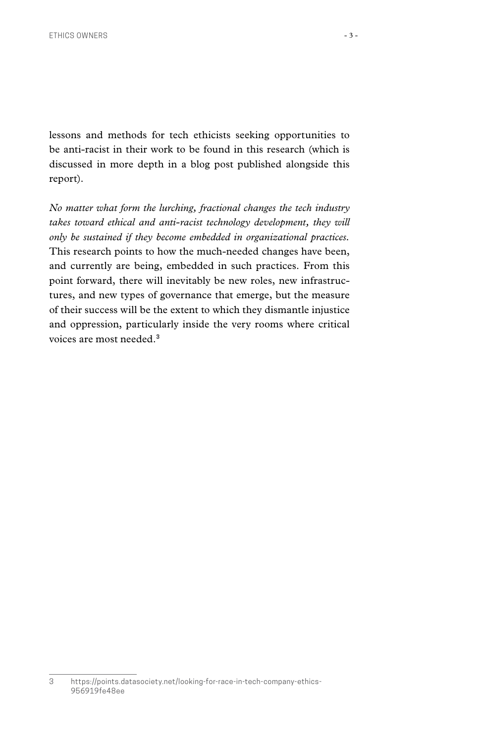lessons and methods for tech ethicists seeking opportunities to be anti-racist in their work to be found in this research (which is discussed in more depth in a blog post published alongside this report).

*No matter what form the lurching, fractional changes the tech industry takes toward ethical and anti-racist technology development, they will only be sustained if they become embedded in organizational practices.* This research points to how the much-needed changes have been, and currently are being, embedded in such practices. From this point forward, there will inevitably be new roles, new infrastructures, and new types of governance that emerge, but the measure of their success will be the extent to which they dismantle injustice and oppression, particularly inside the very rooms where critical voices are most needed.[3]

---

3 https://points.datasociety.net/looking-for-race-in-tech-company-ethics-956919fe48ee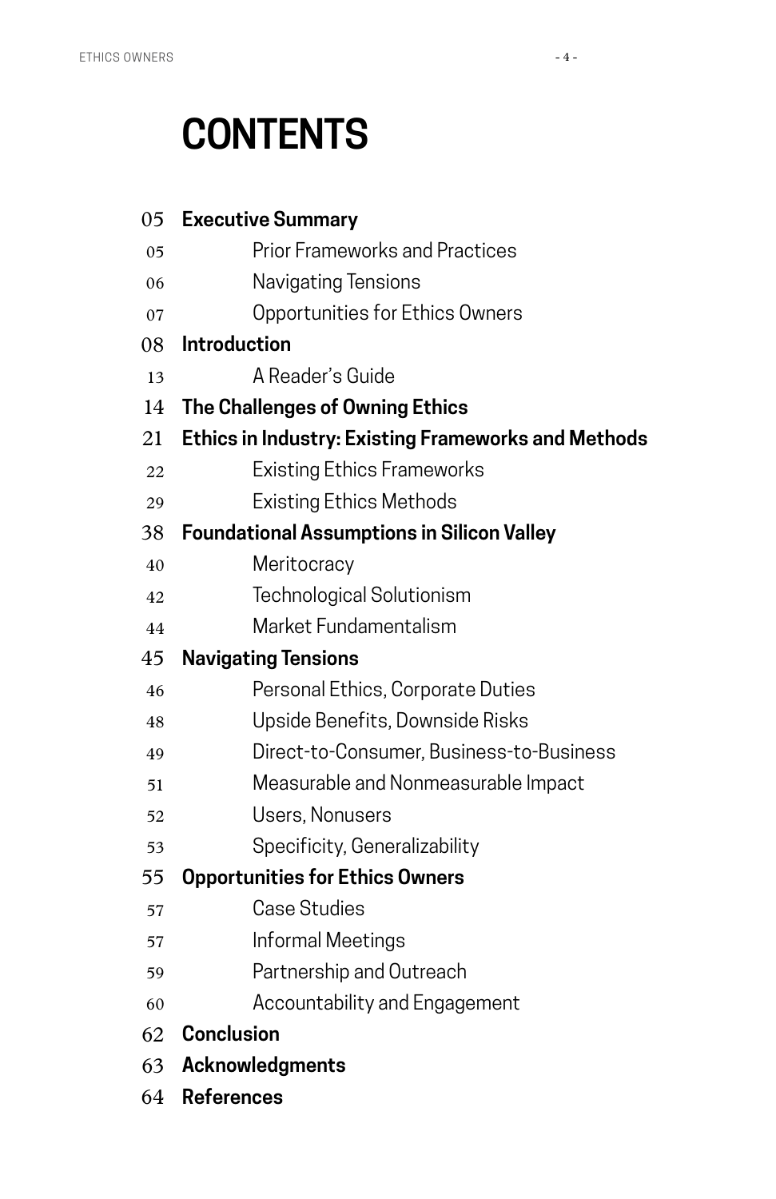# CONTENTS

05 **Executive Summary**

- 05 Prior Frameworks and Practices
- 06 Navigating Tensions
- 07 Opportunities for Ethics Owners

08 **Introduction**

- 13 A Reader's Guide

14 **The Challenges of Owning Ethics**

21 **Ethics in Industry: Existing Frameworks and Methods**

- 22 Existing Ethics Frameworks
- 29 Existing Ethics Methods

38 **Foundational Assumptions in Silicon Valley**

- 40 Meritocracy
- 42 Technological Solutionism
- 44 Market Fundamentalism

45 **Navigating Tensions**

- 46 Personal Ethics, Corporate Duties
- 48 Upside Benefits, Downside Risks
- 49 Direct-to-Consumer, Business-to-Business
- 51 Measurable and Nonmeasurable Impact
- 52 Users, Nonusers
- 53 Specificity, Generalizability

55 **Opportunities for Ethics Owners**

- 57 Case Studies
- 57 Informal Meetings
- 59 Partnership and Outreach
- 60 Accountability and Engagement

62 **Conclusion**

63 **Acknowledgments**

64 **References**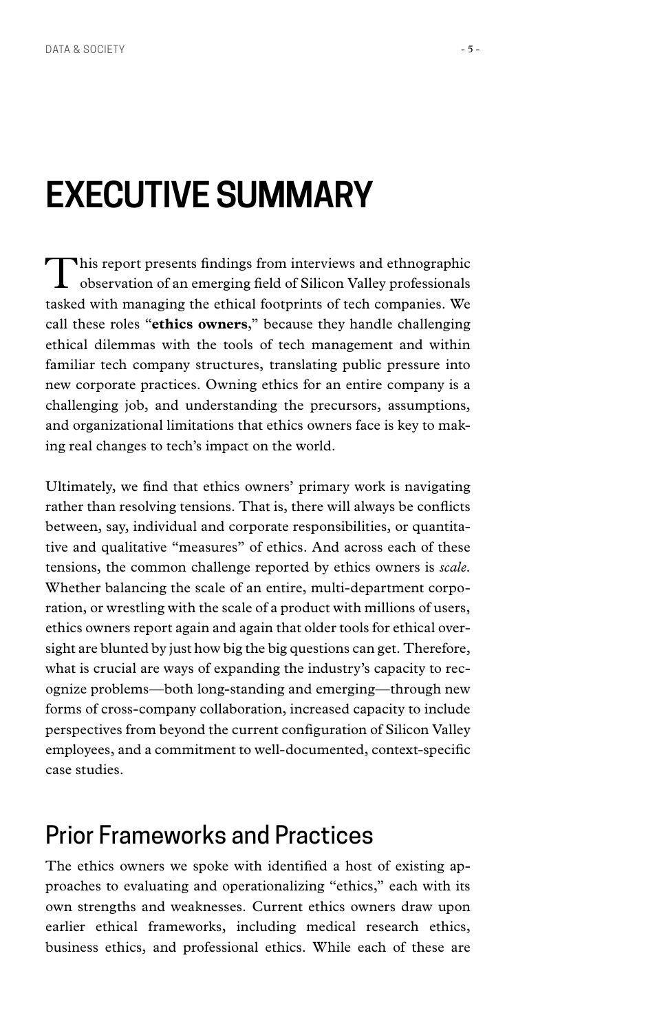# EXECUTIVE SUMMARY

This report presents findings from interviews and ethnographic observation of an emerging field of Silicon Valley professionals tasked with managing the ethical footprints of tech companies. We call these roles "**ethics owners**," because they handle challenging ethical dilemmas with the tools of tech management and within familiar tech company structures, translating public pressure into new corporate practices. Owning ethics for an entire company is a challenging job, and understanding the precursors, assumptions, and organizational limitations that ethics owners face is key to making real changes to tech's impact on the world.

Ultimately, we find that ethics owners' primary work is navigating rather than resolving tensions. That is, there will always be conflicts between, say, individual and corporate responsibilities, or quantitative and qualitative "measures" of ethics. And across each of these tensions, the common challenge reported by ethics owners is *scale*. Whether balancing the scale of an entire, multi-department corporation, or wrestling with the scale of a product with millions of users, ethics owners report again and again that older tools for ethical oversight are blunted by just how big the big questions can get. Therefore, what is crucial are ways of expanding the industry's capacity to recognize problems—both long-standing and emerging—through new forms of cross-company collaboration, increased capacity to include perspectives from beyond the current configuration of Silicon Valley employees, and a commitment to well-documented, context-specific case studies.

## Prior Frameworks and Practices

The ethics owners we spoke with identified a host of existing approaches to evaluating and operationalizing "ethics," each with its own strengths and weaknesses. Current ethics owners draw upon earlier ethical frameworks, including medical research ethics, business ethics, and professional ethics. While each of these are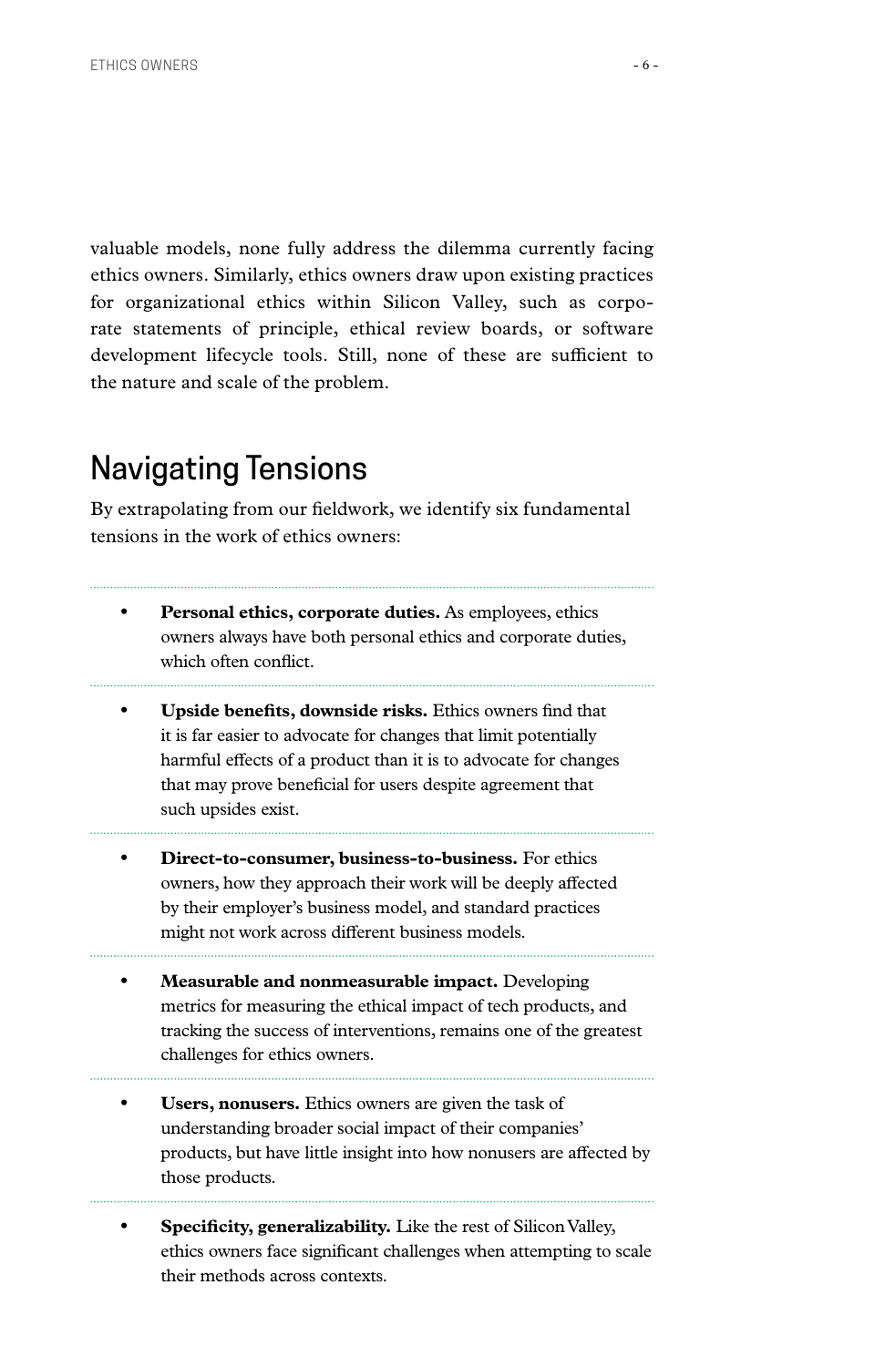valuable models, none fully address the dilemma currently facing ethics owners. Similarly, ethics owners draw upon existing practices for organizational ethics within Silicon Valley, such as corporate statements of principle, ethical review boards, or software development lifecycle tools. Still, none of these are sufficient to the nature and scale of the problem.

## Navigating Tensions

By extrapolating from our fieldwork, we identify six fundamental tensions in the work of ethics owners:

- **Personal ethics, corporate duties.** As employees, ethics owners always have both personal ethics and corporate duties, which often conflict.
- **Upside benefits, downside risks.** Ethics owners find that it is far easier to advocate for changes that limit potentially harmful effects of a product than it is to advocate for changes that may prove beneficial for users despite agreement that such upsides exist.
- **Direct-to-consumer, business-to-business.** For ethics owners, how they approach their work will be deeply affected by their employer's business model, and standard practices might not work across different business models.
- **Measurable and nonmeasurable impact.** Developing metrics for measuring the ethical impact of tech products, and tracking the success of interventions, remains one of the greatest challenges for ethics owners.
- **Users, nonusers.** Ethics owners are given the task of understanding broader social impact of their companies' products, but have little insight into how nonusers are affected by those products.
- **Specificity, generalizability.** Like the rest of Silicon Valley, ethics owners face significant challenges when attempting to scale their methods across contexts.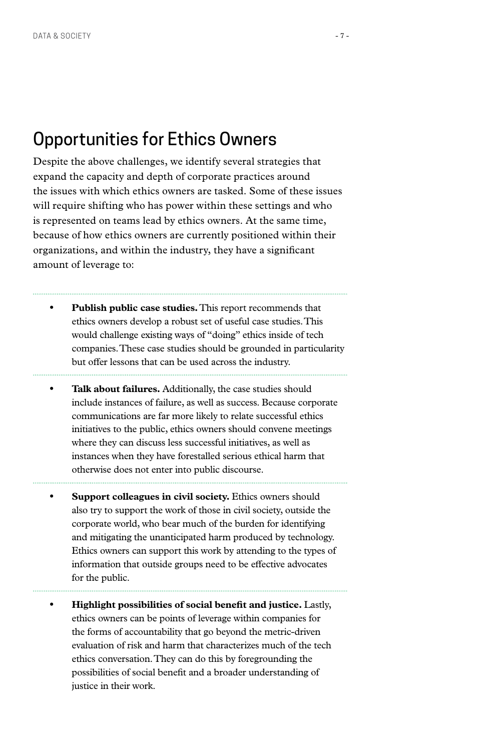## Opportunities for Ethics Owners

Despite the above challenges, we identify several strategies that expand the capacity and depth of corporate practices around the issues with which ethics owners are tasked. Some of these issues will require shifting who has power within these settings and who is represented on teams lead by ethics owners. At the same time, because of how ethics owners are currently positioned within their organizations, and within the industry, they have a significant amount of leverage to:

- **Publish public case studies.** This report recommends that ethics owners develop a robust set of useful case studies. This would challenge existing ways of "doing" ethics inside of tech companies. These case studies should be grounded in particularity but offer lessons that can be used across the industry.

- **Talk about failures.** Additionally, the case studies should include instances of failure, as well as success. Because corporate communications are far more likely to relate successful ethics initiatives to the public, ethics owners should convene meetings where they can discuss less successful initiatives, as well as instances when they have forestalled serious ethical harm that otherwise does not enter into public discourse.

- **Support colleagues in civil society.** Ethics owners should also try to support the work of those in civil society, outside the corporate world, who bear much of the burden for identifying and mitigating the unanticipated harm produced by technology. Ethics owners can support this work by attending to the types of information that outside groups need to be effective advocates for the public.

- **Highlight possibilities of social benefit and justice.** Lastly, ethics owners can be points of leverage within companies for the forms of accountability that go beyond the metric-driven evaluation of risk and harm that characterizes much of the tech ethics conversation. They can do this by foregrounding the possibilities of social benefit and a broader understanding of justice in their work.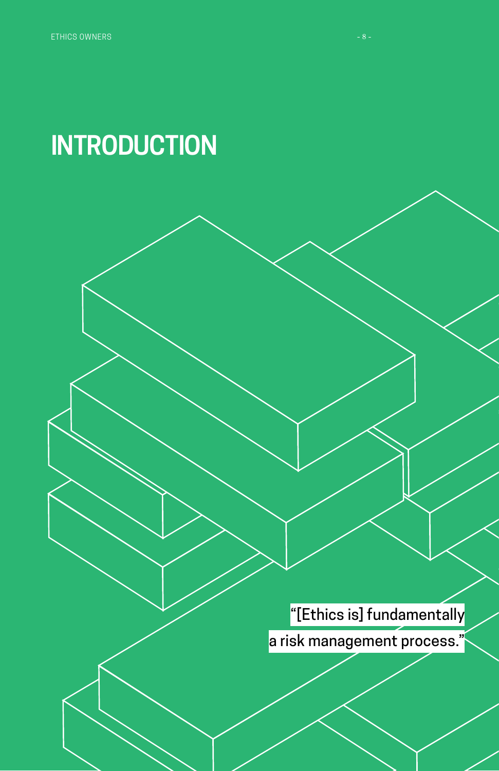# INTRODUCTION

"[Ethics is] fundamentally a risk management process."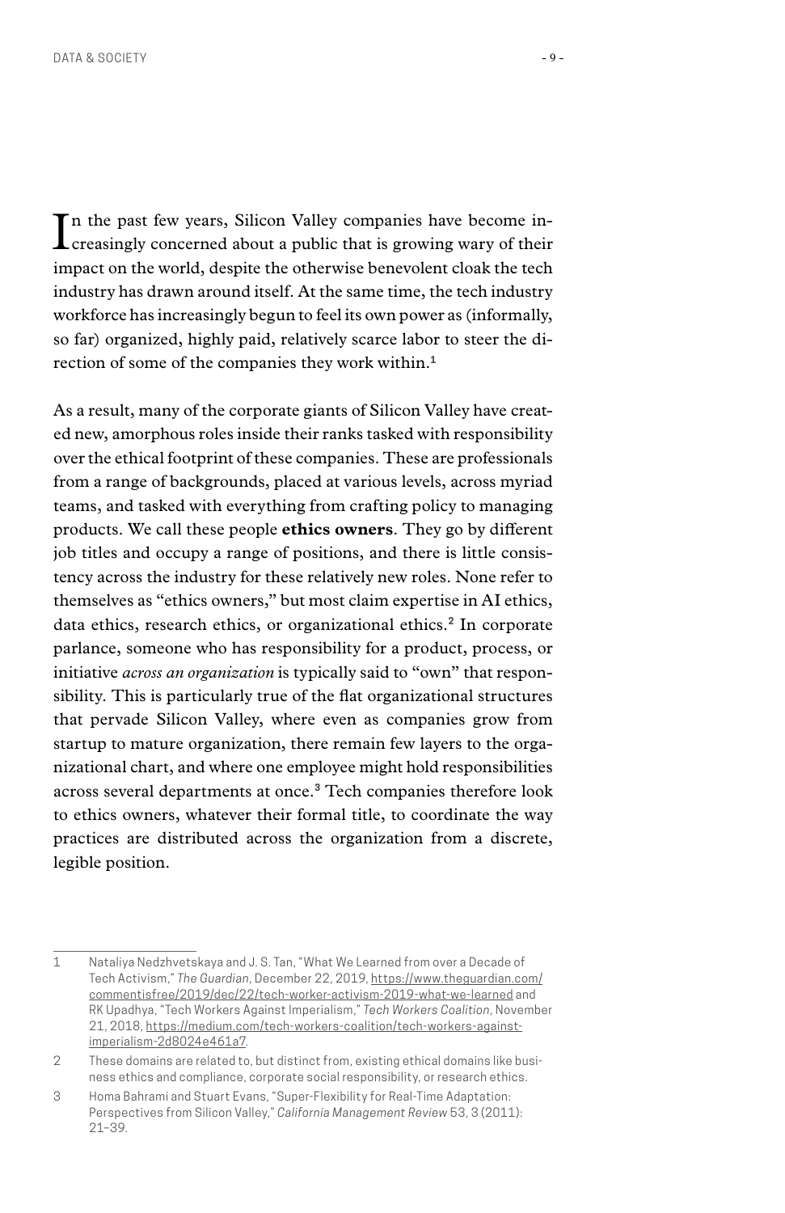In the past few years, Silicon Valley companies have become increasingly concerned about a public that is growing wary of their impact on the world, despite the otherwise benevolent cloak the tech industry has drawn around itself. At the same time, the tech industry workforce has increasingly begun to feel its own power as (informally, so far) organized, highly paid, relatively scarce labor to steer the direction of some of the companies they work within.[1]

As a result, many of the corporate giants of Silicon Valley have created new, amorphous roles inside their ranks tasked with responsibility over the ethical footprint of these companies. These are professionals from a range of backgrounds, placed at various levels, across myriad teams, and tasked with everything from crafting policy to managing products. We call these people **ethics owners**. They go by different job titles and occupy a range of positions, and there is little consistency across the industry for these relatively new roles. None refer to themselves as "ethics owners," but most claim expertise in AI ethics, data ethics, research ethics, or organizational ethics.[2] In corporate parlance, someone who has responsibility for a product, process, or initiative *across an organization* is typically said to "own" that responsibility. This is particularly true of the flat organizational structures that pervade Silicon Valley, where even as companies grow from startup to mature organization, there remain few layers to the organizational chart, and where one employee might hold responsibilities across several departments at once.[3] Tech companies therefore look to ethics owners, whatever their formal title, to coordinate the way practices are distributed across the organization from a discrete, legible position.

---

1 Nataliya Nedzhvetskaya and J. S. Tan, "What We Learned from over a Decade of Tech Activism," *The Guardian*, December 22, 2019, https://www.theguardian.com/commentisfree/2019/dec/22/tech-worker-activism-2019-what-we-learned and RK Upadhya, "Tech Workers Against Imperialism," *Tech Workers Coalition*, November 21, 2018, https://medium.com/tech-workers-coalition/tech-workers-against-imperialism-2d8024e461a7.

2 These domains are related to, but distinct from, existing ethical domains like business ethics and compliance, corporate social responsibility, or research ethics.

3 Homa Bahrami and Stuart Evans, "Super-Flexibility for Real-Time Adaptation: Perspectives from Silicon Valley," *California Management Review* 53, 3 (2011): 21–39.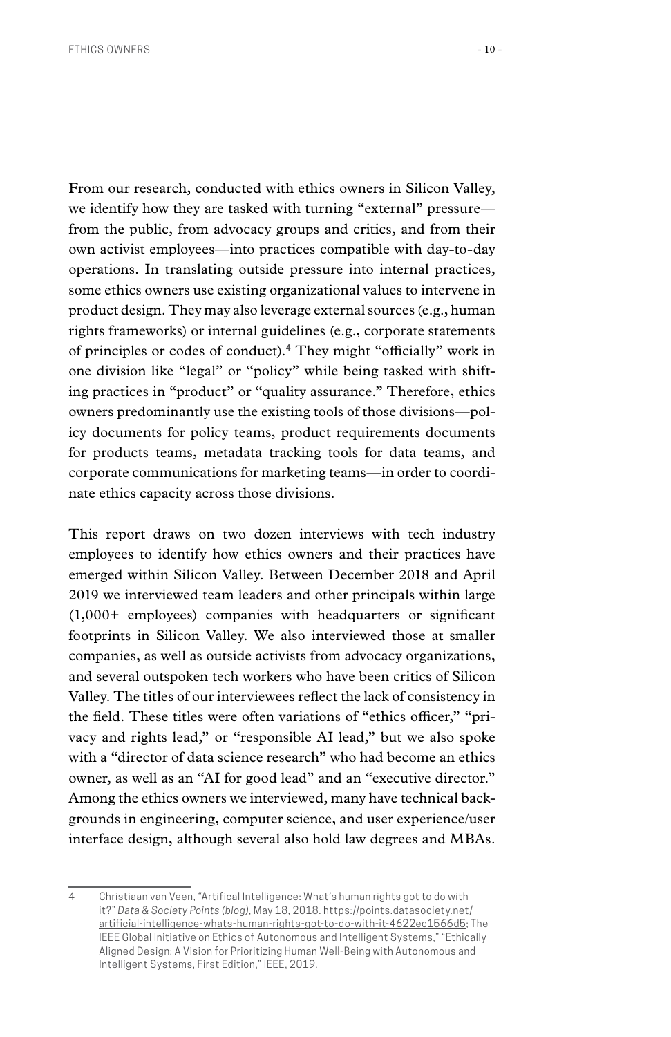From our research, conducted with ethics owners in Silicon Valley, we identify how they are tasked with turning "external" pressure—from the public, from advocacy groups and critics, and from their own activist employees—into practices compatible with day-to-day operations. In translating outside pressure into internal practices, some ethics owners use existing organizational values to intervene in product design. They may also leverage external sources (e.g., human rights frameworks) or internal guidelines (e.g., corporate statements of principles or codes of conduct).[4] They might "officially" work in one division like "legal" or "policy" while being tasked with shifting practices in "product" or "quality assurance." Therefore, ethics owners predominantly use the existing tools of those divisions—policy documents for policy teams, product requirements documents for products teams, metadata tracking tools for data teams, and corporate communications for marketing teams—in order to coordinate ethics capacity across those divisions.

This report draws on two dozen interviews with tech industry employees to identify how ethics owners and their practices have emerged within Silicon Valley. Between December 2018 and April 2019 we interviewed team leaders and other principals within large (1,000+ employees) companies with headquarters or significant footprints in Silicon Valley. We also interviewed those at smaller companies, as well as outside activists from advocacy organizations, and several outspoken tech workers who have been critics of Silicon Valley. The titles of our interviewees reflect the lack of consistency in the field. These titles were often variations of "ethics officer," "privacy and rights lead," or "responsible AI lead," but we also spoke with a "director of data science research" who had become an ethics owner, as well as an "AI for good lead" and an "executive director." Among the ethics owners we interviewed, many have technical backgrounds in engineering, computer science, and user experience/user interface design, although several also hold law degrees and MBAs.

---

4 Christiaan van Veen, "Artifical Intelligence: What's human rights got to do with it?" *Data & Society Points (blog)*, May 18, 2018. https://points.datasociety.net/artificial-intelligence-whats-human-rights-got-to-do-with-it-4622ec1566d5; The IEEE Global Initiative on Ethics of Autonomous and Intelligent Systems," "Ethically Aligned Design: A Vision for Prioritizing Human Well-Being with Autonomous and Intelligent Systems, First Edition," IEEE, 2019.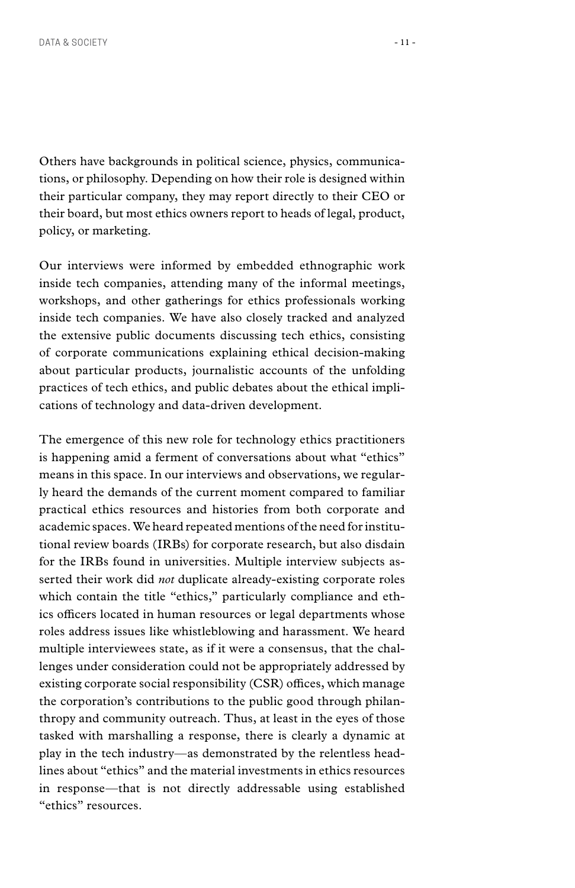Others have backgrounds in political science, physics, communications, or philosophy. Depending on how their role is designed within their particular company, they may report directly to their CEO or their board, but most ethics owners report to heads of legal, product, policy, or marketing.

Our interviews were informed by embedded ethnographic work inside tech companies, attending many of the informal meetings, workshops, and other gatherings for ethics professionals working inside tech companies. We have also closely tracked and analyzed the extensive public documents discussing tech ethics, consisting of corporate communications explaining ethical decision-making about particular products, journalistic accounts of the unfolding practices of tech ethics, and public debates about the ethical implications of technology and data-driven development.

The emergence of this new role for technology ethics practitioners is happening amid a ferment of conversations about what "ethics" means in this space. In our interviews and observations, we regularly heard the demands of the current moment compared to familiar practical ethics resources and histories from both corporate and academic spaces. We heard repeated mentions of the need for institutional review boards (IRBs) for corporate research, but also disdain for the IRBs found in universities. Multiple interview subjects asserted their work did *not* duplicate already-existing corporate roles which contain the title "ethics," particularly compliance and ethics officers located in human resources or legal departments whose roles address issues like whistleblowing and harassment. We heard multiple interviewees state, as if it were a consensus, that the challenges under consideration could not be appropriately addressed by existing corporate social responsibility (CSR) offices, which manage the corporation's contributions to the public good through philanthropy and community outreach. Thus, at least in the eyes of those tasked with marshalling a response, there is clearly a dynamic at play in the tech industry—as demonstrated by the relentless headlines about "ethics" and the material investments in ethics resources in response—that is not directly addressable using established "ethics" resources.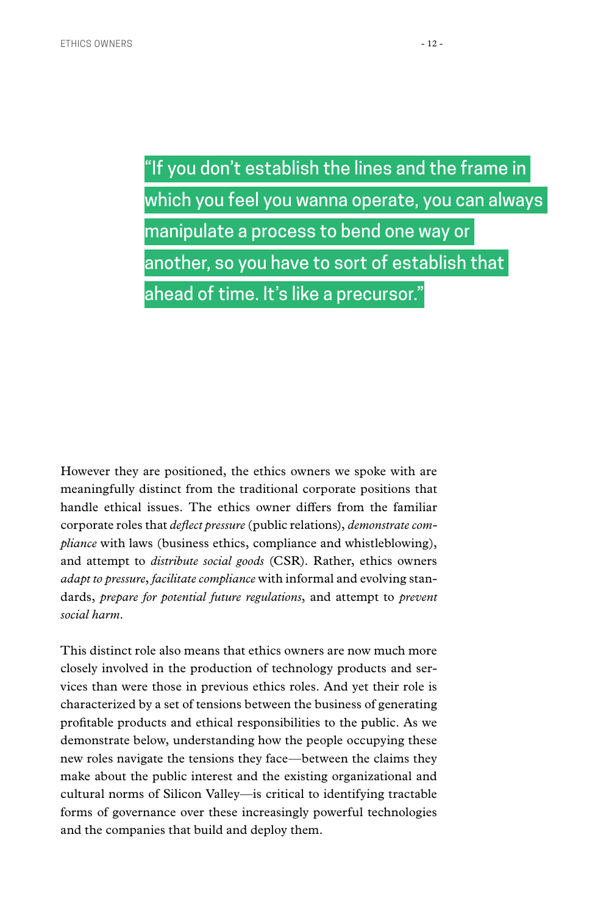> "If you don't establish the lines and the frame in which you feel you wanna operate, you can always manipulate a process to bend one way or another, so you have to sort of establish that ahead of time. It's like a precursor."

However they are positioned, the ethics owners we spoke with are meaningfully distinct from the traditional corporate positions that handle ethical issues. The ethics owner differs from the familiar corporate roles that *deflect pressure* (public relations), *demonstrate compliance* with laws (business ethics, compliance and whistleblowing), and attempt to *distribute social goods* (CSR). Rather, ethics owners *adapt to pressure*, *facilitate compliance* with informal and evolving standards, *prepare for potential future regulations*, and attempt to *prevent social harm*.

This distinct role also means that ethics owners are now much more closely involved in the production of technology products and services than were those in previous ethics roles. And yet their role is characterized by a set of tensions between the business of generating profitable products and ethical responsibilities to the public. As we demonstrate below, understanding how the people occupying these new roles navigate the tensions they face—between the claims they make about the public interest and the existing organizational and cultural norms of Silicon Valley—is critical to identifying tractable forms of governance over these increasingly powerful technologies and the companies that build and deploy them.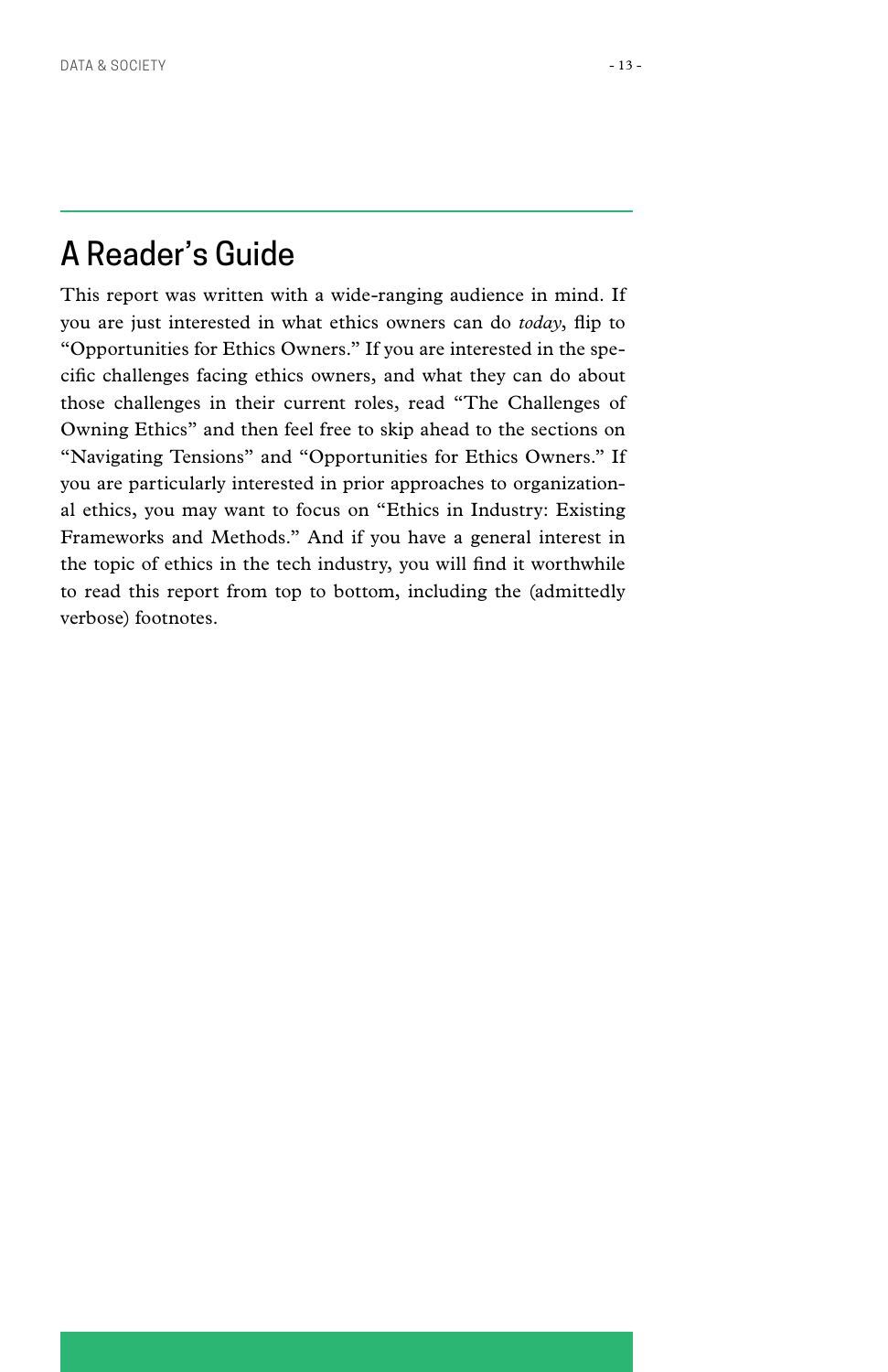## A Reader's Guide

This report was written with a wide-ranging audience in mind. If you are just interested in what ethics owners can do *today*, flip to "Opportunities for Ethics Owners." If you are interested in the specific challenges facing ethics owners, and what they can do about those challenges in their current roles, read "The Challenges of Owning Ethics" and then feel free to skip ahead to the sections on "Navigating Tensions" and "Opportunities for Ethics Owners." If you are particularly interested in prior approaches to organizational ethics, you may want to focus on "Ethics in Industry: Existing Frameworks and Methods." And if you have a general interest in the topic of ethics in the tech industry, you will find it worthwhile to read this report from top to bottom, including the (admittedly verbose) footnotes.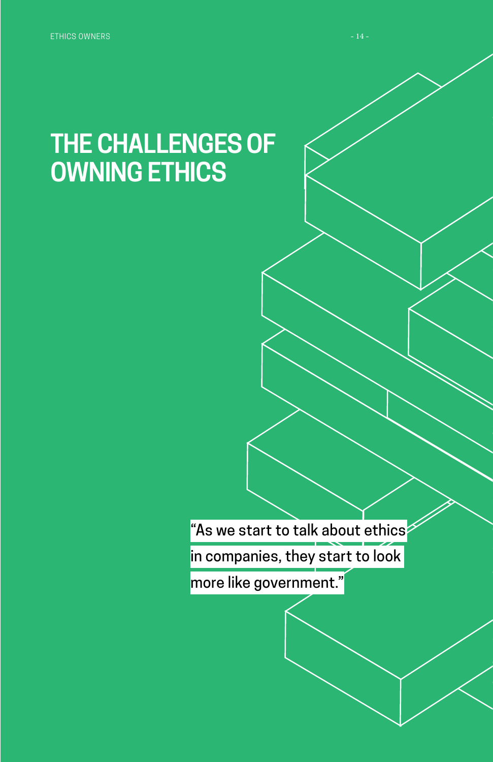# THE CHALLENGES OF OWNING ETHICS

"As we start to talk about ethics in companies, they start to look more like government."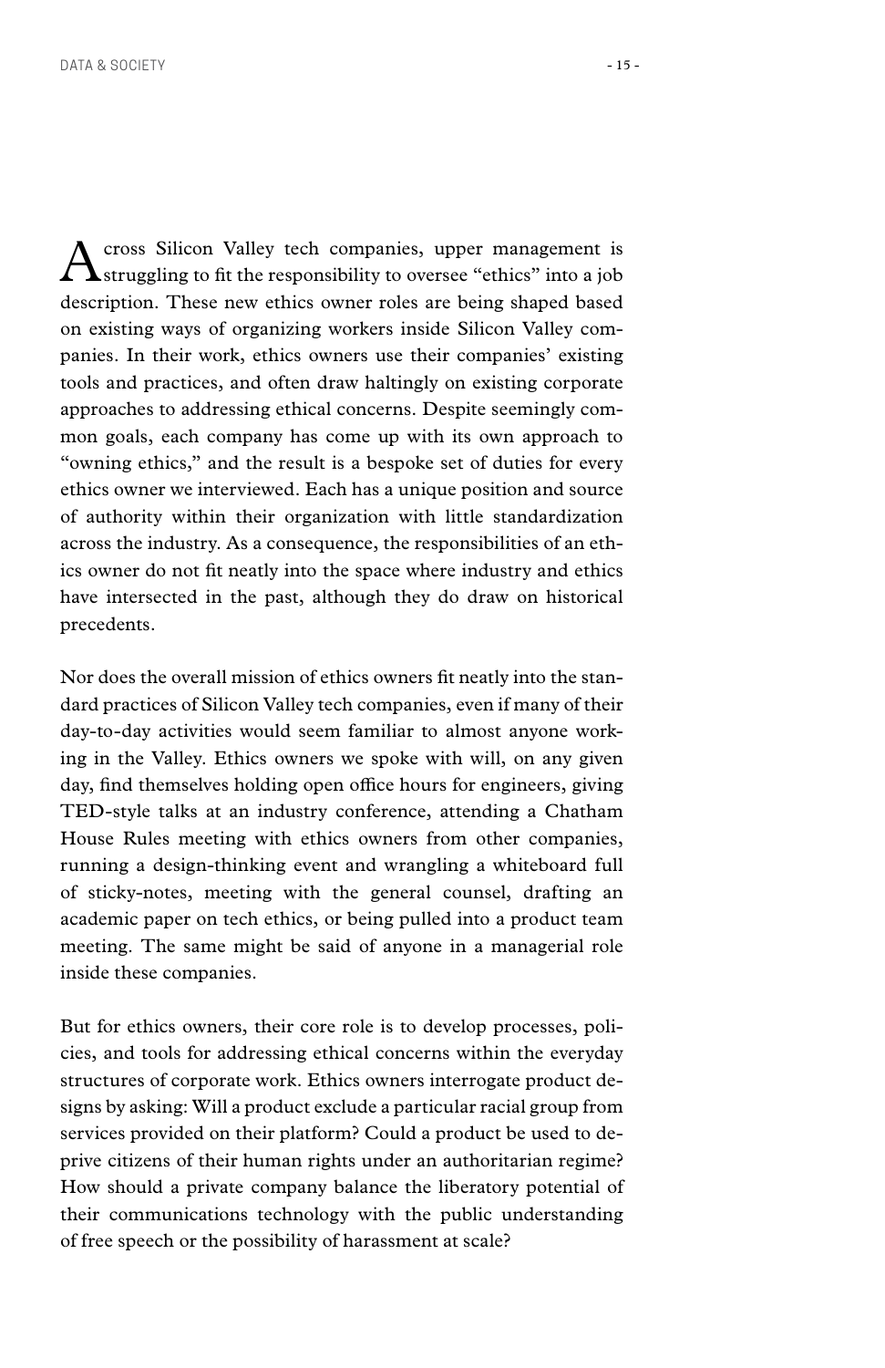Across Silicon Valley tech companies, upper management is struggling to fit the responsibility to oversee "ethics" into a job description. These new ethics owner roles are being shaped based on existing ways of organizing workers inside Silicon Valley companies. In their work, ethics owners use their companies' existing tools and practices, and often draw haltingly on existing corporate approaches to addressing ethical concerns. Despite seemingly common goals, each company has come up with its own approach to "owning ethics," and the result is a bespoke set of duties for every ethics owner we interviewed. Each has a unique position and source of authority within their organization with little standardization across the industry. As a consequence, the responsibilities of an ethics owner do not fit neatly into the space where industry and ethics have intersected in the past, although they do draw on historical precedents.

Nor does the overall mission of ethics owners fit neatly into the standard practices of Silicon Valley tech companies, even if many of their day-to-day activities would seem familiar to almost anyone working in the Valley. Ethics owners we spoke with will, on any given day, find themselves holding open office hours for engineers, giving TED-style talks at an industry conference, attending a Chatham House Rules meeting with ethics owners from other companies, running a design-thinking event and wrangling a whiteboard full of sticky-notes, meeting with the general counsel, drafting an academic paper on tech ethics, or being pulled into a product team meeting. The same might be said of anyone in a managerial role inside these companies.

But for ethics owners, their core role is to develop processes, policies, and tools for addressing ethical concerns within the everyday structures of corporate work. Ethics owners interrogate product designs by asking: Will a product exclude a particular racial group from services provided on their platform? Could a product be used to deprive citizens of their human rights under an authoritarian regime? How should a private company balance the liberatory potential of their communications technology with the public understanding of free speech or the possibility of harassment at scale?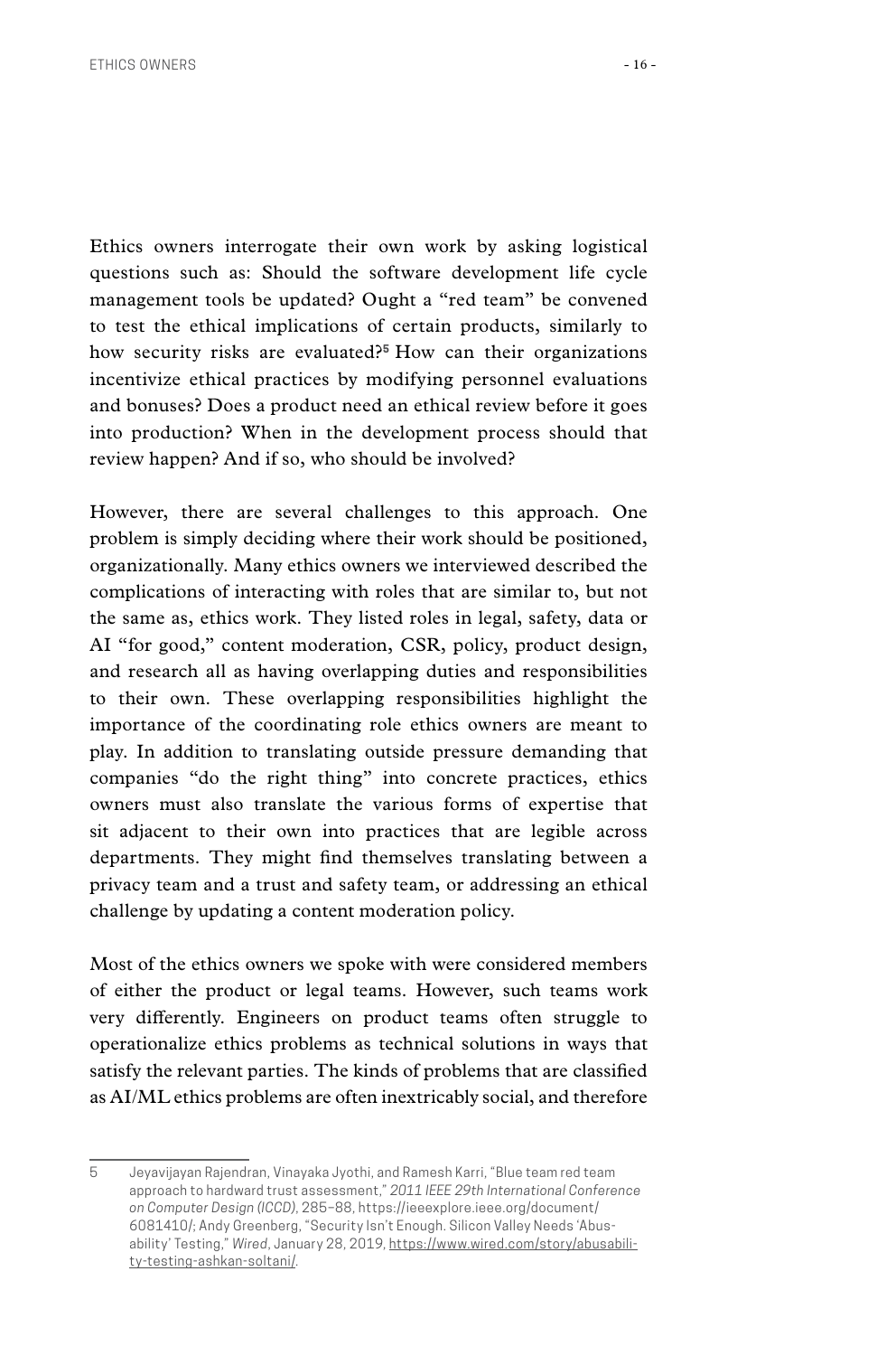Ethics owners interrogate their own work by asking logistical questions such as: Should the software development life cycle management tools be updated? Ought a "red team" be convened to test the ethical implications of certain products, similarly to how security risks are evaluated?[5] How can their organizations incentivize ethical practices by modifying personnel evaluations and bonuses? Does a product need an ethical review before it goes into production? When in the development process should that review happen? And if so, who should be involved?

However, there are several challenges to this approach. One problem is simply deciding where their work should be positioned, organizationally. Many ethics owners we interviewed described the complications of interacting with roles that are similar to, but not the same as, ethics work. They listed roles in legal, safety, data or AI "for good," content moderation, CSR, policy, product design, and research all as having overlapping duties and responsibilities to their own. These overlapping responsibilities highlight the importance of the coordinating role ethics owners are meant to play. In addition to translating outside pressure demanding that companies "do the right thing" into concrete practices, ethics owners must also translate the various forms of expertise that sit adjacent to their own into practices that are legible across departments. They might find themselves translating between a privacy team and a trust and safety team, or addressing an ethical challenge by updating a content moderation policy.

Most of the ethics owners we spoke with were considered members of either the product or legal teams. However, such teams work very differently. Engineers on product teams often struggle to operationalize ethics problems as technical solutions in ways that satisfy the relevant parties. The kinds of problems that are classified as AI/ML ethics problems are often inextricably social, and therefore

---

5 Jeyavijayan Rajendran, Vinayaka Jyothi, and Ramesh Karri, "Blue team red team approach to hardward trust assessment," *2011 IEEE 29th International Conference on Computer Design (ICCD)*, 285–88, https://ieeexplore.ieee.org/document/6081410/; Andy Greenberg, "Security Isn't Enough. Silicon Valley Needs 'Abusability' Testing," *Wired*, January 28, 2019, https://www.wired.com/story/abusability-testing-ashkan-soltani/.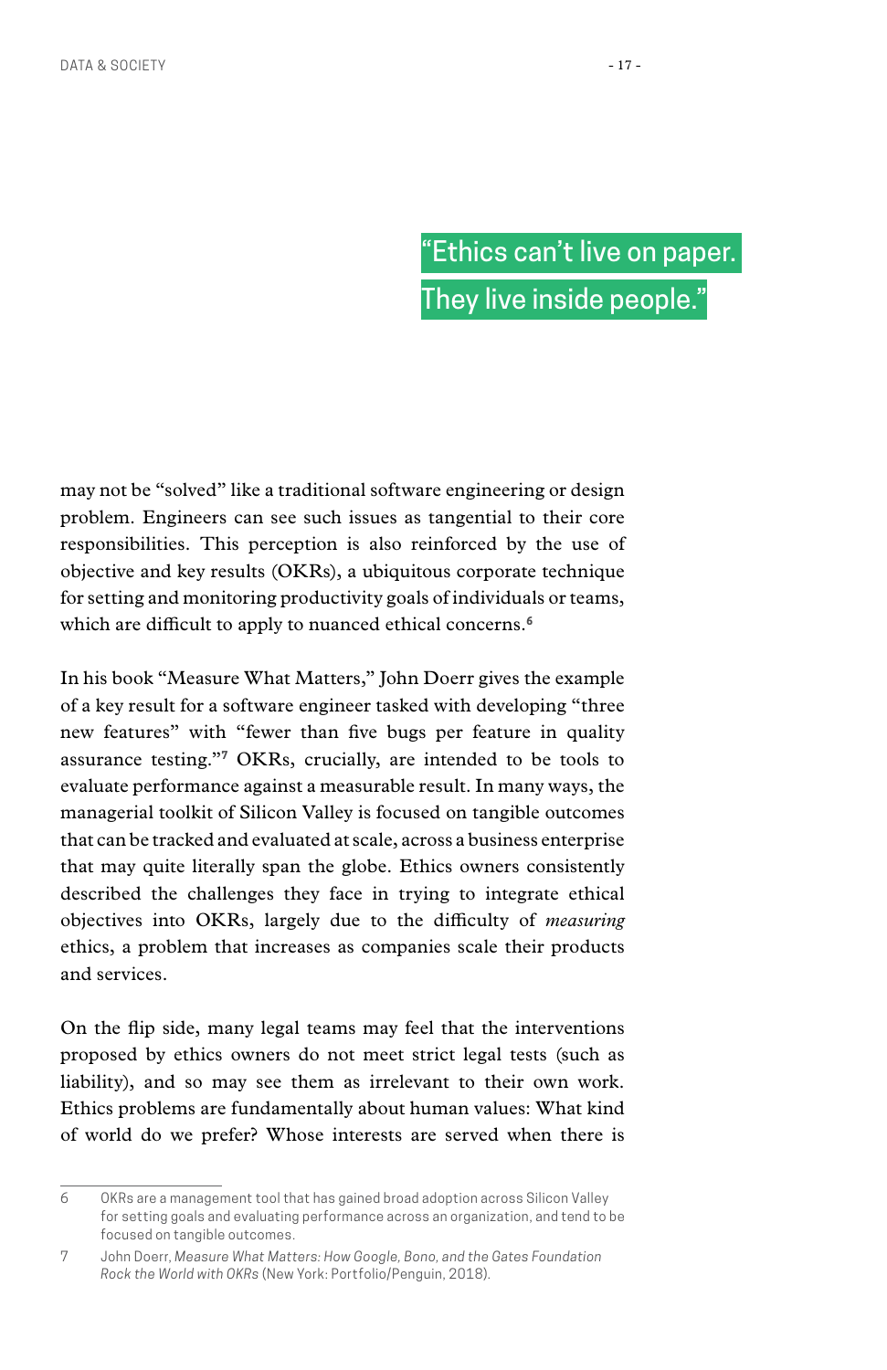> "Ethics can't live on paper. They live inside people."

may not be "solved" like a traditional software engineering or design problem. Engineers can see such issues as tangential to their core responsibilities. This perception is also reinforced by the use of objective and key results (OKRs), a ubiquitous corporate technique for setting and monitoring productivity goals of individuals or teams, which are difficult to apply to nuanced ethical concerns.[6]

In his book "Measure What Matters," John Doerr gives the example of a key result for a software engineer tasked with developing "three new features" with "fewer than five bugs per feature in quality assurance testing."[7] OKRs, crucially, are intended to be tools to evaluate performance against a measurable result. In many ways, the managerial toolkit of Silicon Valley is focused on tangible outcomes that can be tracked and evaluated at scale, across a business enterprise that may quite literally span the globe. Ethics owners consistently described the challenges they face in trying to integrate ethical objectives into OKRs, largely due to the difficulty of *measuring* ethics, a problem that increases as companies scale their products and services.

On the flip side, many legal teams may feel that the interventions proposed by ethics owners do not meet strict legal tests (such as liability), and so may see them as irrelevant to their own work. Ethics problems are fundamentally about human values: What kind of world do we prefer? Whose interests are served when there is

---

6 OKRs are a management tool that has gained broad adoption across Silicon Valley for setting goals and evaluating performance across an organization, and tend to be focused on tangible outcomes.

7 John Doerr, *Measure What Matters: How Google, Bono, and the Gates Foundation Rock the World with OKRs* (New York: Portfolio/Penguin, 2018).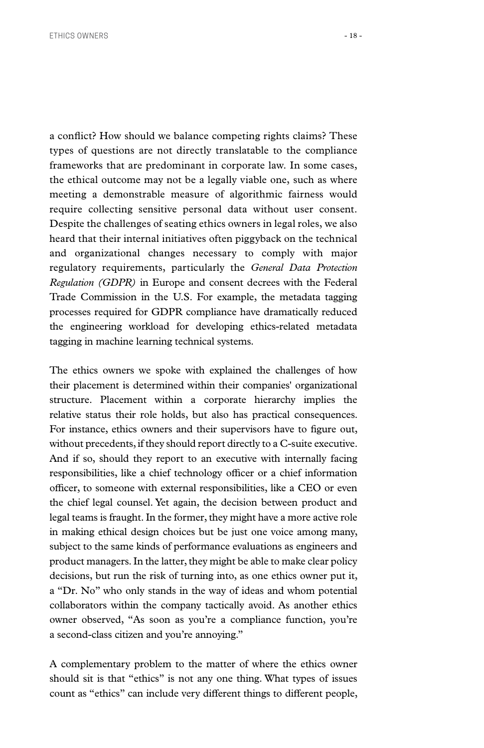a conflict? How should we balance competing rights claims? These types of questions are not directly translatable to the compliance frameworks that are predominant in corporate law. In some cases, the ethical outcome may not be a legally viable one, such as where meeting a demonstrable measure of algorithmic fairness would require collecting sensitive personal data without user consent. Despite the challenges of seating ethics owners in legal roles, we also heard that their internal initiatives often piggyback on the technical and organizational changes necessary to comply with major regulatory requirements, particularly the *General Data Protection Regulation (GDPR)* in Europe and consent decrees with the Federal Trade Commission in the U.S. For example, the metadata tagging processes required for GDPR compliance have dramatically reduced the engineering workload for developing ethics-related metadata tagging in machine learning technical systems.

The ethics owners we spoke with explained the challenges of how their placement is determined within their companies' organizational structure. Placement within a corporate hierarchy implies the relative status their role holds, but also has practical consequences. For instance, ethics owners and their supervisors have to figure out, without precedents, if they should report directly to a C-suite executive. And if so, should they report to an executive with internally facing responsibilities, like a chief technology officer or a chief information officer, to someone with external responsibilities, like a CEO or even the chief legal counsel. Yet again, the decision between product and legal teams is fraught. In the former, they might have a more active role in making ethical design choices but be just one voice among many, subject to the same kinds of performance evaluations as engineers and product managers. In the latter, they might be able to make clear policy decisions, but run the risk of turning into, as one ethics owner put it, a "Dr. No" who only stands in the way of ideas and whom potential collaborators within the company tactically avoid. As another ethics owner observed, "As soon as you're a compliance function, you're a second-class citizen and you're annoying."

A complementary problem to the matter of where the ethics owner should sit is that "ethics" is not any one thing. What types of issues count as "ethics" can include very different things to different people,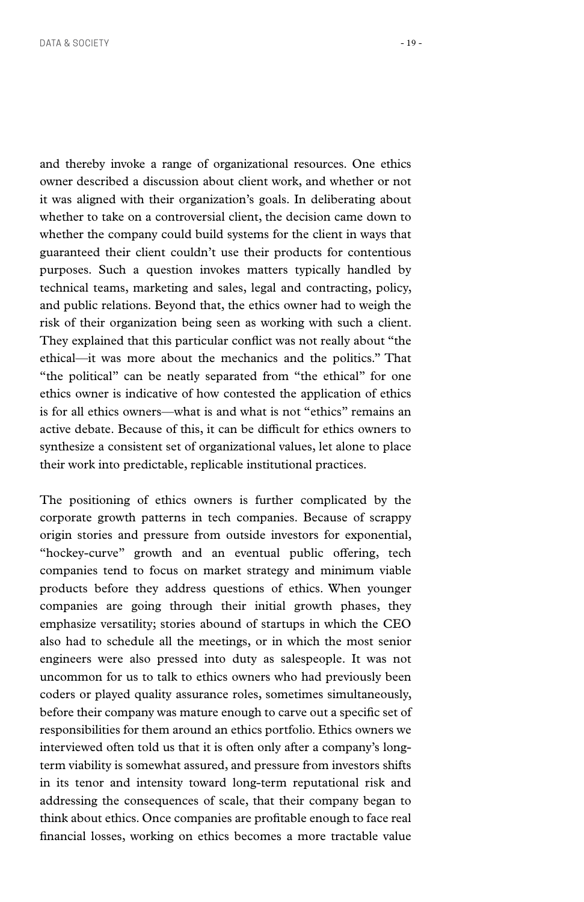and thereby invoke a range of organizational resources. One ethics owner described a discussion about client work, and whether or not it was aligned with their organization's goals. In deliberating about whether to take on a controversial client, the decision came down to whether the company could build systems for the client in ways that guaranteed their client couldn't use their products for contentious purposes. Such a question invokes matters typically handled by technical teams, marketing and sales, legal and contracting, policy, and public relations. Beyond that, the ethics owner had to weigh the risk of their organization being seen as working with such a client. They explained that this particular conflict was not really about "the ethical—it was more about the mechanics and the politics." That "the political" can be neatly separated from "the ethical" for one ethics owner is indicative of how contested the application of ethics is for all ethics owners—what is and what is not "ethics" remains an active debate. Because of this, it can be difficult for ethics owners to synthesize a consistent set of organizational values, let alone to place their work into predictable, replicable institutional practices.

The positioning of ethics owners is further complicated by the corporate growth patterns in tech companies. Because of scrappy origin stories and pressure from outside investors for exponential, "hockey-curve" growth and an eventual public offering, tech companies tend to focus on market strategy and minimum viable products before they address questions of ethics. When younger companies are going through their initial growth phases, they emphasize versatility; stories abound of startups in which the CEO also had to schedule all the meetings, or in which the most senior engineers were also pressed into duty as salespeople. It was not uncommon for us to talk to ethics owners who had previously been coders or played quality assurance roles, sometimes simultaneously, before their company was mature enough to carve out a specific set of responsibilities for them around an ethics portfolio. Ethics owners we interviewed often told us that it is often only after a company's long-term viability is somewhat assured, and pressure from investors shifts in its tenor and intensity toward long-term reputational risk and addressing the consequences of scale, that their company began to think about ethics. Once companies are profitable enough to face real financial losses, working on ethics becomes a more tractable value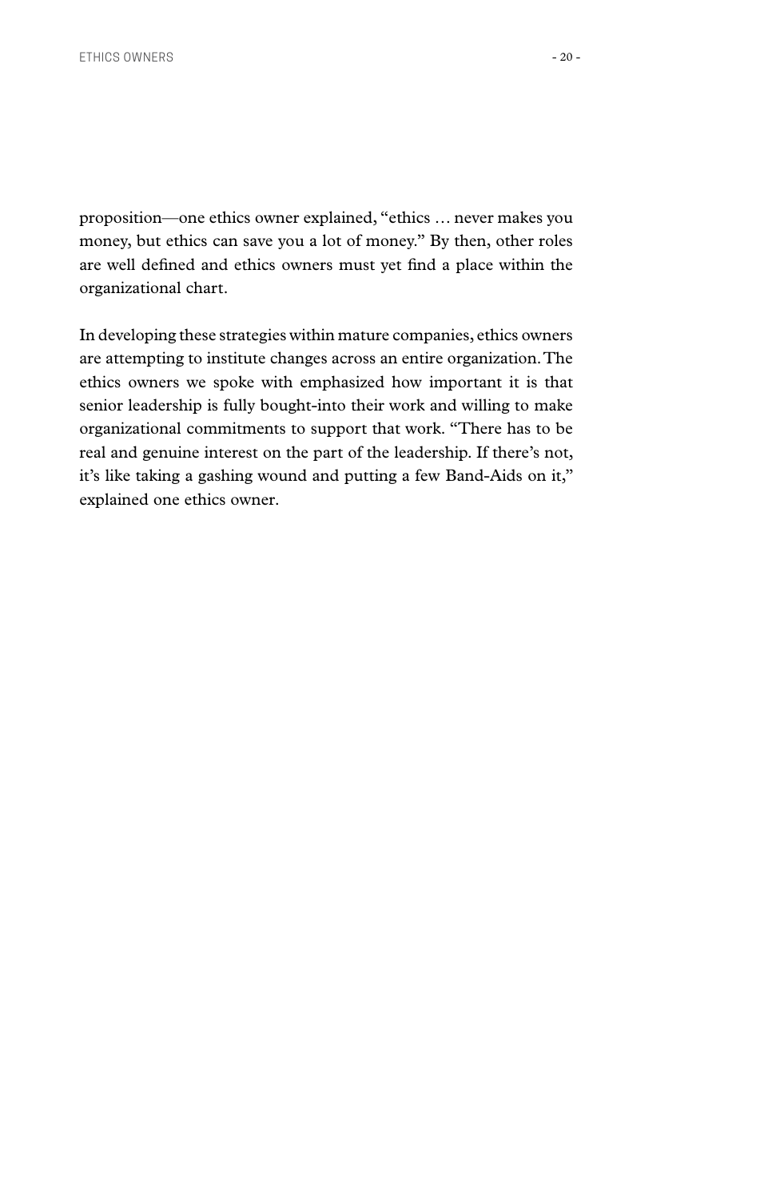proposition—one ethics owner explained, "ethics … never makes you money, but ethics can save you a lot of money." By then, other roles are well defined and ethics owners must yet find a place within the organizational chart.

In developing these strategies within mature companies, ethics owners are attempting to institute changes across an entire organization. The ethics owners we spoke with emphasized how important it is that senior leadership is fully bought-into their work and willing to make organizational commitments to support that work. "There has to be real and genuine interest on the part of the leadership. If there's not, it's like taking a gashing wound and putting a few Band-Aids on it," explained one ethics owner.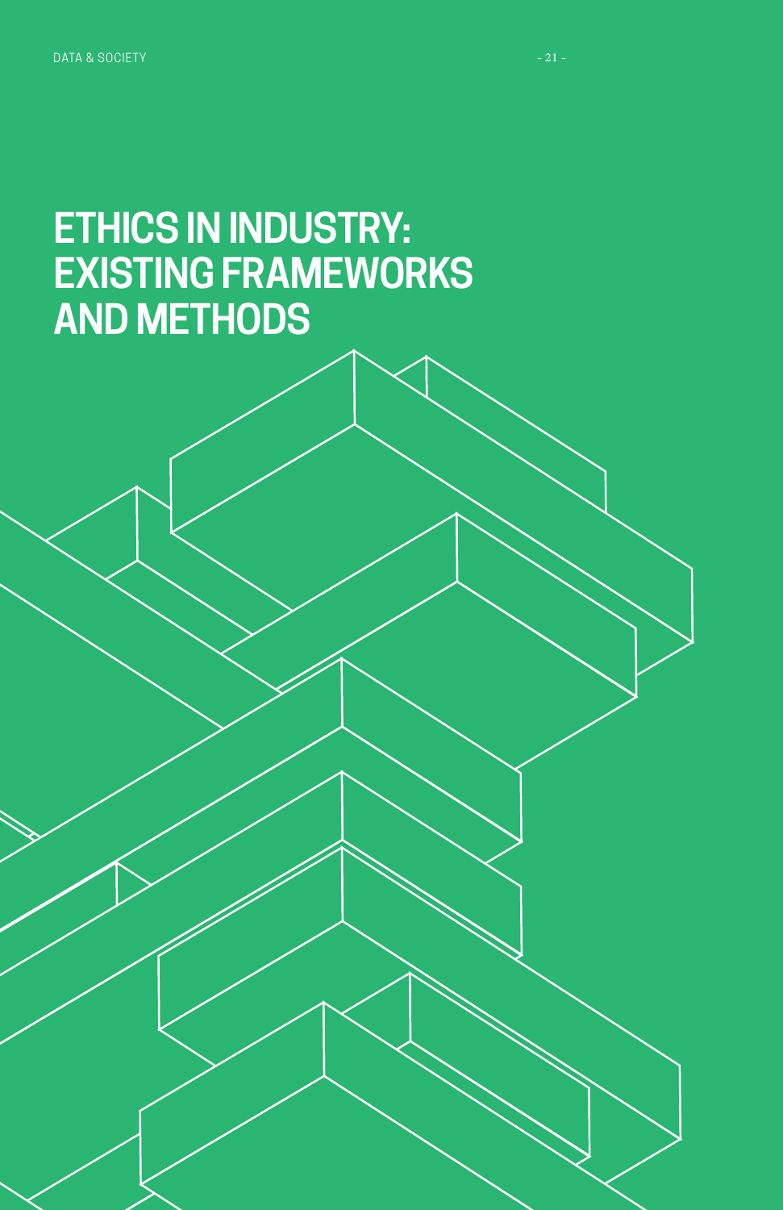# ETHICS IN INDUSTRY: EXISTING FRAMEWORKS AND METHODS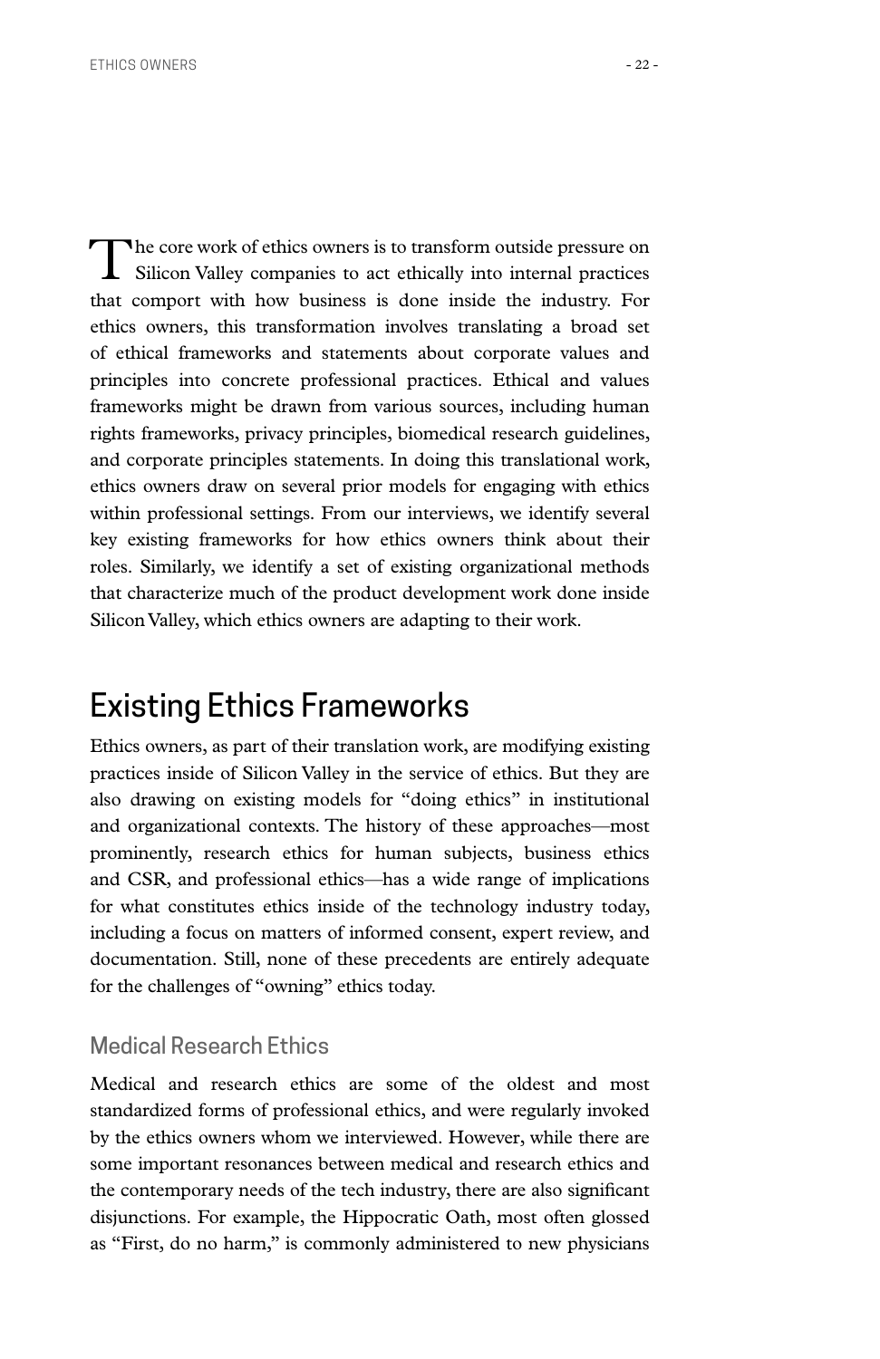The core work of ethics owners is to transform outside pressure on Silicon Valley companies to act ethically into internal practices that comport with how business is done inside the industry. For ethics owners, this transformation involves translating a broad set of ethical frameworks and statements about corporate values and principles into concrete professional practices. Ethical and values frameworks might be drawn from various sources, including human rights frameworks, privacy principles, biomedical research guidelines, and corporate principles statements. In doing this translational work, ethics owners draw on several prior models for engaging with ethics within professional settings. From our interviews, we identify several key existing frameworks for how ethics owners think about their roles. Similarly, we identify a set of existing organizational methods that characterize much of the product development work done inside Silicon Valley, which ethics owners are adapting to their work.

## Existing Ethics Frameworks

Ethics owners, as part of their translation work, are modifying existing practices inside of Silicon Valley in the service of ethics. But they are also drawing on existing models for "doing ethics" in institutional and organizational contexts. The history of these approaches—most prominently, research ethics for human subjects, business ethics and CSR, and professional ethics—has a wide range of implications for what constitutes ethics inside of the technology industry today, including a focus on matters of informed consent, expert review, and documentation. Still, none of these precedents are entirely adequate for the challenges of "owning" ethics today.

### Medical Research Ethics

Medical and research ethics are some of the oldest and most standardized forms of professional ethics, and were regularly invoked by the ethics owners whom we interviewed. However, while there are some important resonances between medical and research ethics and the contemporary needs of the tech industry, there are also significant disjunctions. For example, the Hippocratic Oath, most often glossed as "First, do no harm," is commonly administered to new physicians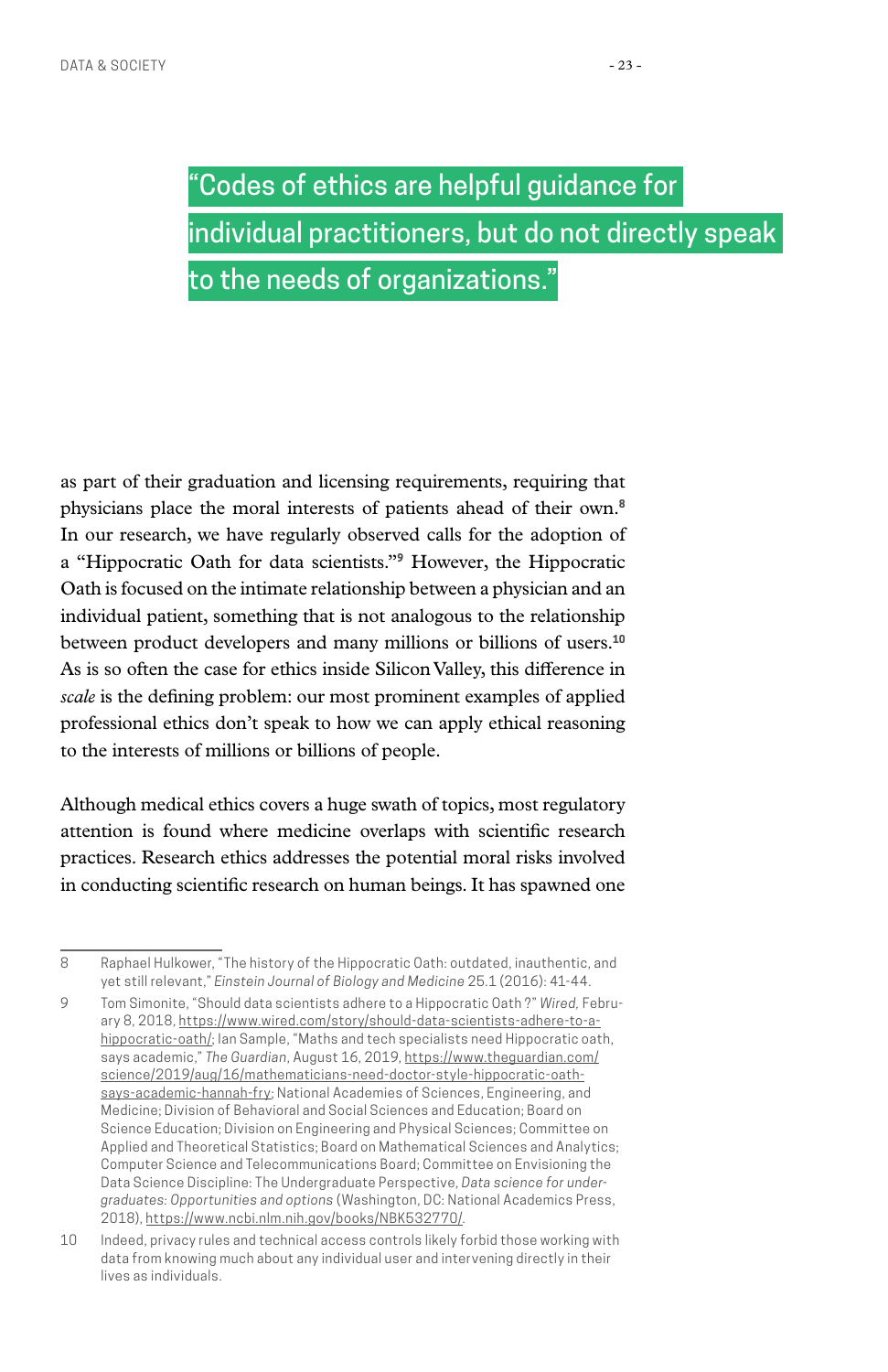> "Codes of ethics are helpful guidance for individual practitioners, but do not directly speak to the needs of organizations."

as part of their graduation and licensing requirements, requiring that physicians place the moral interests of patients ahead of their own.[8] In our research, we have regularly observed calls for the adoption of a "Hippocratic Oath for data scientists."[9] However, the Hippocratic Oath is focused on the intimate relationship between a physician and an individual patient, something that is not analogous to the relationship between product developers and many millions or billions of users.[10] As is so often the case for ethics inside Silicon Valley, this difference in *scale* is the defining problem: our most prominent examples of applied professional ethics don't speak to how we can apply ethical reasoning to the interests of millions or billions of people.

Although medical ethics covers a huge swath of topics, most regulatory attention is found where medicine overlaps with scientific research practices. Research ethics addresses the potential moral risks involved in conducting scientific research on human beings. It has spawned one

---

8 Raphael Hulkower, "The history of the Hippocratic Oath: outdated, inauthentic, and yet still relevant," *Einstein Journal of Biology and Medicine* 25.1 (2016): 41-44.

9 Tom Simonite, "Should data scientists adhere to a Hippocratic Oath?" *Wired,* February 8, 2018, https://www.wired.com/story/should-data-scientists-adhere-to-a-hippocratic-oath/; Ian Sample, "Maths and tech specialists need Hippocratic oath, says academic," *The Guardian*, August 16, 2019, https://www.theguardian.com/science/2019/aug/16/mathematicians-need-doctor-style-hippocratic-oath-says-academic-hannah-fry; National Academies of Sciences, Engineering, and Medicine; Division of Behavioral and Social Sciences and Education; Board on Science Education; Division on Engineering and Physical Sciences; Committee on Applied and Theoretical Statistics; Board on Mathematical Sciences and Analytics; Computer Science and Telecommunications Board; Committee on Envisioning the Data Science Discipline: The Undergraduate Perspective, *Data science for undergraduates: Opportunities and options* (Washington, DC: National Academics Press, 2018), https://www.ncbi.nlm.nih.gov/books/NBK532770/.

10 Indeed, privacy rules and technical access controls likely forbid those working with data from knowing much about any individual user and intervening directly in their lives as individuals.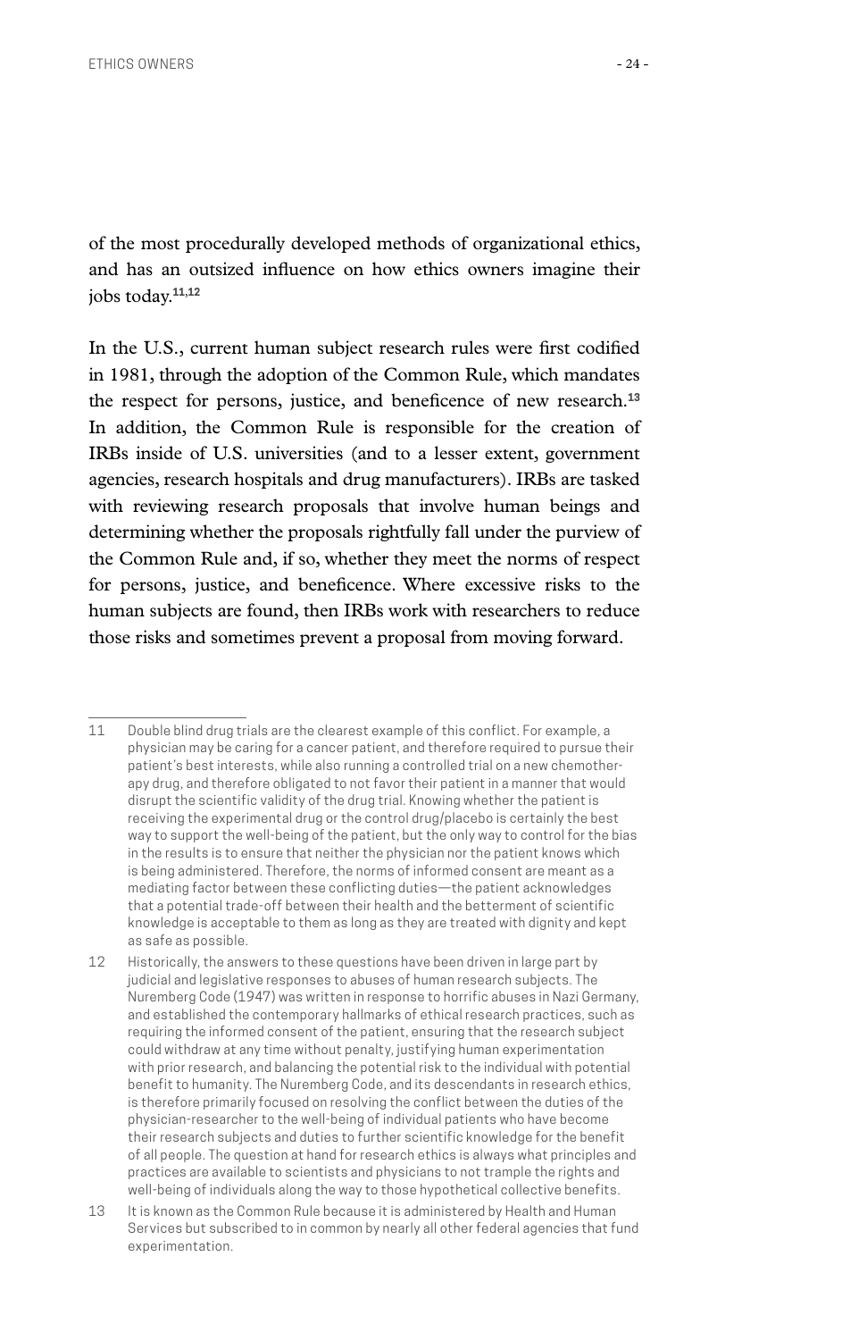of the most procedurally developed methods of organizational ethics, and has an outsized influence on how ethics owners imagine their jobs today.[11,12]

In the U.S., current human subject research rules were first codified in 1981, through the adoption of the Common Rule, which mandates the respect for persons, justice, and beneficence of new research.[13] In addition, the Common Rule is responsible for the creation of IRBs inside of U.S. universities (and to a lesser extent, government agencies, research hospitals and drug manufacturers). IRBs are tasked with reviewing research proposals that involve human beings and determining whether the proposals rightfully fall under the purview of the Common Rule and, if so, whether they meet the norms of respect for persons, justice, and beneficence. Where excessive risks to the human subjects are found, then IRBs work with researchers to reduce those risks and sometimes prevent a proposal from moving forward.

---

11 Double blind drug trials are the clearest example of this conflict. For example, a physician may be caring for a cancer patient, and therefore required to pursue their patient's best interests, while also running a controlled trial on a new chemotherapy drug, and therefore obligated to not favor their patient in a manner that would disrupt the scientific validity of the drug trial. Knowing whether the patient is receiving the experimental drug or the control drug/placebo is certainly the best way to support the well-being of the patient, but the only way to control for the bias in the results is to ensure that neither the physician nor the patient knows which is being administered. Therefore, the norms of informed consent are meant as a mediating factor between these conflicting duties—the patient acknowledges that a potential trade-off between their health and the betterment of scientific knowledge is acceptable to them as long as they are treated with dignity and kept as safe as possible.

12 Historically, the answers to these questions have been driven in large part by judicial and legislative responses to abuses of human research subjects. The Nuremberg Code (1947) was written in response to horrific abuses in Nazi Germany, and established the contemporary hallmarks of ethical research practices, such as requiring the informed consent of the patient, ensuring that the research subject could withdraw at any time without penalty, justifying human experimentation with prior research, and balancing the potential risk to the individual with potential benefit to humanity. The Nuremberg Code, and its descendants in research ethics, is therefore primarily focused on resolving the conflict between the duties of the physician-researcher to the well-being of individual patients who have become their research subjects and duties to further scientific knowledge for the benefit of all people. The question at hand for research ethics is always what principles and practices are available to scientists and physicians to not trample the rights and well-being of individuals along the way to those hypothetical collective benefits.

13 It is known as the Common Rule because it is administered by Health and Human Services but subscribed to in common by nearly all other federal agencies that fund experimentation.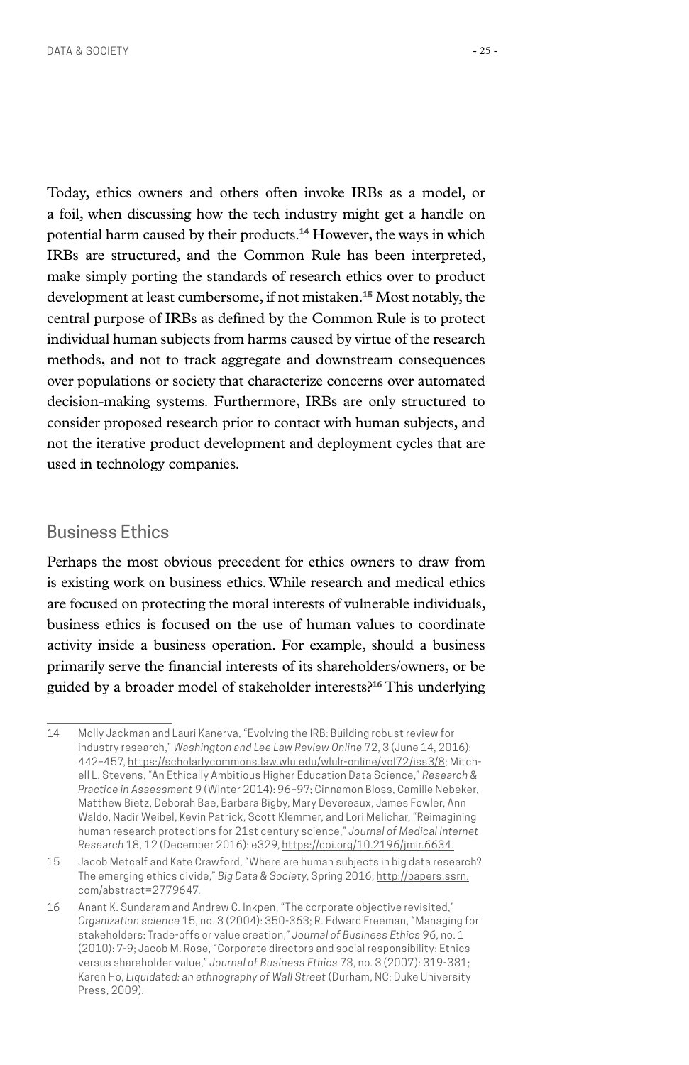Today, ethics owners and others often invoke IRBs as a model, or a foil, when discussing how the tech industry might get a handle on potential harm caused by their products.[14] However, the ways in which IRBs are structured, and the Common Rule has been interpreted, make simply porting the standards of research ethics over to product development at least cumbersome, if not mistaken.[15] Most notably, the central purpose of IRBs as defined by the Common Rule is to protect individual human subjects from harms caused by virtue of the research methods, and not to track aggregate and downstream consequences over populations or society that characterize concerns over automated decision-making systems. Furthermore, IRBs are only structured to consider proposed research prior to contact with human subjects, and not the iterative product development and deployment cycles that are used in technology companies.

## Business Ethics

Perhaps the most obvious precedent for ethics owners to draw from is existing work on business ethics. While research and medical ethics are focused on protecting the moral interests of vulnerable individuals, business ethics is focused on the use of human values to coordinate activity inside a business operation. For example, should a business primarily serve the financial interests of its shareholders/owners, or be guided by a broader model of stakeholder interests?[16] This underlying

---

14 Molly Jackman and Lauri Kanerva, "Evolving the IRB: Building robust review for industry research," *Washington and Lee Law Review Online* 72, 3 (June 14, 2016): 442–457, https://scholarlycommons.law.wlu.edu/wlulr-online/vol72/iss3/8; Mitchell L. Stevens, "An Ethically Ambitious Higher Education Data Science," *Research & Practice in Assessment* 9 (Winter 2014): 96–97; Cinnamon Bloss, Camille Nebeker, Matthew Bietz, Deborah Bae, Barbara Bigby, Mary Devereaux, James Fowler, Ann Waldo, Nadir Weibel, Kevin Patrick, Scott Klemmer, and Lori Melichar, "Reimagining human research protections for 21st century science," *Journal of Medical Internet Research* 18, 12 (December 2016): e329, https://doi.org/10.2196/jmir.6634.

15 Jacob Metcalf and Kate Crawford, "Where are human subjects in big data research? The emerging ethics divide," *Big Data & Society*, Spring 2016, http://papers.ssrn.com/abstract=2779647.

16 Anant K. Sundaram and Andrew C. Inkpen, "The corporate objective revisited," *Organization science* 15, no. 3 (2004): 350-363; R. Edward Freeman, "Managing for stakeholders: Trade-offs or value creation," *Journal of Business Ethics* 96, no. 1 (2010): 7-9; Jacob M. Rose, "Corporate directors and social responsibility: Ethics versus shareholder value," *Journal of Business Ethics* 73, no. 3 (2007): 319-331; Karen Ho, *Liquidated: an ethnography of Wall Street* (Durham, NC: Duke University Press, 2009).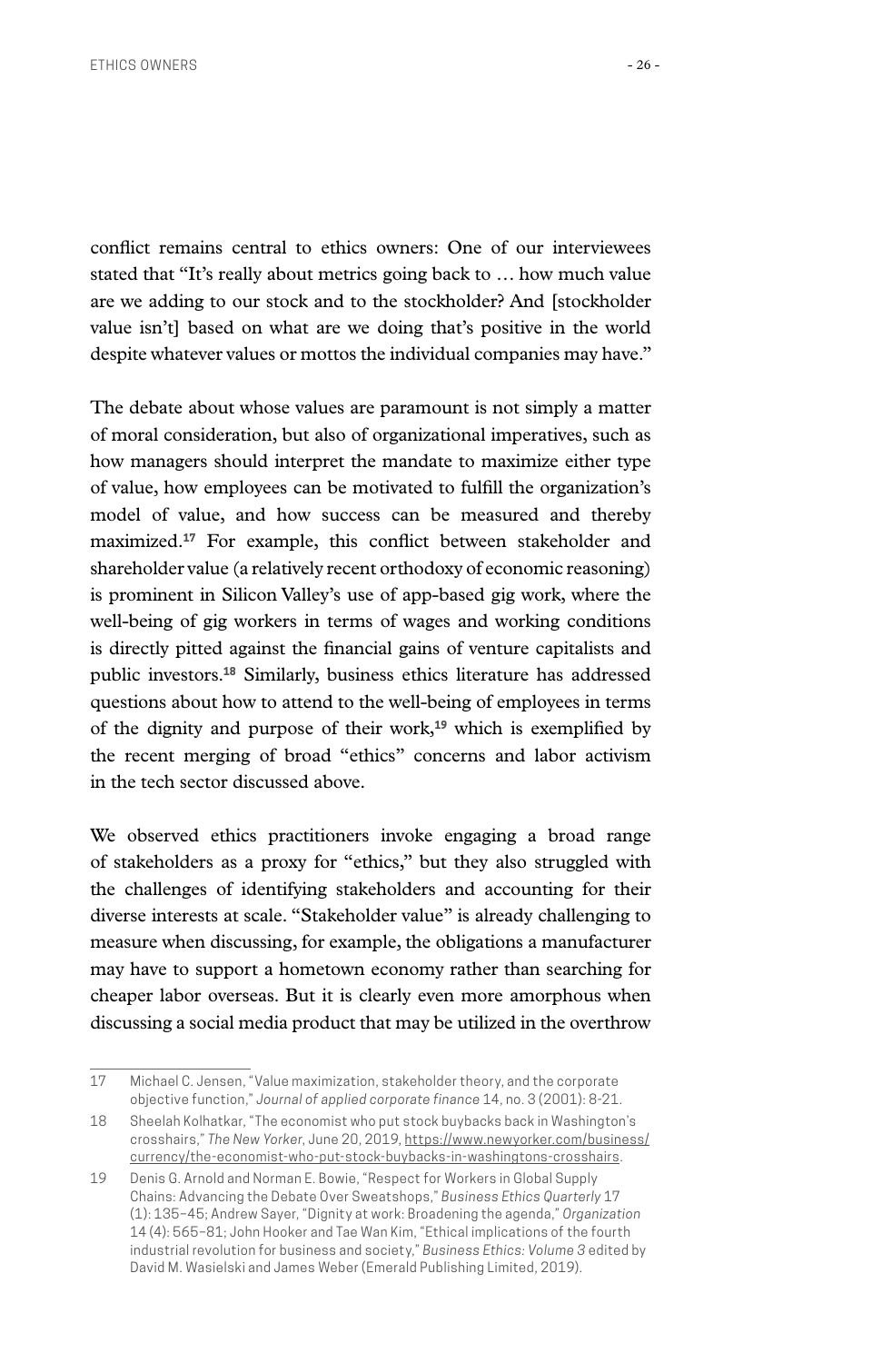conflict remains central to ethics owners: One of our interviewees stated that "It's really about metrics going back to … how much value are we adding to our stock and to the stockholder? And [stockholder value isn't] based on what are we doing that's positive in the world despite whatever values or mottos the individual companies may have."

The debate about whose values are paramount is not simply a matter of moral consideration, but also of organizational imperatives, such as how managers should interpret the mandate to maximize either type of value, how employees can be motivated to fulfill the organization's model of value, and how success can be measured and thereby maximized.[17] For example, this conflict between stakeholder and shareholder value (a relatively recent orthodoxy of economic reasoning) is prominent in Silicon Valley's use of app-based gig work, where the well-being of gig workers in terms of wages and working conditions is directly pitted against the financial gains of venture capitalists and public investors.[18] Similarly, business ethics literature has addressed questions about how to attend to the well-being of employees in terms of the dignity and purpose of their work,[19] which is exemplified by the recent merging of broad "ethics" concerns and labor activism in the tech sector discussed above.

We observed ethics practitioners invoke engaging a broad range of stakeholders as a proxy for "ethics," but they also struggled with the challenges of identifying stakeholders and accounting for their diverse interests at scale. "Stakeholder value" is already challenging to measure when discussing, for example, the obligations a manufacturer may have to support a hometown economy rather than searching for cheaper labor overseas. But it is clearly even more amorphous when discussing a social media product that may be utilized in the overthrow

---

17 Michael C. Jensen, "Value maximization, stakeholder theory, and the corporate objective function," *Journal of applied corporate finance* 14, no. 3 (2001): 8-21.

18 Sheelah Kolhatkar, "The economist who put stock buybacks back in Washington's crosshairs," *The New Yorker*, June 20, 2019, https://www.newyorker.com/business/currency/the-economist-who-put-stock-buybacks-in-washingtons-crosshairs.

19 Denis G. Arnold and Norman E. Bowie, "Respect for Workers in Global Supply Chains: Advancing the Debate Over Sweatshops," *Business Ethics Quarterly* 17 (1): 135–45; Andrew Sayer, "Dignity at work: Broadening the agenda," *Organization* 14 (4): 565–81; John Hooker and Tae Wan Kim, "Ethical implications of the fourth industrial revolution for business and society," *Business Ethics: Volume 3* edited by David M. Wasielski and James Weber (Emerald Publishing Limited, 2019).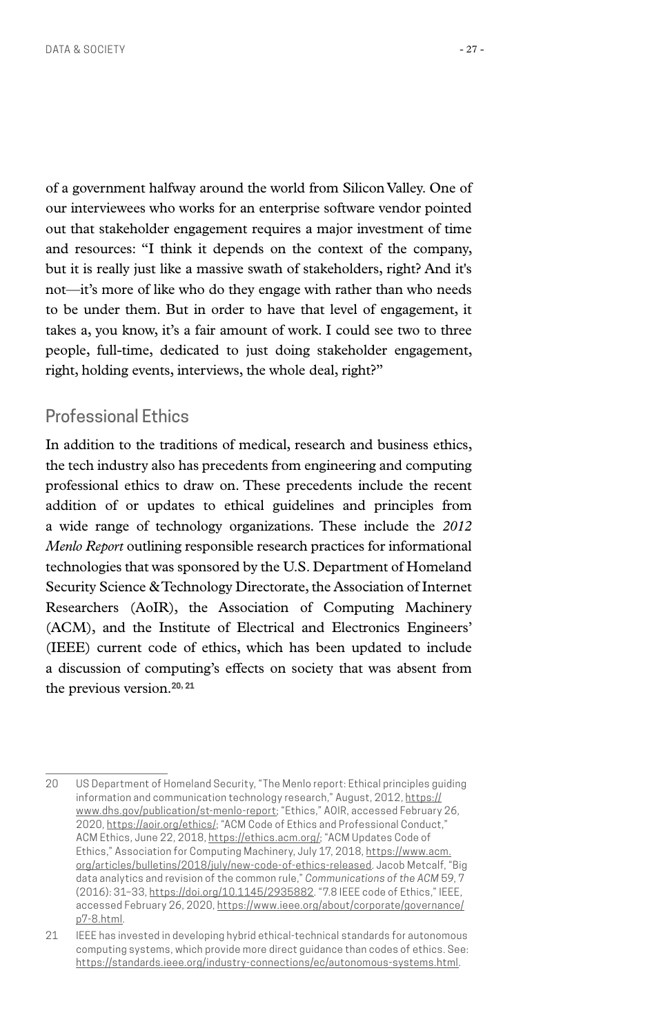of a government halfway around the world from Silicon Valley. One of our interviewees who works for an enterprise software vendor pointed out that stakeholder engagement requires a major investment of time and resources: "I think it depends on the context of the company, but it is really just like a massive swath of stakeholders, right? And it's not—it's more of like who do they engage with rather than who needs to be under them. But in order to have that level of engagement, it takes a, you know, it's a fair amount of work. I could see two to three people, full-time, dedicated to just doing stakeholder engagement, right, holding events, interviews, the whole deal, right?"

## Professional Ethics

In addition to the traditions of medical, research and business ethics, the tech industry also has precedents from engineering and computing professional ethics to draw on. These precedents include the recent addition of or updates to ethical guidelines and principles from a wide range of technology organizations. These include the *2012 Menlo Report* outlining responsible research practices for informational technologies that was sponsored by the U.S. Department of Homeland Security Science & Technology Directorate, the Association of Internet Researchers (AoIR), the Association of Computing Machinery (ACM), and the Institute of Electrical and Electronics Engineers' (IEEE) current code of ethics, which has been updated to include a discussion of computing's effects on society that was absent from the previous version.[20, 21]

---

20 US Department of Homeland Security, "The Menlo report: Ethical principles guiding information and communication technology research," August, 2012, https://www.dhs.gov/publication/st-menlo-report; "Ethics," AOIR, accessed February 26, 2020, https://aoir.org/ethics/; "ACM Code of Ethics and Professional Conduct," ACM Ethics, June 22, 2018, https://ethics.acm.org/; "ACM Updates Code of Ethics," Association for Computing Machinery, July 17, 2018, https://www.acm.org/articles/bulletins/2018/july/new-code-of-ethics-released. Jacob Metcalf, "Big data analytics and revision of the common rule," *Communications of the ACM* 59, 7 (2016): 31–33, https://doi.org/10.1145/2935882. "7.8 IEEE code of Ethics," IEEE, accessed February 26, 2020, https://www.ieee.org/about/corporate/governance/p7-8.html.

21 IEEE has invested in developing hybrid ethical-technical standards for autonomous computing systems, which provide more direct guidance than codes of ethics. See: https://standards.ieee.org/industry-connections/ec/autonomous-systems.html.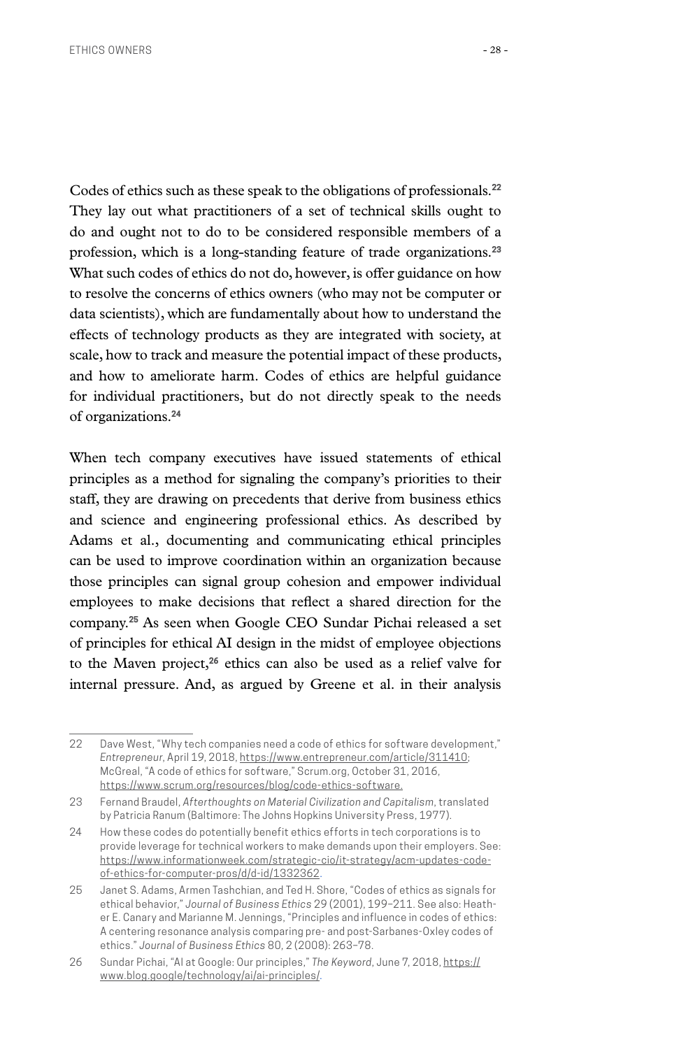Codes of ethics such as these speak to the obligations of professionals.[22] They lay out what practitioners of a set of technical skills ought to do and ought not to do to be considered responsible members of a profession, which is a long-standing feature of trade organizations.[23] What such codes of ethics do not do, however, is offer guidance on how to resolve the concerns of ethics owners (who may not be computer or data scientists), which are fundamentally about how to understand the effects of technology products as they are integrated with society, at scale, how to track and measure the potential impact of these products, and how to ameliorate harm. Codes of ethics are helpful guidance for individual practitioners, but do not directly speak to the needs of organizations.[24]

When tech company executives have issued statements of ethical principles as a method for signaling the company's priorities to their staff, they are drawing on precedents that derive from business ethics and science and engineering professional ethics. As described by Adams et al., documenting and communicating ethical principles can be used to improve coordination within an organization because those principles can signal group cohesion and empower individual employees to make decisions that reflect a shared direction for the company.[25] As seen when Google CEO Sundar Pichai released a set of principles for ethical AI design in the midst of employee objections to the Maven project,[26] ethics can also be used as a relief valve for internal pressure. And, as argued by Greene et al. in their analysis

---

22 Dave West, "Why tech companies need a code of ethics for software development," *Entrepreneur*, April 19, 2018, https://www.entrepreneur.com/article/311410; McGreal, "A code of ethics for software," Scrum.org, October 31, 2016, https://www.scrum.org/resources/blog/code-ethics-software.

23 Fernand Braudel, *Afterthoughts on Material Civilization and Capitalism*, translated by Patricia Ranum (Baltimore: The Johns Hopkins University Press, 1977).

24 How these codes do potentially benefit ethics efforts in tech corporations is to provide leverage for technical workers to make demands upon their employers. See: https://www.informationweek.com/strategic-cio/it-strategy/acm-updates-code-of-ethics-for-computer-pros/d/d-id/1332362.

25 Janet S. Adams, Armen Tashchian, and Ted H. Shore, "Codes of ethics as signals for ethical behavior," *Journal of Business Ethics* 29 (2001), 199–211. See also: Heather E. Canary and Marianne M. Jennings, "Principles and influence in codes of ethics: A centering resonance analysis comparing pre- and post-Sarbanes-Oxley codes of ethics." *Journal of Business Ethics* 80, 2 (2008): 263–78.

26 Sundar Pichai, "AI at Google: Our principles," *The Keyword*, June 7, 2018, https://www.blog.google/technology/ai/ai-principles/.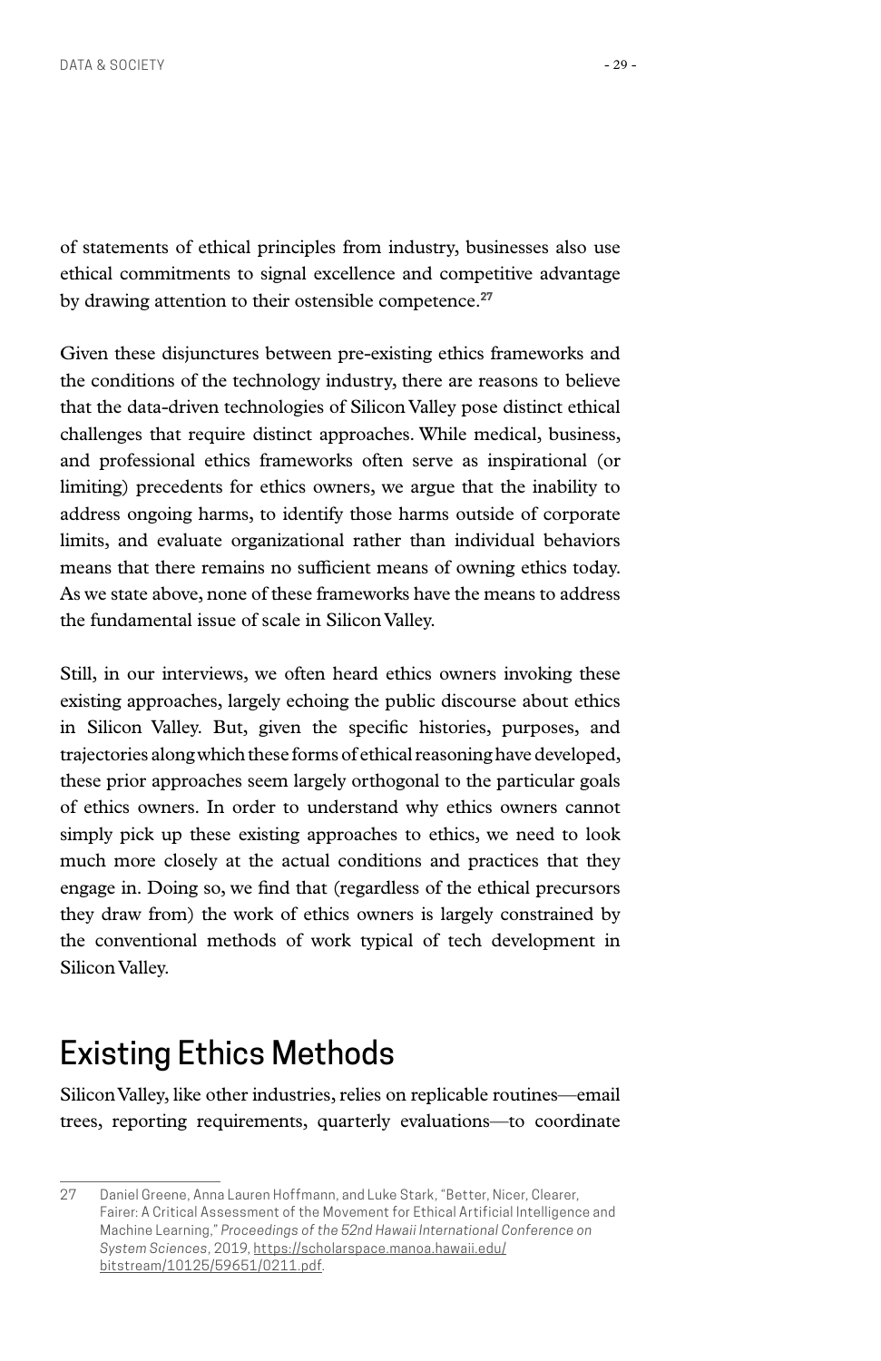of statements of ethical principles from industry, businesses also use ethical commitments to signal excellence and competitive advantage by drawing attention to their ostensible competence.[27]

Given these disjunctures between pre-existing ethics frameworks and the conditions of the technology industry, there are reasons to believe that the data-driven technologies of Silicon Valley pose distinct ethical challenges that require distinct approaches. While medical, business, and professional ethics frameworks often serve as inspirational (or limiting) precedents for ethics owners, we argue that the inability to address ongoing harms, to identify those harms outside of corporate limits, and evaluate organizational rather than individual behaviors means that there remains no sufficient means of owning ethics today. As we state above, none of these frameworks have the means to address the fundamental issue of scale in Silicon Valley.

Still, in our interviews, we often heard ethics owners invoking these existing approaches, largely echoing the public discourse about ethics in Silicon Valley. But, given the specific histories, purposes, and trajectories along which these forms of ethical reasoning have developed, these prior approaches seem largely orthogonal to the particular goals of ethics owners. In order to understand why ethics owners cannot simply pick up these existing approaches to ethics, we need to look much more closely at the actual conditions and practices that they engage in. Doing so, we find that (regardless of the ethical precursors they draw from) the work of ethics owners is largely constrained by the conventional methods of work typical of tech development in Silicon Valley.

## Existing Ethics Methods

Silicon Valley, like other industries, relies on replicable routines—email trees, reporting requirements, quarterly evaluations—to coordinate

27 Daniel Greene, Anna Lauren Hoffmann, and Luke Stark, "Better, Nicer, Clearer, Fairer: A Critical Assessment of the Movement for Ethical Artificial Intelligence and Machine Learning," *Proceedings of the 52nd Hawaii International Conference on System Sciences*, 2019, https://scholarspace.manoa.hawaii.edu/bitstream/10125/59651/0211.pdf.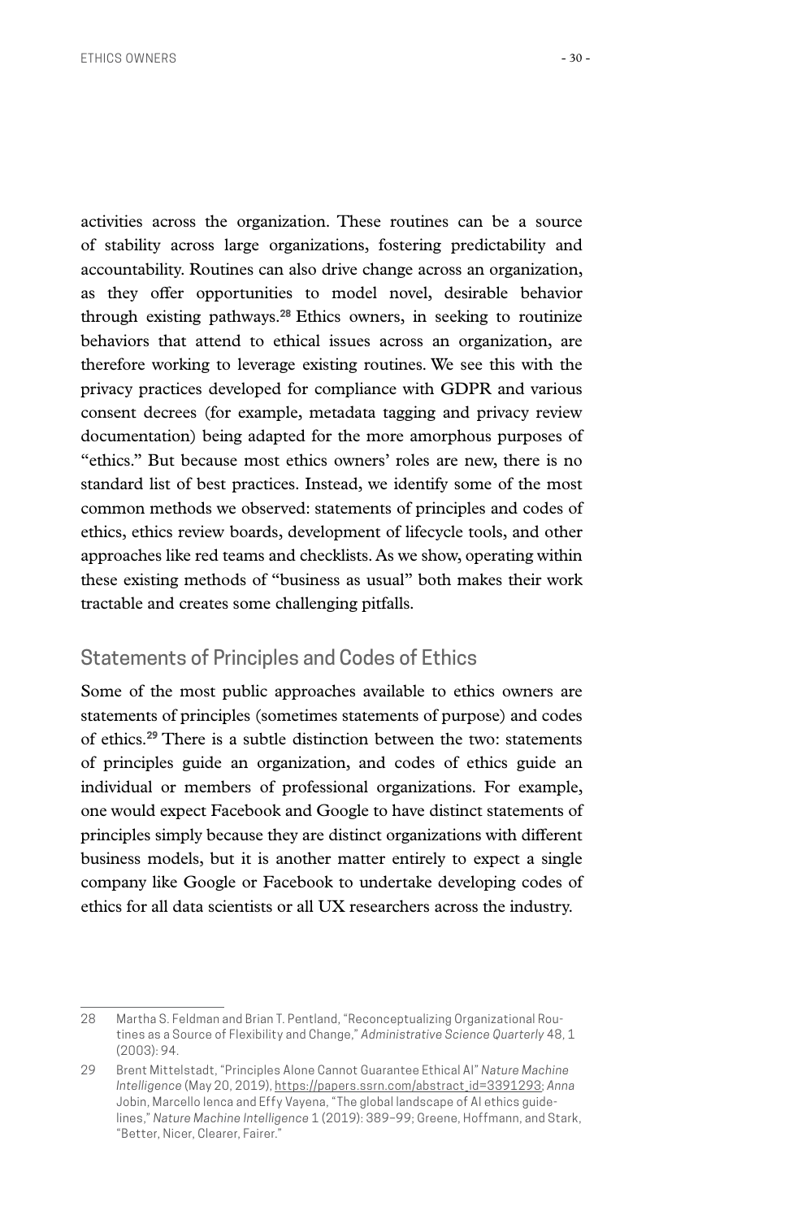activities across the organization. These routines can be a source of stability across large organizations, fostering predictability and accountability. Routines can also drive change across an organization, as they offer opportunities to model novel, desirable behavior through existing pathways.[28] Ethics owners, in seeking to routinize behaviors that attend to ethical issues across an organization, are therefore working to leverage existing routines. We see this with the privacy practices developed for compliance with GDPR and various consent decrees (for example, metadata tagging and privacy review documentation) being adapted for the more amorphous purposes of "ethics." But because most ethics owners' roles are new, there is no standard list of best practices. Instead, we identify some of the most common methods we observed: statements of principles and codes of ethics, ethics review boards, development of lifecycle tools, and other approaches like red teams and checklists. As we show, operating within these existing methods of "business as usual" both makes their work tractable and creates some challenging pitfalls.

## Statements of Principles and Codes of Ethics

Some of the most public approaches available to ethics owners are statements of principles (sometimes statements of purpose) and codes of ethics.[29] There is a subtle distinction between the two: statements of principles guide an organization, and codes of ethics guide an individual or members of professional organizations. For example, one would expect Facebook and Google to have distinct statements of principles simply because they are distinct organizations with different business models, but it is another matter entirely to expect a single company like Google or Facebook to undertake developing codes of ethics for all data scientists or all UX researchers across the industry.

---

28 Martha S. Feldman and Brian T. Pentland, "Reconceptualizing Organizational Routines as a Source of Flexibility and Change," *Administrative Science Quarterly* 48, 1 (2003): 94.

29 Brent Mittelstadt, "Principles Alone Cannot Guarantee Ethical AI" *Nature Machine Intelligence* (May 20, 2019), https://papers.ssrn.com/abstract_id=3391293; *Anna* Jobin, Marcello Ienca and Effy Vayena, "The global landscape of AI ethics guidelines," *Nature Machine Intelligence* 1 (2019): 389–99; Greene, Hoffmann, and Stark, "Better, Nicer, Clearer, Fairer."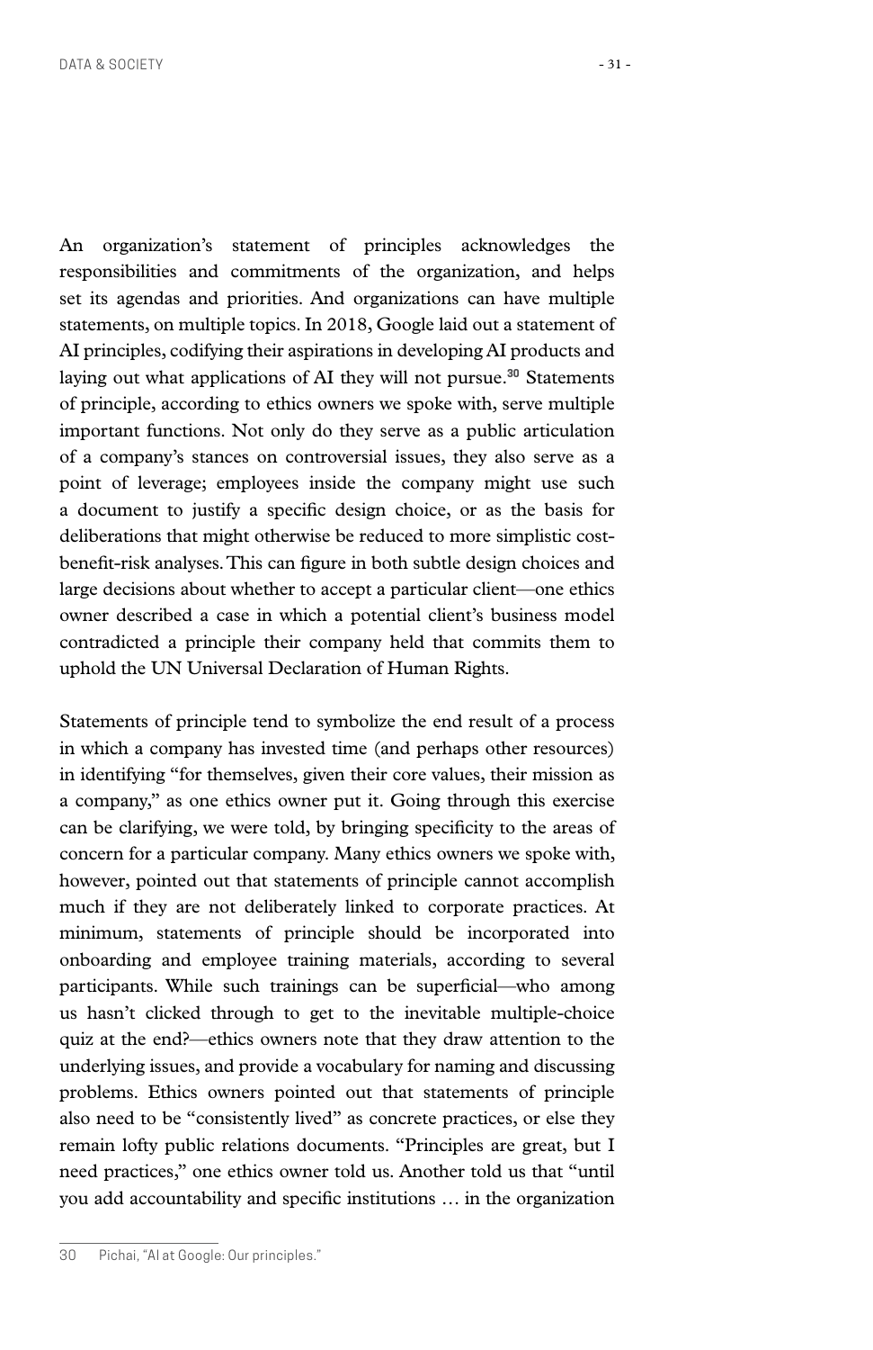An organization's statement of principles acknowledges the responsibilities and commitments of the organization, and helps set its agendas and priorities. And organizations can have multiple statements, on multiple topics. In 2018, Google laid out a statement of AI principles, codifying their aspirations in developing AI products and laying out what applications of AI they will not pursue.[30] Statements of principle, according to ethics owners we spoke with, serve multiple important functions. Not only do they serve as a public articulation of a company's stances on controversial issues, they also serve as a point of leverage; employees inside the company might use such a document to justify a specific design choice, or as the basis for deliberations that might otherwise be reduced to more simplistic cost-benefit-risk analyses. This can figure in both subtle design choices and large decisions about whether to accept a particular client—one ethics owner described a case in which a potential client's business model contradicted a principle their company held that commits them to uphold the UN Universal Declaration of Human Rights.

Statements of principle tend to symbolize the end result of a process in which a company has invested time (and perhaps other resources) in identifying "for themselves, given their core values, their mission as a company," as one ethics owner put it. Going through this exercise can be clarifying, we were told, by bringing specificity to the areas of concern for a particular company. Many ethics owners we spoke with, however, pointed out that statements of principle cannot accomplish much if they are not deliberately linked to corporate practices. At minimum, statements of principle should be incorporated into onboarding and employee training materials, according to several participants. While such trainings can be superficial—who among us hasn't clicked through to get to the inevitable multiple-choice quiz at the end?—ethics owners note that they draw attention to the underlying issues, and provide a vocabulary for naming and discussing problems. Ethics owners pointed out that statements of principle also need to be "consistently lived" as concrete practices, or else they remain lofty public relations documents. "Principles are great, but I need practices," one ethics owner told us. Another told us that "until you add accountability and specific institutions … in the organization

30 Pichai, "AI at Google: Our principles."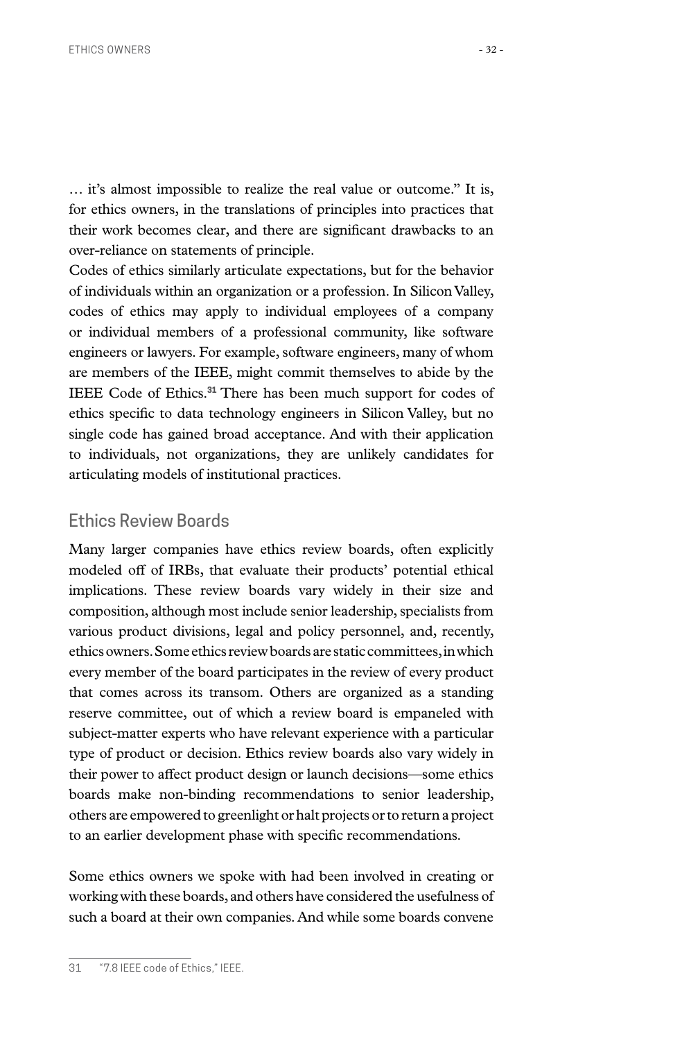… it's almost impossible to realize the real value or outcome." It is, for ethics owners, in the translations of principles into practices that their work becomes clear, and there are significant drawbacks to an over-reliance on statements of principle.

Codes of ethics similarly articulate expectations, but for the behavior of individuals within an organization or a profession. In Silicon Valley, codes of ethics may apply to individual employees of a company or individual members of a professional community, like software engineers or lawyers. For example, software engineers, many of whom are members of the IEEE, might commit themselves to abide by the IEEE Code of Ethics.[31] There has been much support for codes of ethics specific to data technology engineers in Silicon Valley, but no single code has gained broad acceptance. And with their application to individuals, not organizations, they are unlikely candidates for articulating models of institutional practices.

## Ethics Review Boards

Many larger companies have ethics review boards, often explicitly modeled off of IRBs, that evaluate their products' potential ethical implications. These review boards vary widely in their size and composition, although most include senior leadership, specialists from various product divisions, legal and policy personnel, and, recently, ethics owners. Some ethics review boards are static committees, in which every member of the board participates in the review of every product that comes across its transom. Others are organized as a standing reserve committee, out of which a review board is empaneled with subject-matter experts who have relevant experience with a particular type of product or decision. Ethics review boards also vary widely in their power to affect product design or launch decisions—some ethics boards make non-binding recommendations to senior leadership, others are empowered to greenlight or halt projects or to return a project to an earlier development phase with specific recommendations.

Some ethics owners we spoke with had been involved in creating or working with these boards, and others have considered the usefulness of such a board at their own companies. And while some boards convene

---

31 "7.8 IEEE code of Ethics," IEEE.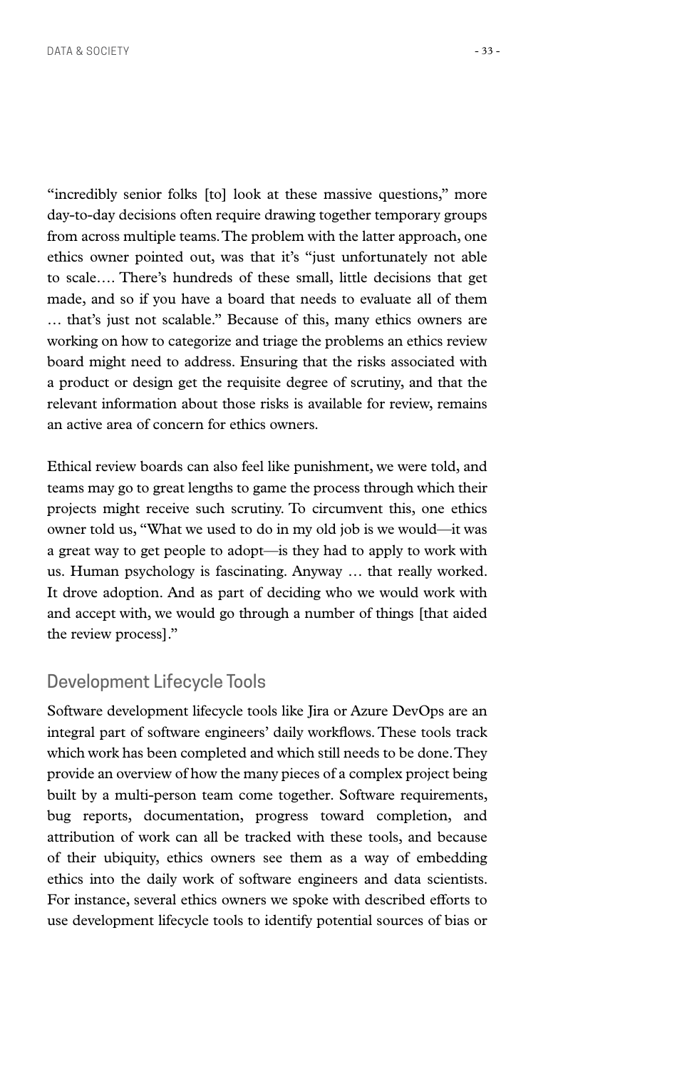"incredibly senior folks [to] look at these massive questions," more day-to-day decisions often require drawing together temporary groups from across multiple teams. The problem with the latter approach, one ethics owner pointed out, was that it's "just unfortunately not able to scale.… There's hundreds of these small, little decisions that get made, and so if you have a board that needs to evaluate all of them … that's just not scalable." Because of this, many ethics owners are working on how to categorize and triage the problems an ethics review board might need to address. Ensuring that the risks associated with a product or design get the requisite degree of scrutiny, and that the relevant information about those risks is available for review, remains an active area of concern for ethics owners.

Ethical review boards can also feel like punishment, we were told, and teams may go to great lengths to game the process through which their projects might receive such scrutiny. To circumvent this, one ethics owner told us, "What we used to do in my old job is we would—it was a great way to get people to adopt—is they had to apply to work with us. Human psychology is fascinating. Anyway … that really worked. It drove adoption. And as part of deciding who we would work with and accept with, we would go through a number of things [that aided the review process]."

## Development Lifecycle Tools

Software development lifecycle tools like Jira or Azure DevOps are an integral part of software engineers' daily workflows. These tools track which work has been completed and which still needs to be done. They provide an overview of how the many pieces of a complex project being built by a multi-person team come together. Software requirements, bug reports, documentation, progress toward completion, and attribution of work can all be tracked with these tools, and because of their ubiquity, ethics owners see them as a way of embedding ethics into the daily work of software engineers and data scientists. For instance, several ethics owners we spoke with described efforts to use development lifecycle tools to identify potential sources of bias or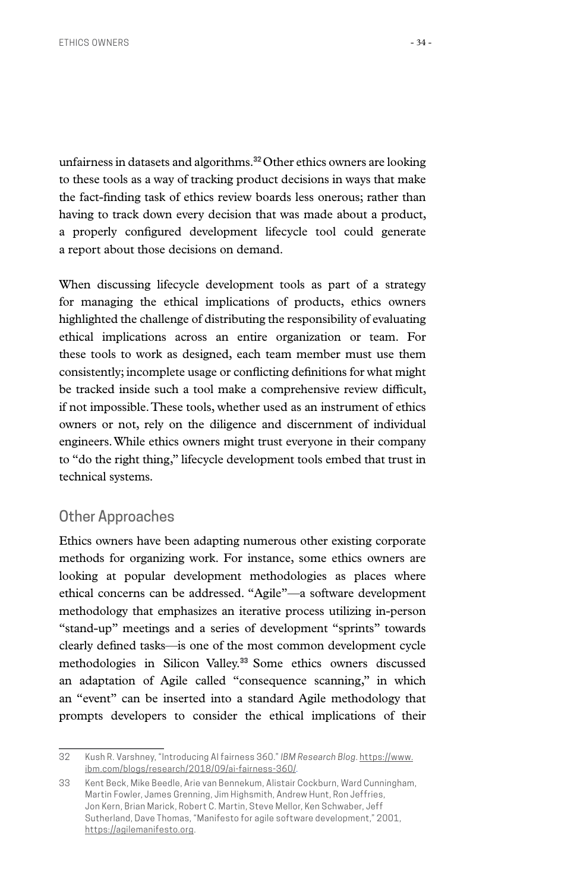unfairness in datasets and algorithms.[32] Other ethics owners are looking to these tools as a way of tracking product decisions in ways that make the fact-finding task of ethics review boards less onerous; rather than having to track down every decision that was made about a product, a properly configured development lifecycle tool could generate a report about those decisions on demand.

When discussing lifecycle development tools as part of a strategy for managing the ethical implications of products, ethics owners highlighted the challenge of distributing the responsibility of evaluating ethical implications across an entire organization or team. For these tools to work as designed, each team member must use them consistently; incomplete usage or conflicting definitions for what might be tracked inside such a tool make a comprehensive review difficult, if not impossible. These tools, whether used as an instrument of ethics owners or not, rely on the diligence and discernment of individual engineers. While ethics owners might trust everyone in their company to "do the right thing," lifecycle development tools embed that trust in technical systems.

## Other Approaches

Ethics owners have been adapting numerous other existing corporate methods for organizing work. For instance, some ethics owners are looking at popular development methodologies as places where ethical concerns can be addressed. "Agile"—a software development methodology that emphasizes an iterative process utilizing in-person "stand-up" meetings and a series of development "sprints" towards clearly defined tasks—is one of the most common development cycle methodologies in Silicon Valley.[33] Some ethics owners discussed an adaptation of Agile called "consequence scanning," in which an "event" can be inserted into a standard Agile methodology that prompts developers to consider the ethical implications of their

---

32 Kush R. Varshney, "Introducing AI fairness 360." *IBM Research Blog*. https://www.ibm.com/blogs/research/2018/09/ai-fairness-360/.

33 Kent Beck, Mike Beedle, Arie van Bennekum, Alistair Cockburn, Ward Cunningham, Martin Fowler, James Grenning, Jim Highsmith, Andrew Hunt, Ron Jeffries, Jon Kern, Brian Marick, Robert C. Martin, Steve Mellor, Ken Schwaber, Jeff Sutherland, Dave Thomas, "Manifesto for agile software development," 2001, https://agilemanifesto.org.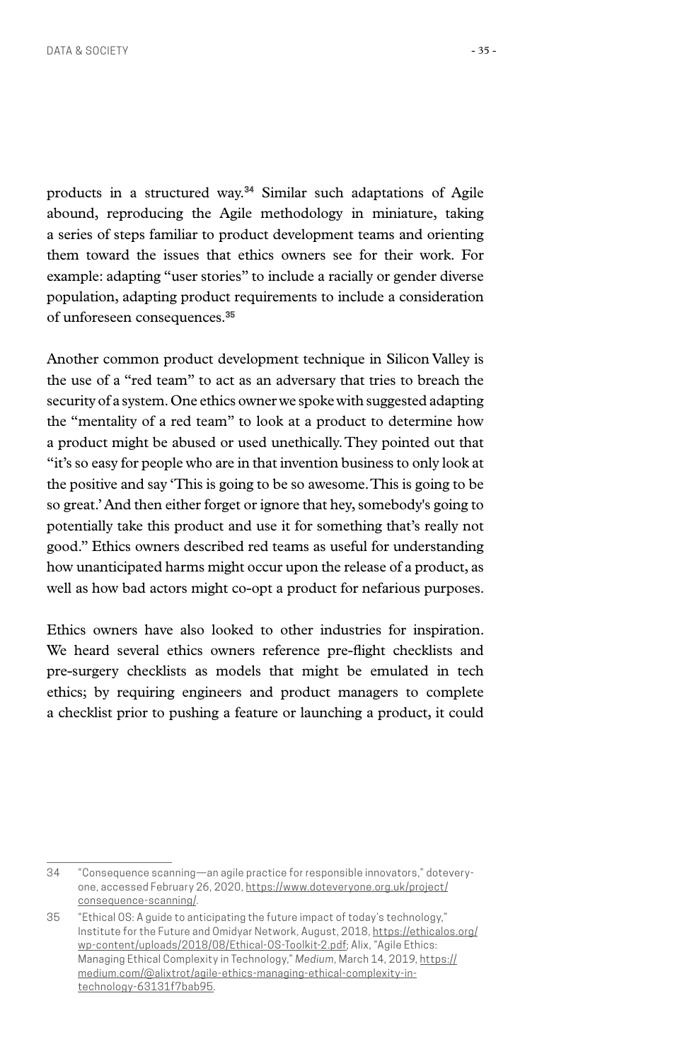products in a structured way.[34] Similar such adaptations of Agile abound, reproducing the Agile methodology in miniature, taking a series of steps familiar to product development teams and orienting them toward the issues that ethics owners see for their work. For example: adapting "user stories" to include a racially or gender diverse population, adapting product requirements to include a consideration of unforeseen consequences.[35]

Another common product development technique in Silicon Valley is the use of a "red team" to act as an adversary that tries to breach the security of a system. One ethics owner we spoke with suggested adapting the "mentality of a red team" to look at a product to determine how a product might be abused or used unethically. They pointed out that "it's so easy for people who are in that invention business to only look at the positive and say 'This is going to be so awesome. This is going to be so great.' And then either forget or ignore that hey, somebody's going to potentially take this product and use it for something that's really not good." Ethics owners described red teams as useful for understanding how unanticipated harms might occur upon the release of a product, as well as how bad actors might co-opt a product for nefarious purposes.

Ethics owners have also looked to other industries for inspiration. We heard several ethics owners reference pre-flight checklists and pre-surgery checklists as models that might be emulated in tech ethics; by requiring engineers and product managers to complete a checklist prior to pushing a feature or launching a product, it could

---

34 "Consequence scanning—an agile practice for responsible innovators," doteveryone, accessed February 26, 2020, https://www.doteveryone.org.uk/project/consequence-scanning/.

35 "Ethical OS: A guide to anticipating the future impact of today's technology," Institute for the Future and Omidyar Network, August, 2018, https://ethicalos.org/wp-content/uploads/2018/08/Ethical-OS-Toolkit-2.pdf; Alix, "Agile Ethics: Managing Ethical Complexity in Technology," *Medium*, March 14, 2019, https://medium.com/@alixtrot/agile-ethics-managing-ethical-complexity-in-technology-63131f7bab95.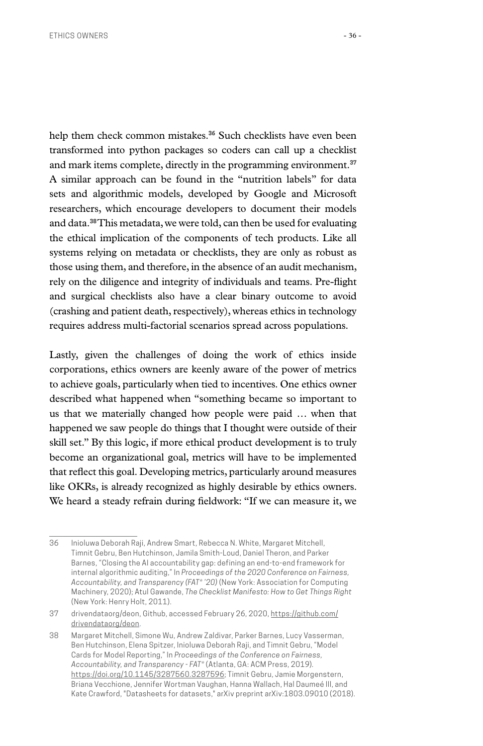help them check common mistakes.[36] Such checklists have even been transformed into python packages so coders can call up a checklist and mark items complete, directly in the programming environment.[37] A similar approach can be found in the "nutrition labels" for data sets and algorithmic models, developed by Google and Microsoft researchers, which encourage developers to document their models and data.[38] This metadata, we were told, can then be used for evaluating the ethical implication of the components of tech products. Like all systems relying on metadata or checklists, they are only as robust as those using them, and therefore, in the absence of an audit mechanism, rely on the diligence and integrity of individuals and teams. Pre-flight and surgical checklists also have a clear binary outcome to avoid (crashing and patient death, respectively), whereas ethics in technology requires address multi-factorial scenarios spread across populations.

Lastly, given the challenges of doing the work of ethics inside corporations, ethics owners are keenly aware of the power of metrics to achieve goals, particularly when tied to incentives. One ethics owner described what happened when "something became so important to us that we materially changed how people were paid … when that happened we saw people do things that I thought were outside of their skill set." By this logic, if more ethical product development is to truly become an organizational goal, metrics will have to be implemented that reflect this goal. Developing metrics, particularly around measures like OKRs, is already recognized as highly desirable by ethics owners. We heard a steady refrain during fieldwork: "If we can measure it, we

---

36 Inioluwa Deborah Raji, Andrew Smart, Rebecca N. White, Margaret Mitchell, Timnit Gebru, Ben Hutchinson, Jamila Smith-Loud, Daniel Theron, and Parker Barnes, "Closing the AI accountability gap: defining an end-to-end framework for internal algorithmic auditing," In *Proceedings of the 2020 Conference on Fairness, Accountability, and Transparency (FAT* '20)* (New York: Association for Computing Machinery, 2020); Atul Gawande, *The Checklist Manifesto: How to Get Things Right* (New York: Henry Holt, 2011).

37 drivendataorg/deon, Github, accessed February 26, 2020, https://github.com/drivendataorg/deon.

38 Margaret Mitchell, Simone Wu, Andrew Zaldivar, Parker Barnes, Lucy Vasserman, Ben Hutchinson, Elena Spitzer, Inioluwa Deborah Raji, and Timnit Gebru, "Model Cards for Model Reporting," In *Proceedings of the Conference on Fairness, Accountability, and Transparency - FAT** (Atlanta, GA: ACM Press, 2019). https://doi.org/10.1145/3287560.3287596; Timnit Gebru, Jamie Morgenstern, Briana Vecchione, Jennifer Wortman Vaughan, Hanna Wallach, Hal Daumeé III, and Kate Crawford, "Datasheets for datasets," arXiv preprint arXiv:1803.09010 (2018).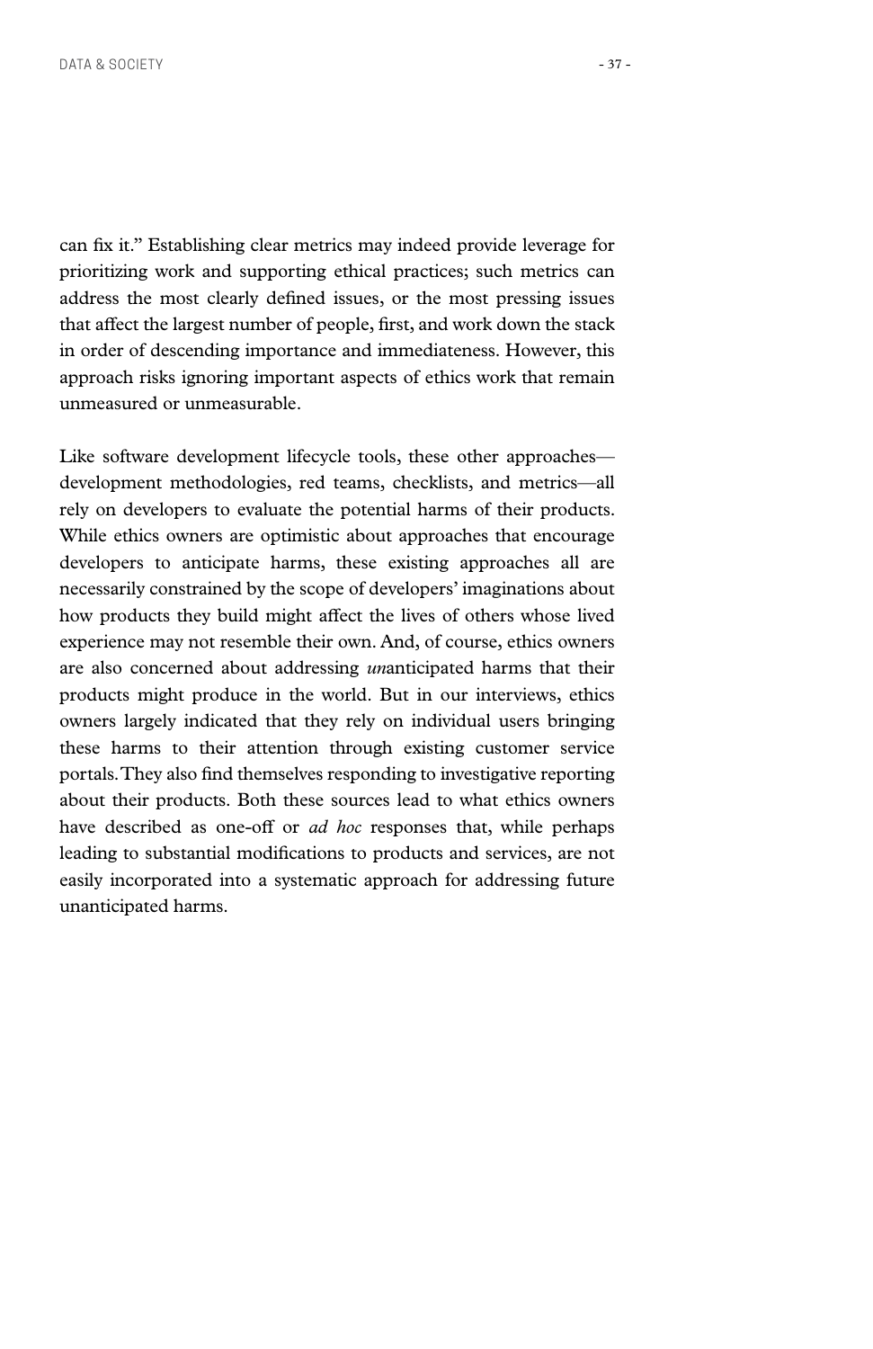can fix it." Establishing clear metrics may indeed provide leverage for prioritizing work and supporting ethical practices; such metrics can address the most clearly defined issues, or the most pressing issues that affect the largest number of people, first, and work down the stack in order of descending importance and immediateness. However, this approach risks ignoring important aspects of ethics work that remain unmeasured or unmeasurable.

Like software development lifecycle tools, these other approaches—development methodologies, red teams, checklists, and metrics—all rely on developers to evaluate the potential harms of their products. While ethics owners are optimistic about approaches that encourage developers to anticipate harms, these existing approaches all are necessarily constrained by the scope of developers' imaginations about how products they build might affect the lives of others whose lived experience may not resemble their own. And, of course, ethics owners are also concerned about addressing *un*anticipated harms that their products might produce in the world. But in our interviews, ethics owners largely indicated that they rely on individual users bringing these harms to their attention through existing customer service portals. They also find themselves responding to investigative reporting about their products. Both these sources lead to what ethics owners have described as one-off or *ad hoc* responses that, while perhaps leading to substantial modifications to products and services, are not easily incorporated into a systematic approach for addressing future unanticipated harms.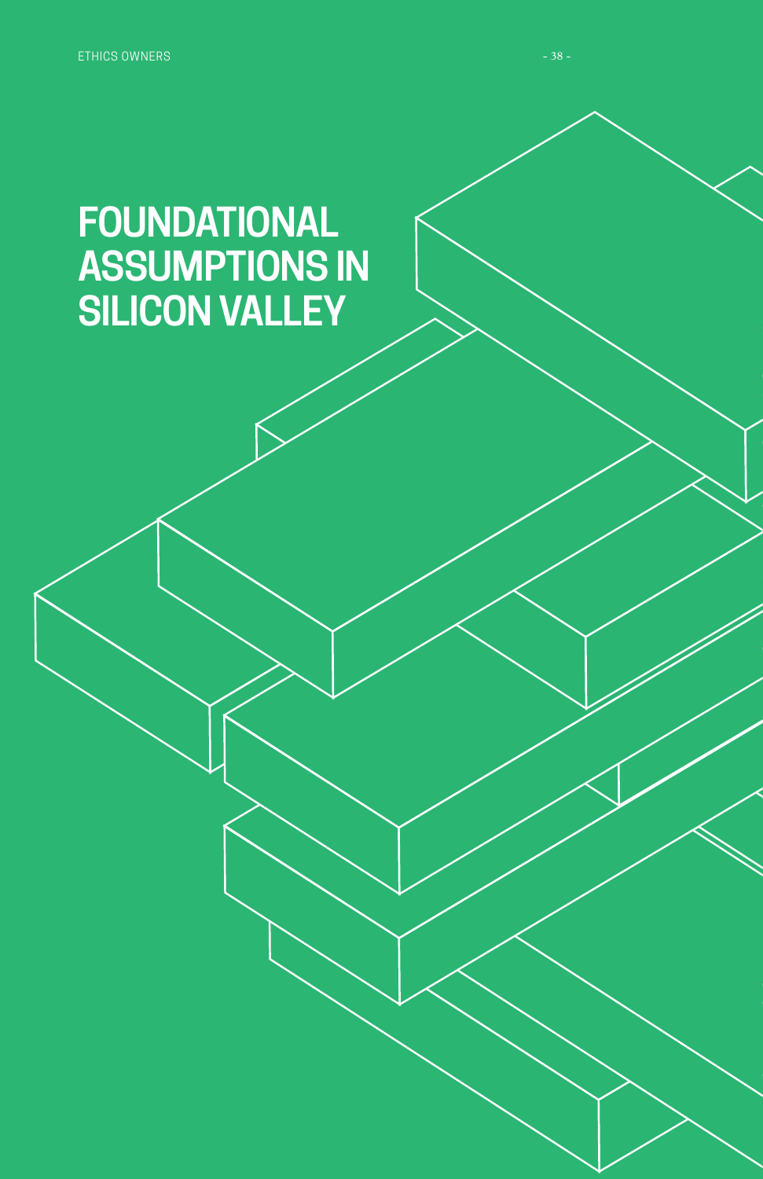# FOUNDATIONAL ASSUMPTIONS IN SILICON VALLEY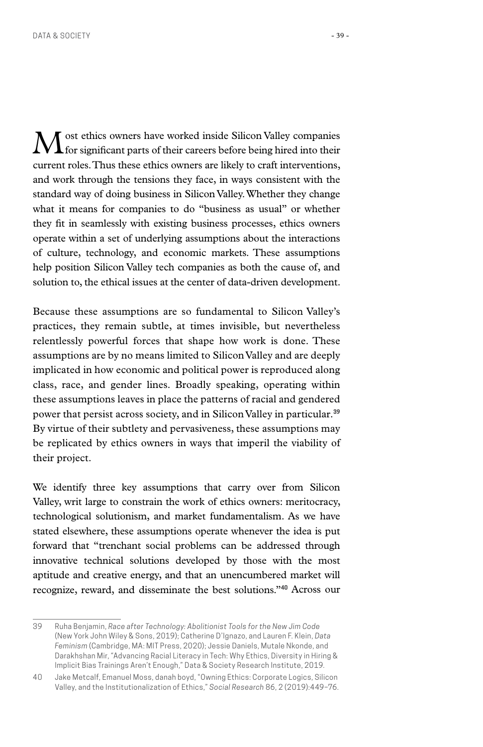Most ethics owners have worked inside Silicon Valley companies for significant parts of their careers before being hired into their current roles. Thus these ethics owners are likely to craft interventions, and work through the tensions they face, in ways consistent with the standard way of doing business in Silicon Valley. Whether they change what it means for companies to do "business as usual" or whether they fit in seamlessly with existing business processes, ethics owners operate within a set of underlying assumptions about the interactions of culture, technology, and economic markets. These assumptions help position Silicon Valley tech companies as both the cause of, and solution to, the ethical issues at the center of data-driven development.

Because these assumptions are so fundamental to Silicon Valley's practices, they remain subtle, at times invisible, but nevertheless relentlessly powerful forces that shape how work is done. These assumptions are by no means limited to Silicon Valley and are deeply implicated in how economic and political power is reproduced along class, race, and gender lines. Broadly speaking, operating within these assumptions leaves in place the patterns of racial and gendered power that persist across society, and in Silicon Valley in particular.[39] By virtue of their subtlety and pervasiveness, these assumptions may be replicated by ethics owners in ways that imperil the viability of their project.

We identify three key assumptions that carry over from Silicon Valley, writ large to constrain the work of ethics owners: meritocracy, technological solutionism, and market fundamentalism. As we have stated elsewhere, these assumptions operate whenever the idea is put forward that "trenchant social problems can be addressed through innovative technical solutions developed by those with the most aptitude and creative energy, and that an unencumbered market will recognize, reward, and disseminate the best solutions."[40] Across our

---

39 Ruha Benjamin, *Race after Technology: Abolitionist Tools for the New Jim Code* (New York John Wiley & Sons, 2019); Catherine D'Ignazo, and Lauren F. Klein, *Data Feminism* (Cambridge, MA: MIT Press, 2020); Jessie Daniels, Mutale Nkonde, and Darakhshan Mir, "Advancing Racial Literacy in Tech: Why Ethics, Diversity in Hiring & Implicit Bias Trainings Aren't Enough," Data & Society Research Institute, 2019.

40 Jake Metcalf, Emanuel Moss, danah boyd, "Owning Ethics: Corporate Logics, Silicon Valley, and the Institutionalization of Ethics," *Social Research* 86, 2 (2019):449–76.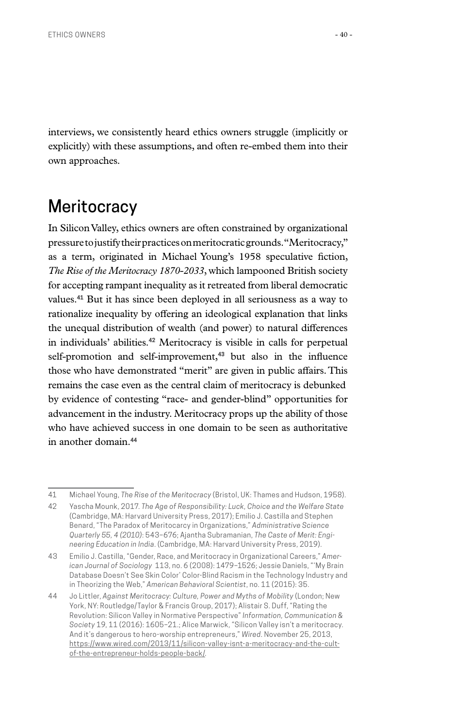interviews, we consistently heard ethics owners struggle (implicitly or explicitly) with these assumptions, and often re-embed them into their own approaches.

## Meritocracy

In Silicon Valley, ethics owners are often constrained by organizational pressure to justify their practices on meritocratic grounds. "Meritocracy," as a term, originated in Michael Young's 1958 speculative fiction, *The Rise of the Meritocracy 1870-2033*, which lampooned British society for accepting rampant inequality as it retreated from liberal democratic values.[41] But it has since been deployed in all seriousness as a way to rationalize inequality by offering an ideological explanation that links the unequal distribution of wealth (and power) to natural differences in individuals' abilities.[42] Meritocracy is visible in calls for perpetual self-promotion and self-improvement,[43] but also in the influence those who have demonstrated "merit" are given in public affairs. This remains the case even as the central claim of meritocracy is debunked by evidence of contesting "race- and gender-blind" opportunities for advancement in the industry. Meritocracy props up the ability of those who have achieved success in one domain to be seen as authoritative in another domain.[44]

---

41 Michael Young, *The Rise of the Meritocracy* (Bristol, UK: Thames and Hudson, 1958).

42 Yascha Mounk, 2017. *The Age of Responsibility: Luck, Choice and the Welfare State* (Cambridge, MA: Harvard University Press, 2017); Emilio J. Castilla and Stephen Benard, "The Paradox of Meritocarcy in Organizations," *Administrative Science Quarterly 55, 4 (2010)*: 543–676; Ajantha Subramanian, *The Caste of Merit: Engineering Education in India*. (Cambridge, MA: Harvard University Press, 2019).

43 Emilio J. Castilla, "Gender, Race, and Meritocracy in Organizational Careers," *American Journal of Sociology* 113, no. 6 (2008): 1479–1526; Jessie Daniels, "'My Brain Database Doesn't See Skin Color' Color-Blind Racism in the Technology Industry and in Theorizing the Web," *American Behavioral Scientist*, no. 11 (2015): 35.

44 Jo Littler, *Against Meritocracy: Culture, Power and Myths of Mobility* (London; New York, NY: Routledge/Taylor & Francis Group, 2017); Alistair S. Duff, "Rating the Revolution: Silicon Valley in Normative Perspective" *Information, Communication & Society* 19, 11 (2016): 1605–21.; Alice Marwick, "Silicon Valley isn't a meritocracy. And it's dangerous to hero-worship entrepreneurs," *Wired*. November 25, 2013, https://www.wired.com/2013/11/silicon-valley-isnt-a-meritocracy-and-the-cult-of-the-entrepreneur-holds-people-back/.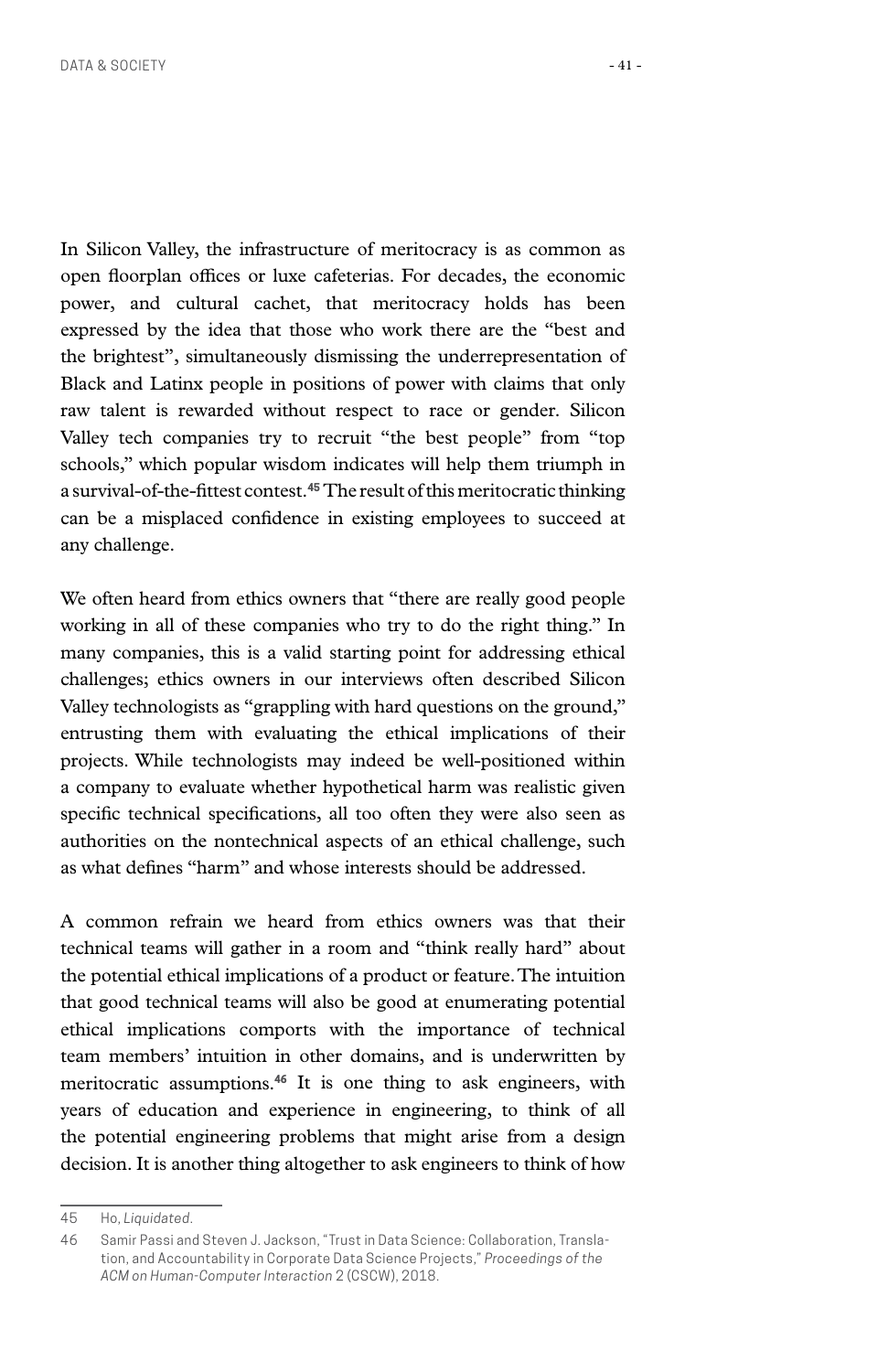In Silicon Valley, the infrastructure of meritocracy is as common as open floorplan offices or luxe cafeterias. For decades, the economic power, and cultural cachet, that meritocracy holds has been expressed by the idea that those who work there are the "best and the brightest", simultaneously dismissing the underrepresentation of Black and Latinx people in positions of power with claims that only raw talent is rewarded without respect to race or gender. Silicon Valley tech companies try to recruit "the best people" from "top schools," which popular wisdom indicates will help them triumph in a survival-of-the-fittest contest.[45] The result of this meritocratic thinking can be a misplaced confidence in existing employees to succeed at any challenge.

We often heard from ethics owners that "there are really good people working in all of these companies who try to do the right thing." In many companies, this is a valid starting point for addressing ethical challenges; ethics owners in our interviews often described Silicon Valley technologists as "grappling with hard questions on the ground," entrusting them with evaluating the ethical implications of their projects. While technologists may indeed be well-positioned within a company to evaluate whether hypothetical harm was realistic given specific technical specifications, all too often they were also seen as authorities on the nontechnical aspects of an ethical challenge, such as what defines "harm" and whose interests should be addressed.

A common refrain we heard from ethics owners was that their technical teams will gather in a room and "think really hard" about the potential ethical implications of a product or feature. The intuition that good technical teams will also be good at enumerating potential ethical implications comports with the importance of technical team members' intuition in other domains, and is underwritten by meritocratic assumptions.[46] It is one thing to ask engineers, with years of education and experience in engineering, to think of all the potential engineering problems that might arise from a design decision. It is another thing altogether to ask engineers to think of how

---

45 Ho, *Liquidated*.

46 Samir Passi and Steven J. Jackson, "Trust in Data Science: Collaboration, Translation, and Accountability in Corporate Data Science Projects," *Proceedings of the ACM on Human-Computer Interaction* 2 (CSCW), 2018.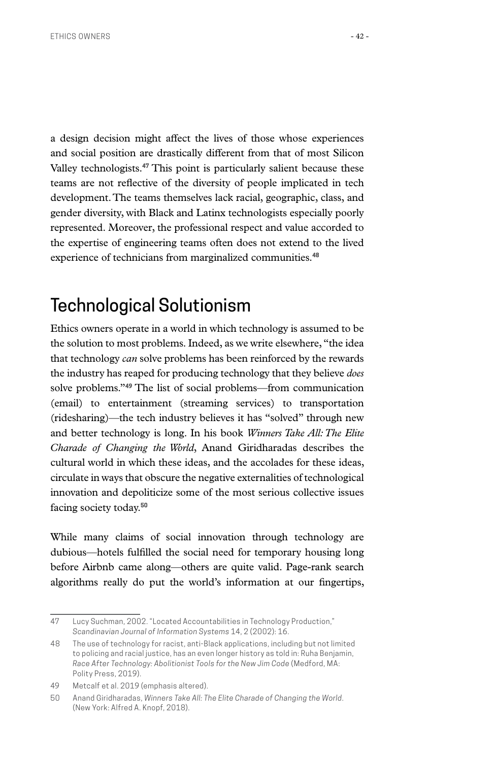a design decision might affect the lives of those whose experiences and social position are drastically different from that of most Silicon Valley technologists.[47] This point is particularly salient because these teams are not reflective of the diversity of people implicated in tech development. The teams themselves lack racial, geographic, class, and gender diversity, with Black and Latinx technologists especially poorly represented. Moreover, the professional respect and value accorded to the expertise of engineering teams often does not extend to the lived experience of technicians from marginalized communities.[48]

## Technological Solutionism

Ethics owners operate in a world in which technology is assumed to be the solution to most problems. Indeed, as we write elsewhere, "the idea that technology *can* solve problems has been reinforced by the rewards the industry has reaped for producing technology that they believe *does* solve problems."[49] The list of social problems—from communication (email) to entertainment (streaming services) to transportation (ridesharing)—the tech industry believes it has "solved" through new and better technology is long. In his book *Winners Take All: The Elite Charade of Changing the World*, Anand Giridharadas describes the cultural world in which these ideas, and the accolades for these ideas, circulate in ways that obscure the negative externalities of technological innovation and depoliticize some of the most serious collective issues facing society today.[50]

While many claims of social innovation through technology are dubious—hotels fulfilled the social need for temporary housing long before Airbnb came along—others are quite valid. Page-rank search algorithms really do put the world's information at our fingertips,

---

47 Lucy Suchman, 2002. "Located Accountabilities in Technology Production," *Scandinavian Journal of Information Systems* 14, 2 (2002): 16.

48 The use of technology for racist, anti-Black applications, including but not limited to policing and racial justice, has an even longer history as told in: Ruha Benjamin, *Race After Technology: Abolitionist Tools for the New Jim Code* (Medford, MA: Polity Press, 2019).

49 Metcalf et al. 2019 (emphasis altered).

50 Anand Giridharadas, *Winners Take All: The Elite Charade of Changing the World*. (New York: Alfred A. Knopf, 2018).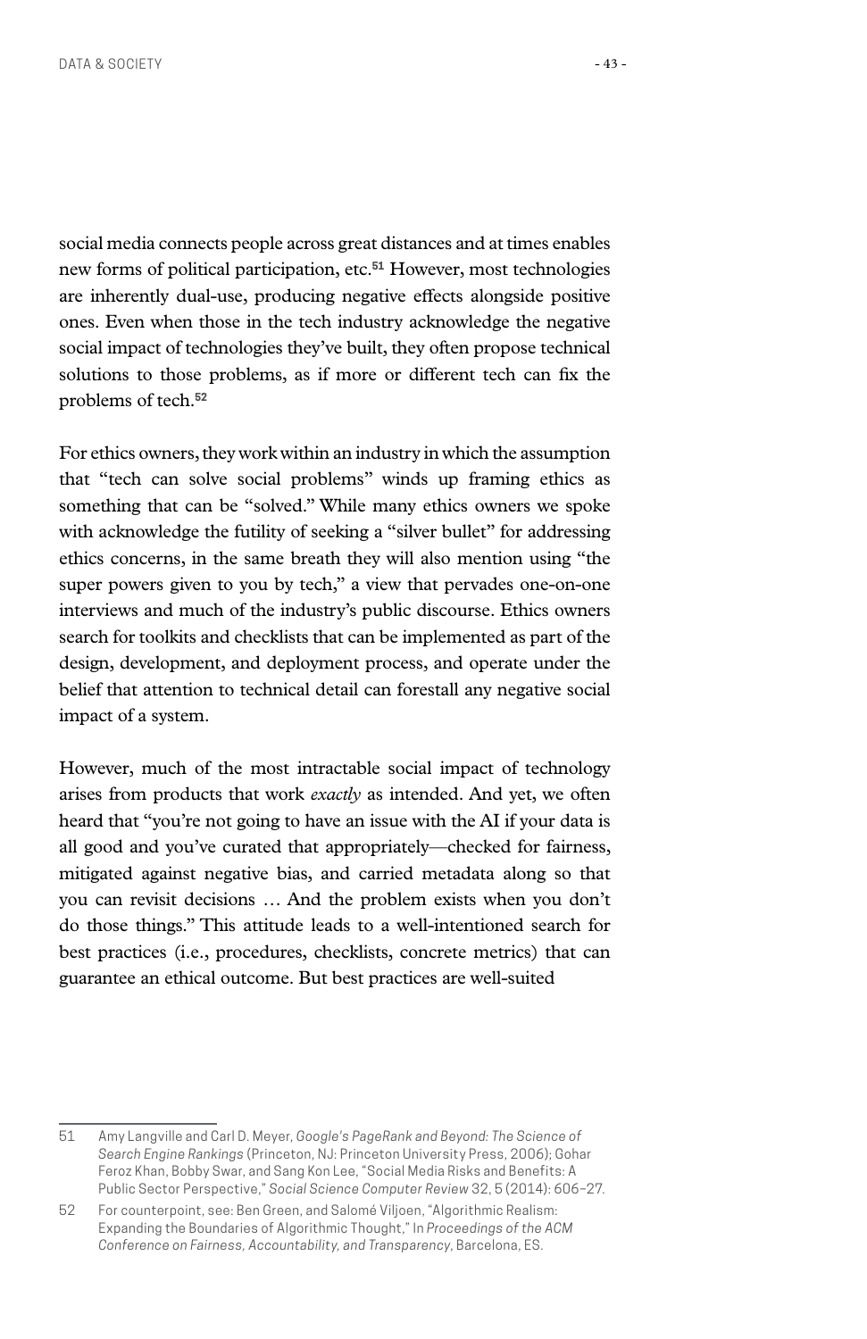social media connects people across great distances and at times enables new forms of political participation, etc.[51] However, most technologies are inherently dual-use, producing negative effects alongside positive ones. Even when those in the tech industry acknowledge the negative social impact of technologies they've built, they often propose technical solutions to those problems, as if more or different tech can fix the problems of tech.[52]

For ethics owners, they work within an industry in which the assumption that "tech can solve social problems" winds up framing ethics as something that can be "solved." While many ethics owners we spoke with acknowledge the futility of seeking a "silver bullet" for addressing ethics concerns, in the same breath they will also mention using "the super powers given to you by tech," a view that pervades one-on-one interviews and much of the industry's public discourse. Ethics owners search for toolkits and checklists that can be implemented as part of the design, development, and deployment process, and operate under the belief that attention to technical detail can forestall any negative social impact of a system.

However, much of the most intractable social impact of technology arises from products that work *exactly* as intended. And yet, we often heard that "you're not going to have an issue with the AI if your data is all good and you've curated that appropriately—checked for fairness, mitigated against negative bias, and carried metadata along so that you can revisit decisions … And the problem exists when you don't do those things." This attitude leads to a well-intentioned search for best practices (i.e., procedures, checklists, concrete metrics) that can guarantee an ethical outcome. But best practices are well-suited

---

51 Amy Langville and Carl D. Meyer, *Google's PageRank and Beyond: The Science of Search Engine Rankings* (Princeton, NJ: Princeton University Press, 2006); Gohar Feroz Khan, Bobby Swar, and Sang Kon Lee, "Social Media Risks and Benefits: A Public Sector Perspective," *Social Science Computer Review* 32, 5 (2014): 606–27.

52 For counterpoint, see: Ben Green, and Salomé Viljoen, "Algorithmic Realism: Expanding the Boundaries of Algorithmic Thought," In *Proceedings of the ACM Conference on Fairness, Accountability, and Transparency*, Barcelona, ES.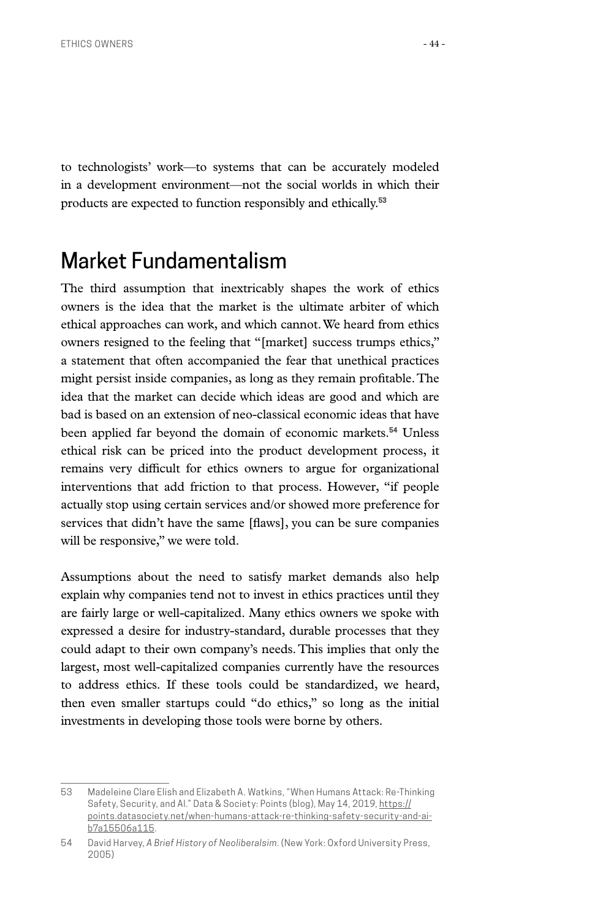to technologists' work—to systems that can be accurately modeled in a development environment—not the social worlds in which their products are expected to function responsibly and ethically.[53]

## Market Fundamentalism

The third assumption that inextricably shapes the work of ethics owners is the idea that the market is the ultimate arbiter of which ethical approaches can work, and which cannot. We heard from ethics owners resigned to the feeling that "[market] success trumps ethics," a statement that often accompanied the fear that unethical practices might persist inside companies, as long as they remain profitable. The idea that the market can decide which ideas are good and which are bad is based on an extension of neo-classical economic ideas that have been applied far beyond the domain of economic markets.[54] Unless ethical risk can be priced into the product development process, it remains very difficult for ethics owners to argue for organizational interventions that add friction to that process. However, "if people actually stop using certain services and/or showed more preference for services that didn't have the same [flaws], you can be sure companies will be responsive," we were told.

Assumptions about the need to satisfy market demands also help explain why companies tend not to invest in ethics practices until they are fairly large or well-capitalized. Many ethics owners we spoke with expressed a desire for industry-standard, durable processes that they could adapt to their own company's needs. This implies that only the largest, most well-capitalized companies currently have the resources to address ethics. If these tools could be standardized, we heard, then even smaller startups could "do ethics," so long as the initial investments in developing those tools were borne by others.

---

53 Madeleine Clare Elish and Elizabeth A. Watkins, "When Humans Attack: Re-Thinking Safety, Security, and AI." Data & Society: Points (blog), May 14, 2019, https://points.datasociety.net/when-humans-attack-re-thinking-safety-security-and-ai-b7a15506a115.

54 David Harvey, *A Brief History of Neoliberalsim*. (New York: Oxford University Press, 2005)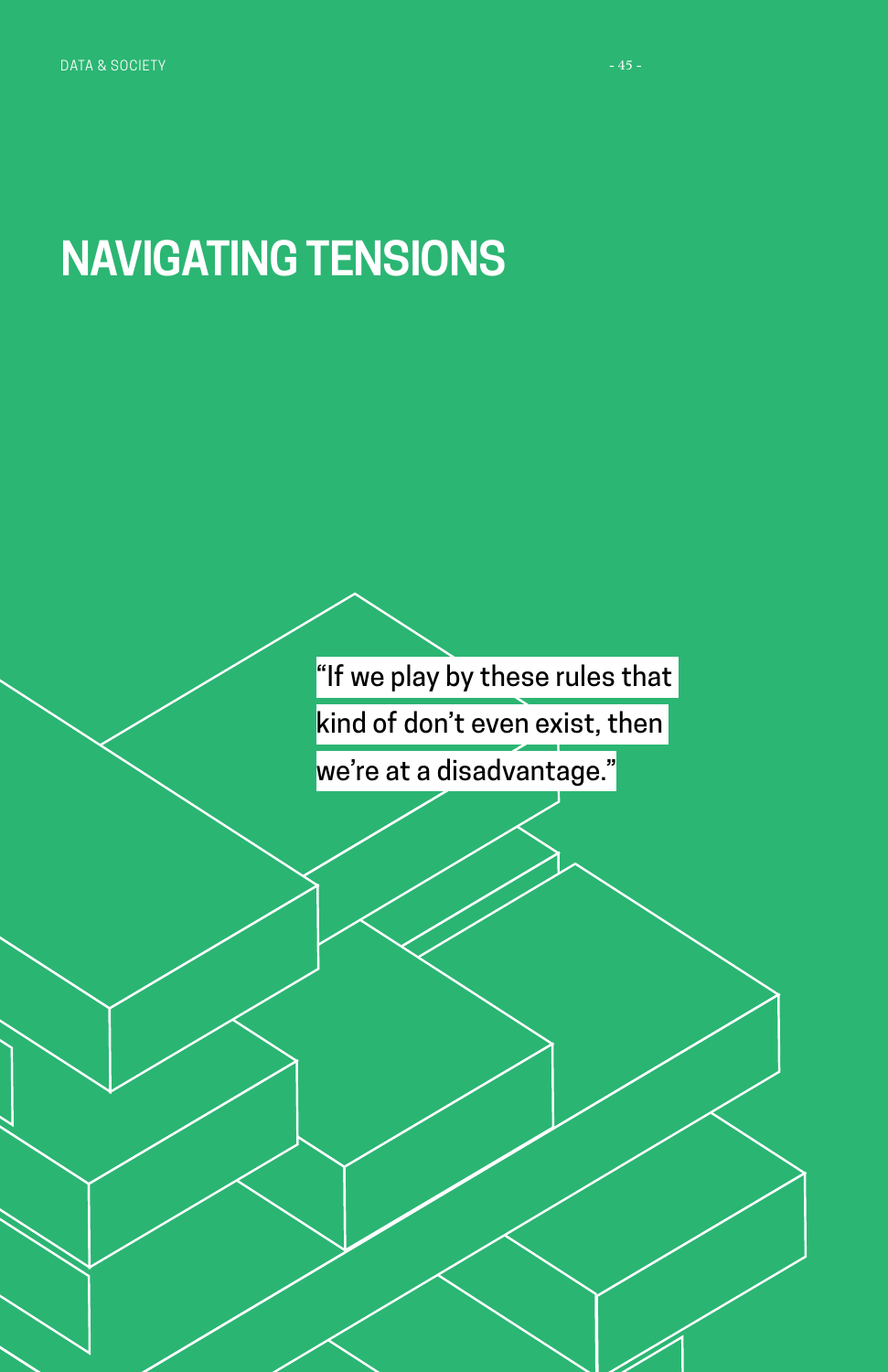# NAVIGATING TENSIONS

"If we play by these rules that kind of don't even exist, then we're at a disadvantage."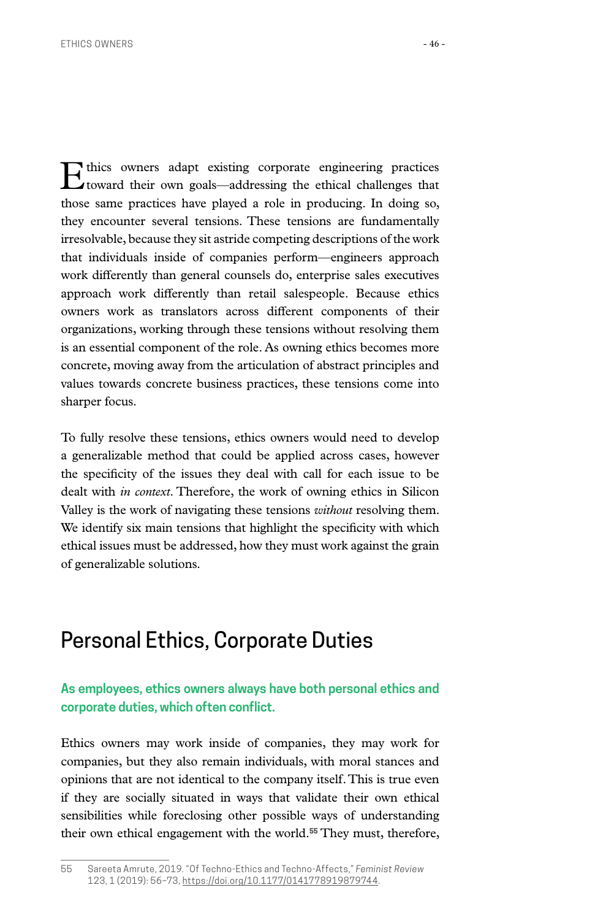Ethics owners adapt existing corporate engineering practices toward their own goals—addressing the ethical challenges that those same practices have played a role in producing. In doing so, they encounter several tensions. These tensions are fundamentally irresolvable, because they sit astride competing descriptions of the work that individuals inside of companies perform—engineers approach work differently than general counsels do, enterprise sales executives approach work differently than retail salespeople. Because ethics owners work as translators across different components of their organizations, working through these tensions without resolving them is an essential component of the role. As owning ethics becomes more concrete, moving away from the articulation of abstract principles and values towards concrete business practices, these tensions come into sharper focus.

To fully resolve these tensions, ethics owners would need to develop a generalizable method that could be applied across cases, however the specificity of the issues they deal with call for each issue to be dealt with *in context*. Therefore, the work of owning ethics in Silicon Valley is the work of navigating these tensions *without* resolving them. We identify six main tensions that highlight the specificity with which ethical issues must be addressed, how they must work against the grain of generalizable solutions.

## Personal Ethics, Corporate Duties

**As employees, ethics owners always have both personal ethics and corporate duties, which often conflict.**

Ethics owners may work inside of companies, they may work for companies, but they also remain individuals, with moral stances and opinions that are not identical to the company itself. This is true even if they are socially situated in ways that validate their own ethical sensibilities while foreclosing other possible ways of understanding their own ethical engagement with the world.[55] They must, therefore,

---

[55] Sareeta Amrute, 2019. "Of Techno-Ethics and Techno-Affects," *Feminist Review* 123, 1 (2019): 56–73, https://doi.org/10.1177/0141778919879744.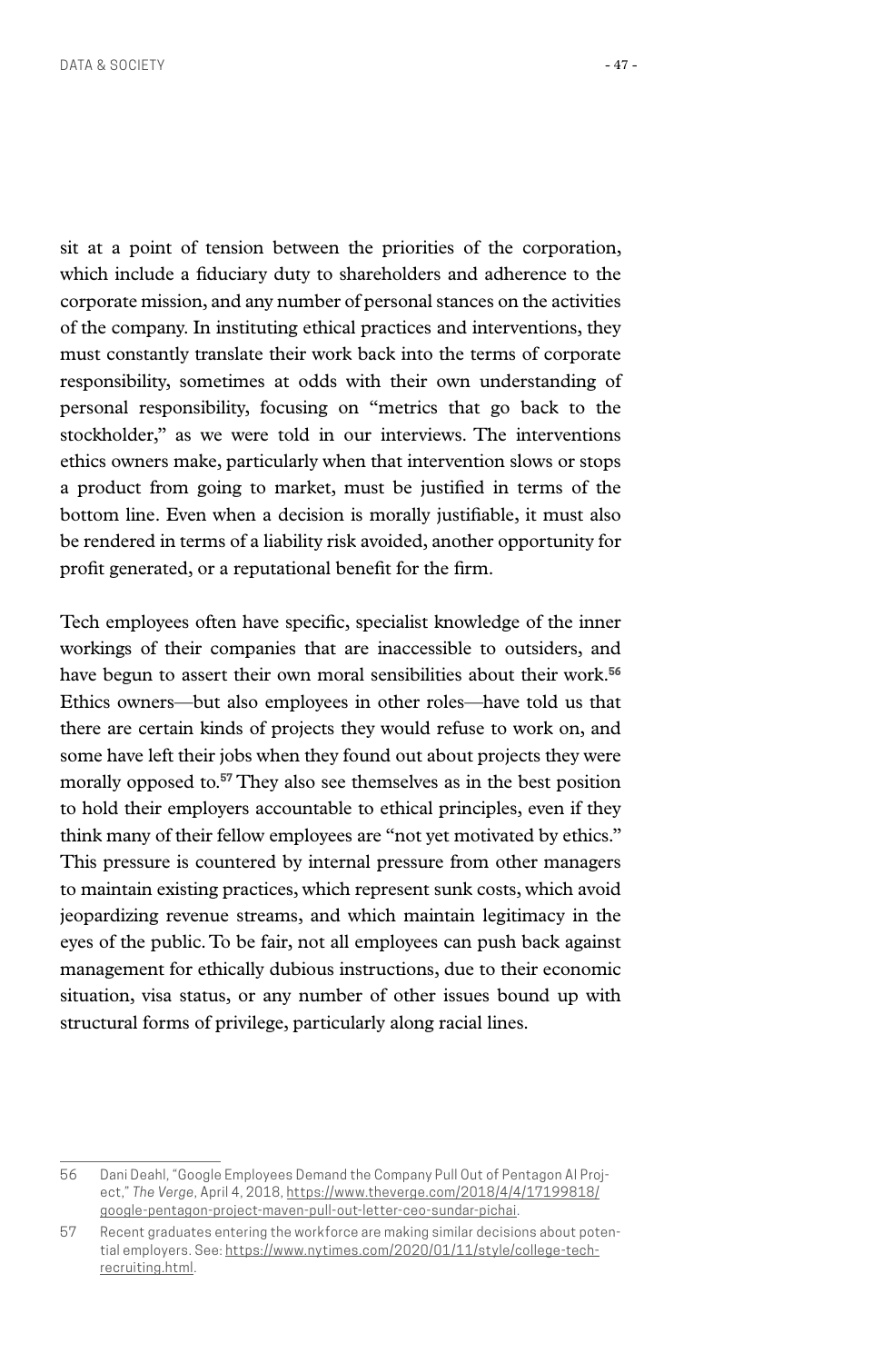sit at a point of tension between the priorities of the corporation, which include a fiduciary duty to shareholders and adherence to the corporate mission, and any number of personal stances on the activities of the company. In instituting ethical practices and interventions, they must constantly translate their work back into the terms of corporate responsibility, sometimes at odds with their own understanding of personal responsibility, focusing on "metrics that go back to the stockholder," as we were told in our interviews. The interventions ethics owners make, particularly when that intervention slows or stops a product from going to market, must be justified in terms of the bottom line. Even when a decision is morally justifiable, it must also be rendered in terms of a liability risk avoided, another opportunity for profit generated, or a reputational benefit for the firm.

Tech employees often have specific, specialist knowledge of the inner workings of their companies that are inaccessible to outsiders, and have begun to assert their own moral sensibilities about their work.[56] Ethics owners—but also employees in other roles—have told us that there are certain kinds of projects they would refuse to work on, and some have left their jobs when they found out about projects they were morally opposed to.[57] They also see themselves as in the best position to hold their employers accountable to ethical principles, even if they think many of their fellow employees are "not yet motivated by ethics." This pressure is countered by internal pressure from other managers to maintain existing practices, which represent sunk costs, which avoid jeopardizing revenue streams, and which maintain legitimacy in the eyes of the public. To be fair, not all employees can push back against management for ethically dubious instructions, due to their economic situation, visa status, or any number of other issues bound up with structural forms of privilege, particularly along racial lines.

---

56 Dani Deahl, "Google Employees Demand the Company Pull Out of Pentagon AI Project," *The Verge*, April 4, 2018, https://www.theverge.com/2018/4/4/17199818/google-pentagon-project-maven-pull-out-letter-ceo-sundar-pichai.

57 Recent graduates entering the workforce are making similar decisions about potential employers. See: https://www.nytimes.com/2020/01/11/style/college-tech-recruiting.html.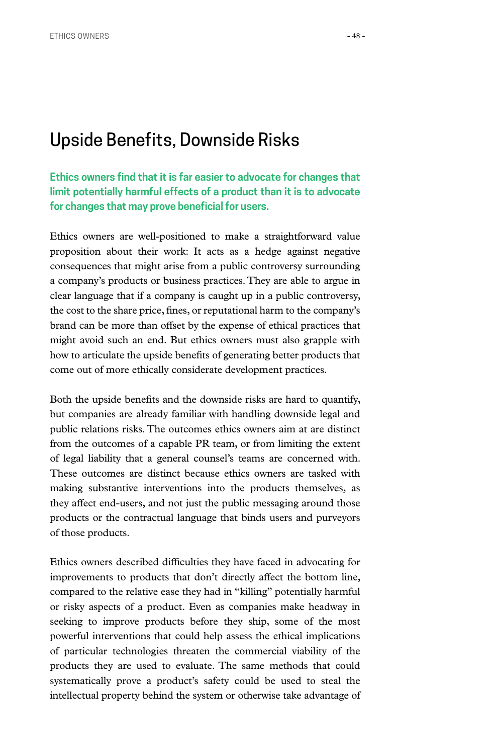# Upside Benefits, Downside Risks

**Ethics owners find that it is far easier to advocate for changes that limit potentially harmful effects of a product than it is to advocate for changes that may prove beneficial for users.**

Ethics owners are well-positioned to make a straightforward value proposition about their work: It acts as a hedge against negative consequences that might arise from a public controversy surrounding a company's products or business practices. They are able to argue in clear language that if a company is caught up in a public controversy, the cost to the share price, fines, or reputational harm to the company's brand can be more than offset by the expense of ethical practices that might avoid such an end. But ethics owners must also grapple with how to articulate the upside benefits of generating better products that come out of more ethically considerate development practices.

Both the upside benefits and the downside risks are hard to quantify, but companies are already familiar with handling downside legal and public relations risks. The outcomes ethics owners aim at are distinct from the outcomes of a capable PR team, or from limiting the extent of legal liability that a general counsel's teams are concerned with. These outcomes are distinct because ethics owners are tasked with making substantive interventions into the products themselves, as they affect end-users, and not just the public messaging around those products or the contractual language that binds users and purveyors of those products.

Ethics owners described difficulties they have faced in advocating for improvements to products that don't directly affect the bottom line, compared to the relative ease they had in "killing" potentially harmful or risky aspects of a product. Even as companies make headway in seeking to improve products before they ship, some of the most powerful interventions that could help assess the ethical implications of particular technologies threaten the commercial viability of the products they are used to evaluate. The same methods that could systematically prove a product's safety could be used to steal the intellectual property behind the system or otherwise take advantage of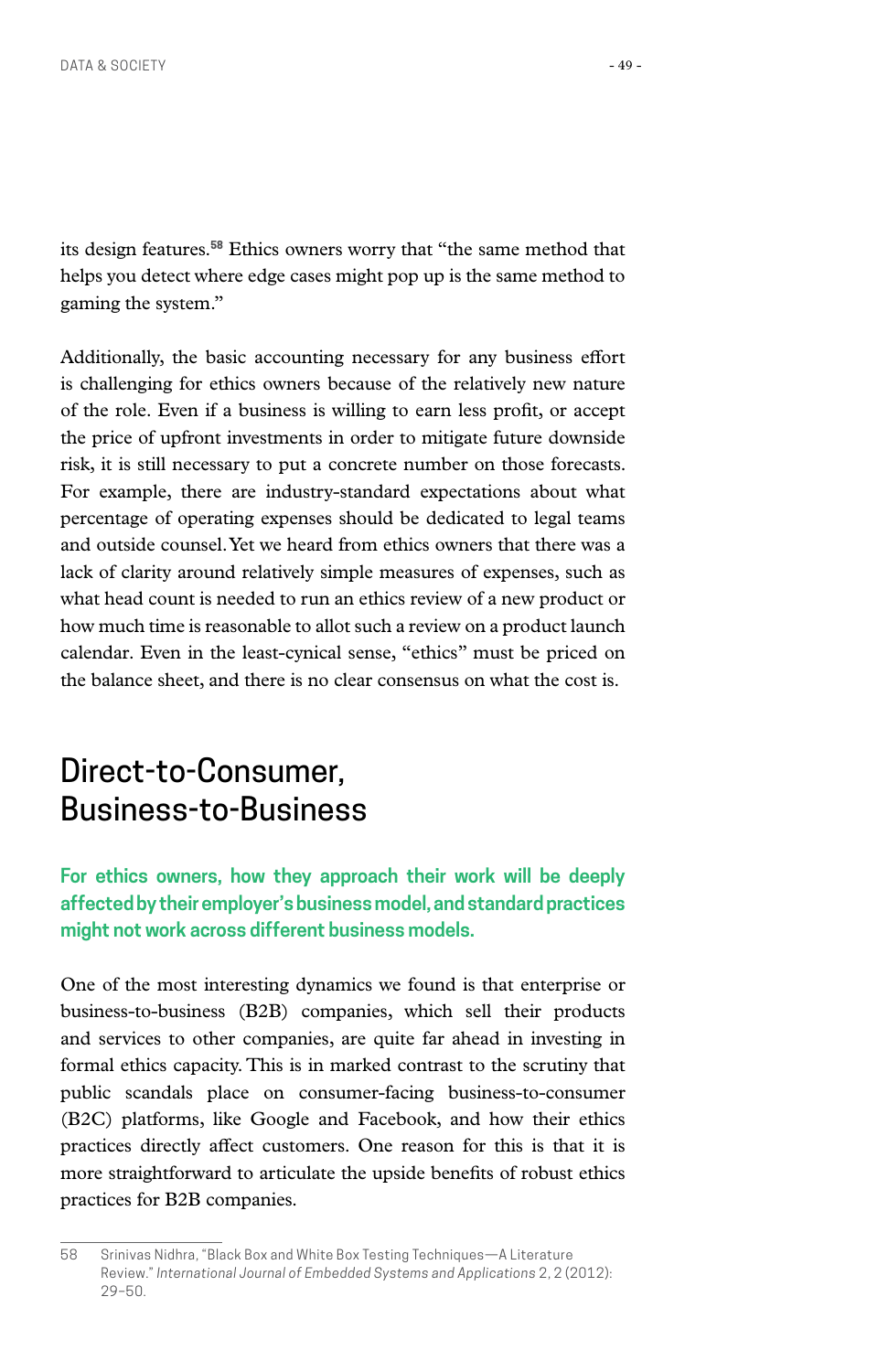its design features.[58] Ethics owners worry that "the same method that helps you detect where edge cases might pop up is the same method to gaming the system."

Additionally, the basic accounting necessary for any business effort is challenging for ethics owners because of the relatively new nature of the role. Even if a business is willing to earn less profit, or accept the price of upfront investments in order to mitigate future downside risk, it is still necessary to put a concrete number on those forecasts. For example, there are industry-standard expectations about what percentage of operating expenses should be dedicated to legal teams and outside counsel. Yet we heard from ethics owners that there was a lack of clarity around relatively simple measures of expenses, such as what head count is needed to run an ethics review of a new product or how much time is reasonable to allot such a review on a product launch calendar. Even in the least-cynical sense, "ethics" must be priced on the balance sheet, and there is no clear consensus on what the cost is.

## Direct-to-Consumer, Business-to-Business

**For ethics owners, how they approach their work will be deeply affected by their employer's business model, and standard practices might not work across different business models.**

One of the most interesting dynamics we found is that enterprise or business-to-business (B2B) companies, which sell their products and services to other companies, are quite far ahead in investing in formal ethics capacity. This is in marked contrast to the scrutiny that public scandals place on consumer-facing business-to-consumer (B2C) platforms, like Google and Facebook, and how their ethics practices directly affect customers. One reason for this is that it is more straightforward to articulate the upside benefits of robust ethics practices for B2B companies.

---

58 Srinivas Nidhra, "Black Box and White Box Testing Techniques—A Literature Review." *International Journal of Embedded Systems and Applications* 2, 2 (2012): 29–50.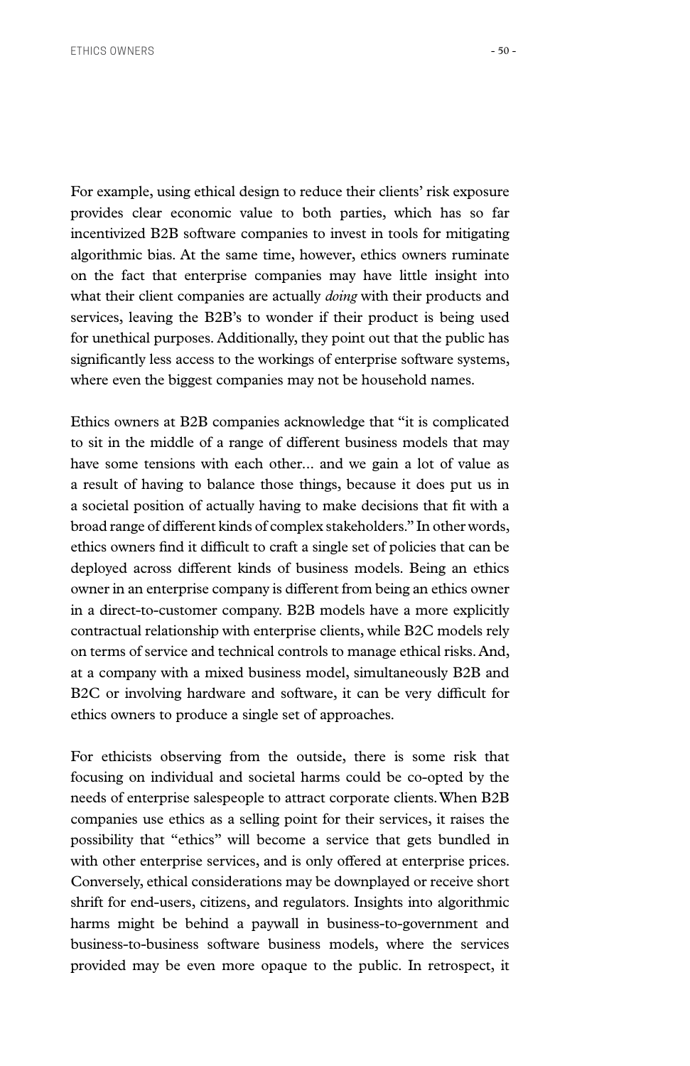For example, using ethical design to reduce their clients' risk exposure provides clear economic value to both parties, which has so far incentivized B2B software companies to invest in tools for mitigating algorithmic bias. At the same time, however, ethics owners ruminate on the fact that enterprise companies may have little insight into what their client companies are actually *doing* with their products and services, leaving the B2B's to wonder if their product is being used for unethical purposes. Additionally, they point out that the public has significantly less access to the workings of enterprise software systems, where even the biggest companies may not be household names.

Ethics owners at B2B companies acknowledge that "it is complicated to sit in the middle of a range of different business models that may have some tensions with each other... and we gain a lot of value as a result of having to balance those things, because it does put us in a societal position of actually having to make decisions that fit with a broad range of different kinds of complex stakeholders." In other words, ethics owners find it difficult to craft a single set of policies that can be deployed across different kinds of business models. Being an ethics owner in an enterprise company is different from being an ethics owner in a direct-to-customer company. B2B models have a more explicitly contractual relationship with enterprise clients, while B2C models rely on terms of service and technical controls to manage ethical risks. And, at a company with a mixed business model, simultaneously B2B and B2C or involving hardware and software, it can be very difficult for ethics owners to produce a single set of approaches.

For ethicists observing from the outside, there is some risk that focusing on individual and societal harms could be co-opted by the needs of enterprise salespeople to attract corporate clients. When B2B companies use ethics as a selling point for their services, it raises the possibility that "ethics" will become a service that gets bundled in with other enterprise services, and is only offered at enterprise prices. Conversely, ethical considerations may be downplayed or receive short shrift for end-users, citizens, and regulators. Insights into algorithmic harms might be behind a paywall in business-to-government and business-to-business software business models, where the services provided may be even more opaque to the public. In retrospect, it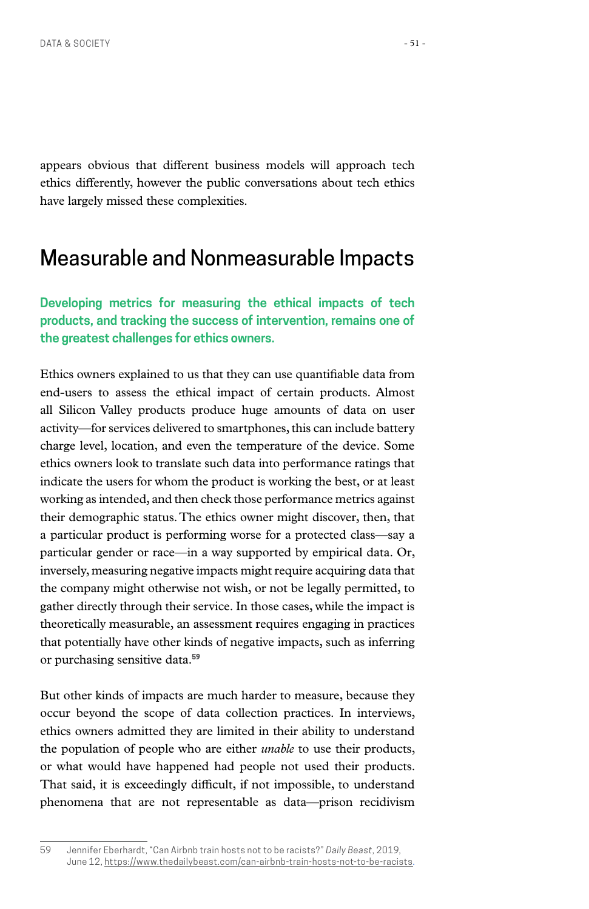appears obvious that different business models will approach tech ethics differently, however the public conversations about tech ethics have largely missed these complexities.

## Measurable and Nonmeasurable Impacts

**Developing metrics for measuring the ethical impacts of tech products, and tracking the success of intervention, remains one of the greatest challenges for ethics owners.**

Ethics owners explained to us that they can use quantifiable data from end-users to assess the ethical impact of certain products. Almost all Silicon Valley products produce huge amounts of data on user activity—for services delivered to smartphones, this can include battery charge level, location, and even the temperature of the device. Some ethics owners look to translate such data into performance ratings that indicate the users for whom the product is working the best, or at least working as intended, and then check those performance metrics against their demographic status. The ethics owner might discover, then, that a particular product is performing worse for a protected class—say a particular gender or race—in a way supported by empirical data. Or, inversely, measuring negative impacts might require acquiring data that the company might otherwise not wish, or not be legally permitted, to gather directly through their service. In those cases, while the impact is theoretically measurable, an assessment requires engaging in practices that potentially have other kinds of negative impacts, such as inferring or purchasing sensitive data.[59]

But other kinds of impacts are much harder to measure, because they occur beyond the scope of data collection practices. In interviews, ethics owners admitted they are limited in their ability to understand the population of people who are either *unable* to use their products, or what would have happened had people not used their products. That said, it is exceedingly difficult, if not impossible, to understand phenomena that are not representable as data—prison recidivism

59 Jennifer Eberhardt, "Can Airbnb train hosts not to be racists?" *Daily Beast*, 2019, June 12, https://www.thedailybeast.com/can-airbnb-train-hosts-not-to-be-racists.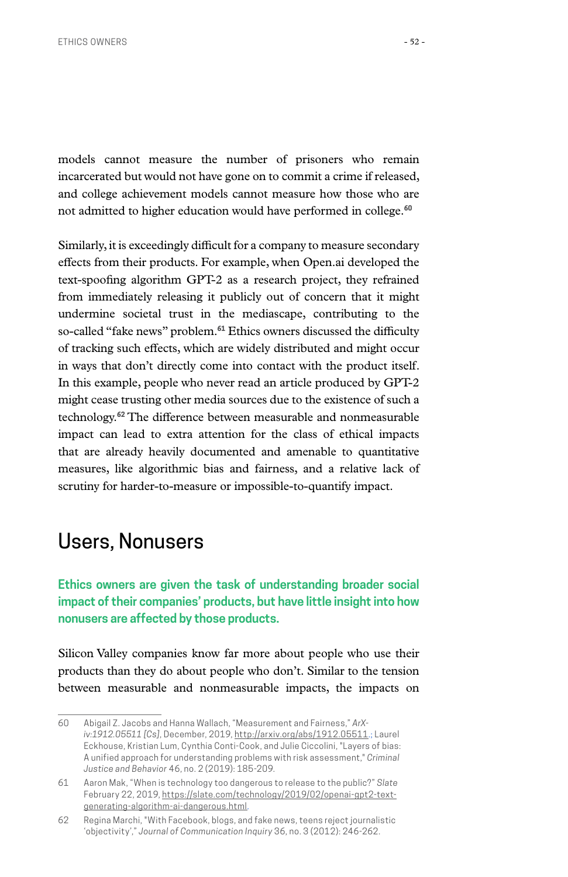models cannot measure the number of prisoners who remain incarcerated but would not have gone on to commit a crime if released, and college achievement models cannot measure how those who are not admitted to higher education would have performed in college.[60]

Similarly, it is exceedingly difficult for a company to measure secondary effects from their products. For example, when Open.ai developed the text-spoofing algorithm GPT-2 as a research project, they refrained from immediately releasing it publicly out of concern that it might undermine societal trust in the mediascape, contributing to the so-called "fake news" problem.[61] Ethics owners discussed the difficulty of tracking such effects, which are widely distributed and might occur in ways that don't directly come into contact with the product itself. In this example, people who never read an article produced by GPT-2 might cease trusting other media sources due to the existence of such a technology.[62] The difference between measurable and nonmeasurable impact can lead to extra attention for the class of ethical impacts that are already heavily documented and amenable to quantitative measures, like algorithmic bias and fairness, and a relative lack of scrutiny for harder-to-measure or impossible-to-quantify impact.

## Users, Nonusers

**Ethics owners are given the task of understanding broader social impact of their companies' products, but have little insight into how nonusers are affected by those products.**

Silicon Valley companies know far more about people who use their products than they do about people who don't. Similar to the tension between measurable and nonmeasurable impacts, the impacts on

---

60 Abigail Z. Jacobs and Hanna Wallach, "Measurement and Fairness," *ArXiv:1912.05511 [Cs]*, December, 2019, http://arxiv.org/abs/1912.05511.; Laurel Eckhouse, Kristian Lum, Cynthia Conti-Cook, and Julie Ciccolini, "Layers of bias: A unified approach for understanding problems with risk assessment," *Criminal Justice and Behavior* 46, no. 2 (2019): 185-209.

61 Aaron Mak, "When is technology too dangerous to release to the public?" *Slate* February 22, 2019, https://slate.com/technology/2019/02/openai-gpt2-text-generating-algorithm-ai-dangerous.html.

62 Regina Marchi, "With Facebook, blogs, and fake news, teens reject journalistic 'objectivity'," *Journal of Communication Inquiry* 36, no. 3 (2012): 246-262.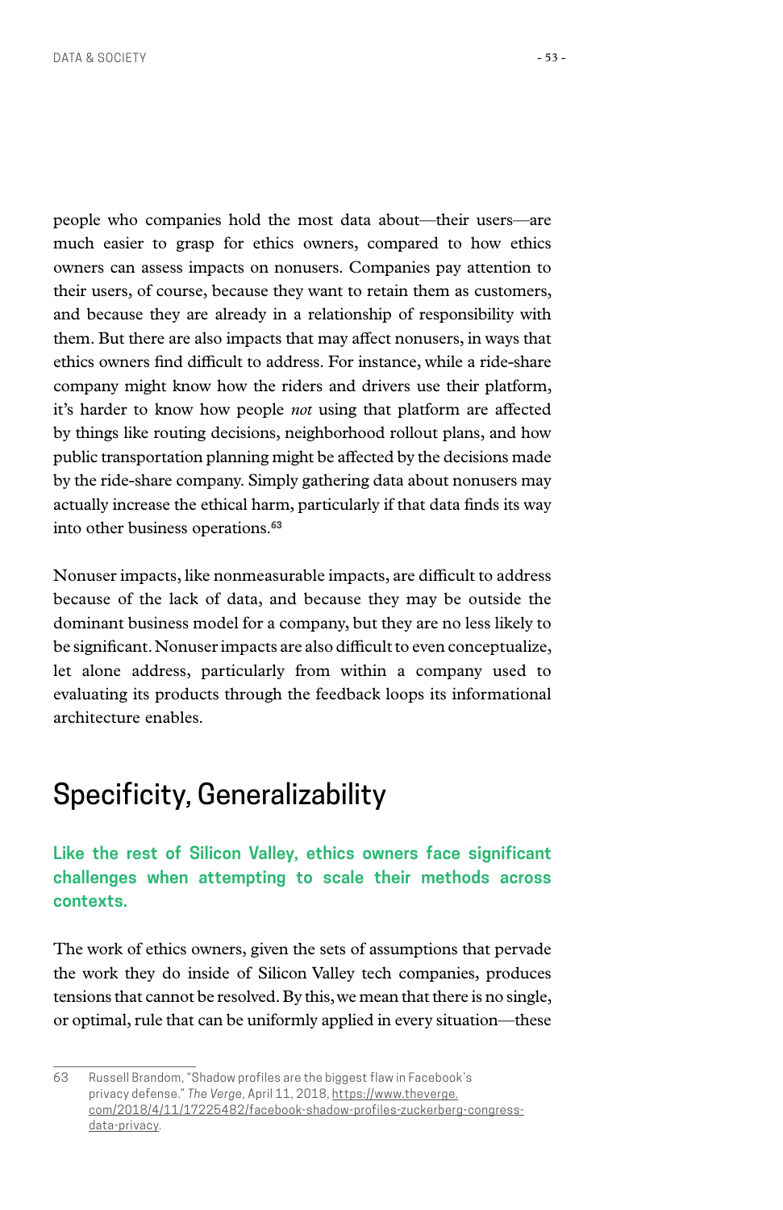people who companies hold the most data about—their users—are much easier to grasp for ethics owners, compared to how ethics owners can assess impacts on nonusers. Companies pay attention to their users, of course, because they want to retain them as customers, and because they are already in a relationship of responsibility with them. But there are also impacts that may affect nonusers, in ways that ethics owners find difficult to address. For instance, while a ride-share company might know how the riders and drivers use their platform, it's harder to know how people *not* using that platform are affected by things like routing decisions, neighborhood rollout plans, and how public transportation planning might be affected by the decisions made by the ride-share company. Simply gathering data about nonusers may actually increase the ethical harm, particularly if that data finds its way into other business operations.[63]

Nonuser impacts, like nonmeasurable impacts, are difficult to address because of the lack of data, and because they may be outside the dominant business model for a company, but they are no less likely to be significant. Nonuser impacts are also difficult to even conceptualize, let alone address, particularly from within a company used to evaluating its products through the feedback loops its informational architecture enables.

## Specificity, Generalizability

**Like the rest of Silicon Valley, ethics owners face significant challenges when attempting to scale their methods across contexts.**

The work of ethics owners, given the sets of assumptions that pervade the work they do inside of Silicon Valley tech companies, produces tensions that cannot be resolved. By this, we mean that there is no single, or optimal, rule that can be uniformly applied in every situation—these

---

63 Russell Brandom, "Shadow profiles are the biggest flaw in Facebook's privacy defense." *The Verge*, April 11, 2018, https://www.theverge.com/2018/4/11/17225482/facebook-shadow-profiles-zuckerberg-congress-data-privacy.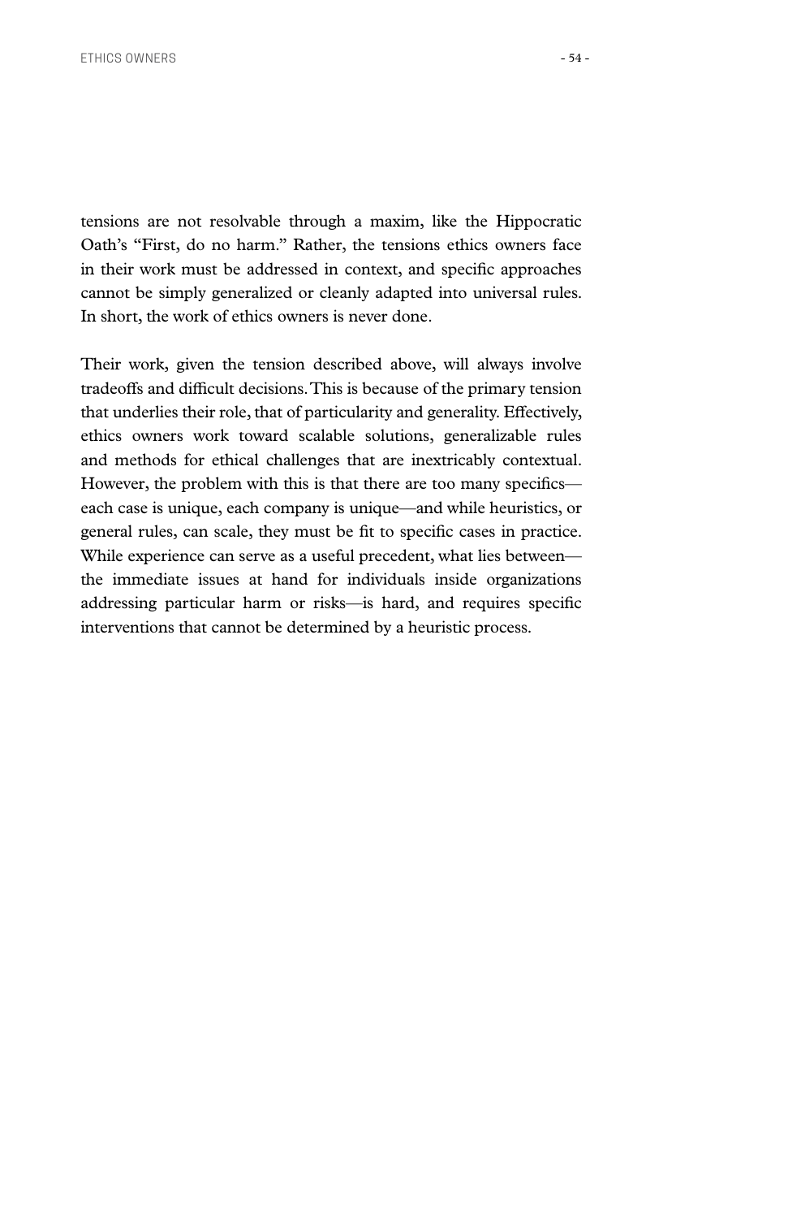tensions are not resolvable through a maxim, like the Hippocratic Oath's "First, do no harm." Rather, the tensions ethics owners face in their work must be addressed in context, and specific approaches cannot be simply generalized or cleanly adapted into universal rules. In short, the work of ethics owners is never done.

Their work, given the tension described above, will always involve tradeoffs and difficult decisions. This is because of the primary tension that underlies their role, that of particularity and generality. Effectively, ethics owners work toward scalable solutions, generalizable rules and methods for ethical challenges that are inextricably contextual. However, the problem with this is that there are too many specifics—each case is unique, each company is unique—and while heuristics, or general rules, can scale, they must be fit to specific cases in practice. While experience can serve as a useful precedent, what lies between—the immediate issues at hand for individuals inside organizations addressing particular harm or risks—is hard, and requires specific interventions that cannot be determined by a heuristic process.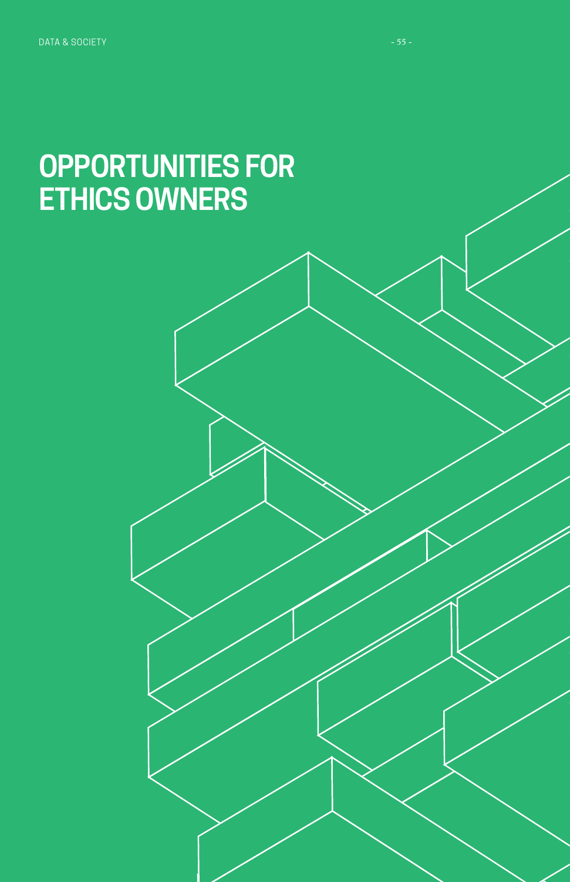# OPPORTUNITIES FOR ETHICS OWNERS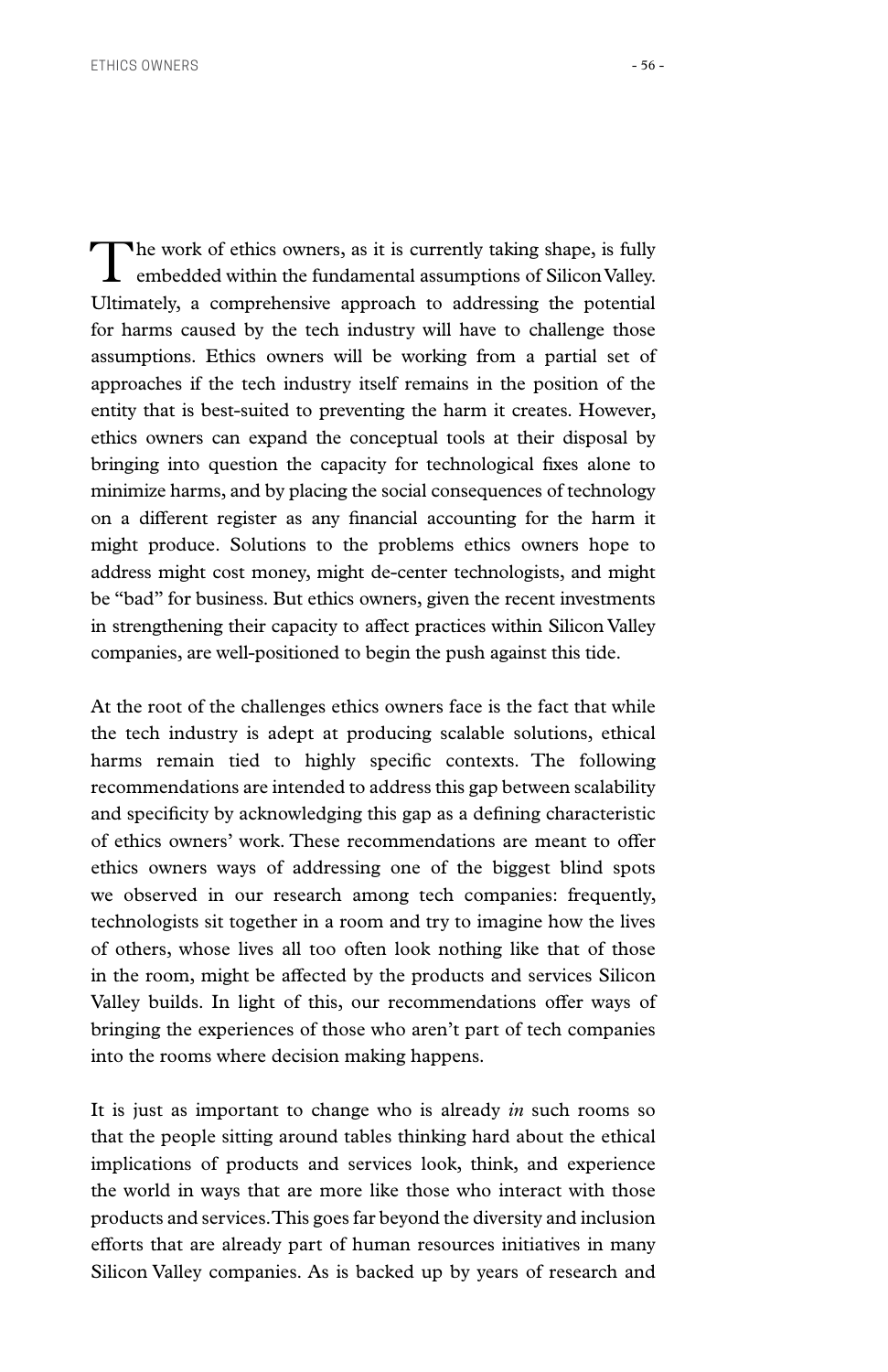The work of ethics owners, as it is currently taking shape, is fully embedded within the fundamental assumptions of Silicon Valley. Ultimately, a comprehensive approach to addressing the potential for harms caused by the tech industry will have to challenge those assumptions. Ethics owners will be working from a partial set of approaches if the tech industry itself remains in the position of the entity that is best-suited to preventing the harm it creates. However, ethics owners can expand the conceptual tools at their disposal by bringing into question the capacity for technological fixes alone to minimize harms, and by placing the social consequences of technology on a different register as any financial accounting for the harm it might produce. Solutions to the problems ethics owners hope to address might cost money, might de-center technologists, and might be "bad" for business. But ethics owners, given the recent investments in strengthening their capacity to affect practices within Silicon Valley companies, are well-positioned to begin the push against this tide.

At the root of the challenges ethics owners face is the fact that while the tech industry is adept at producing scalable solutions, ethical harms remain tied to highly specific contexts. The following recommendations are intended to address this gap between scalability and specificity by acknowledging this gap as a defining characteristic of ethics owners' work. These recommendations are meant to offer ethics owners ways of addressing one of the biggest blind spots we observed in our research among tech companies: frequently, technologists sit together in a room and try to imagine how the lives of others, whose lives all too often look nothing like that of those in the room, might be affected by the products and services Silicon Valley builds. In light of this, our recommendations offer ways of bringing the experiences of those who aren't part of tech companies into the rooms where decision making happens.

It is just as important to change who is already *in* such rooms so that the people sitting around tables thinking hard about the ethical implications of products and services look, think, and experience the world in ways that are more like those who interact with those products and services. This goes far beyond the diversity and inclusion efforts that are already part of human resources initiatives in many Silicon Valley companies. As is backed up by years of research and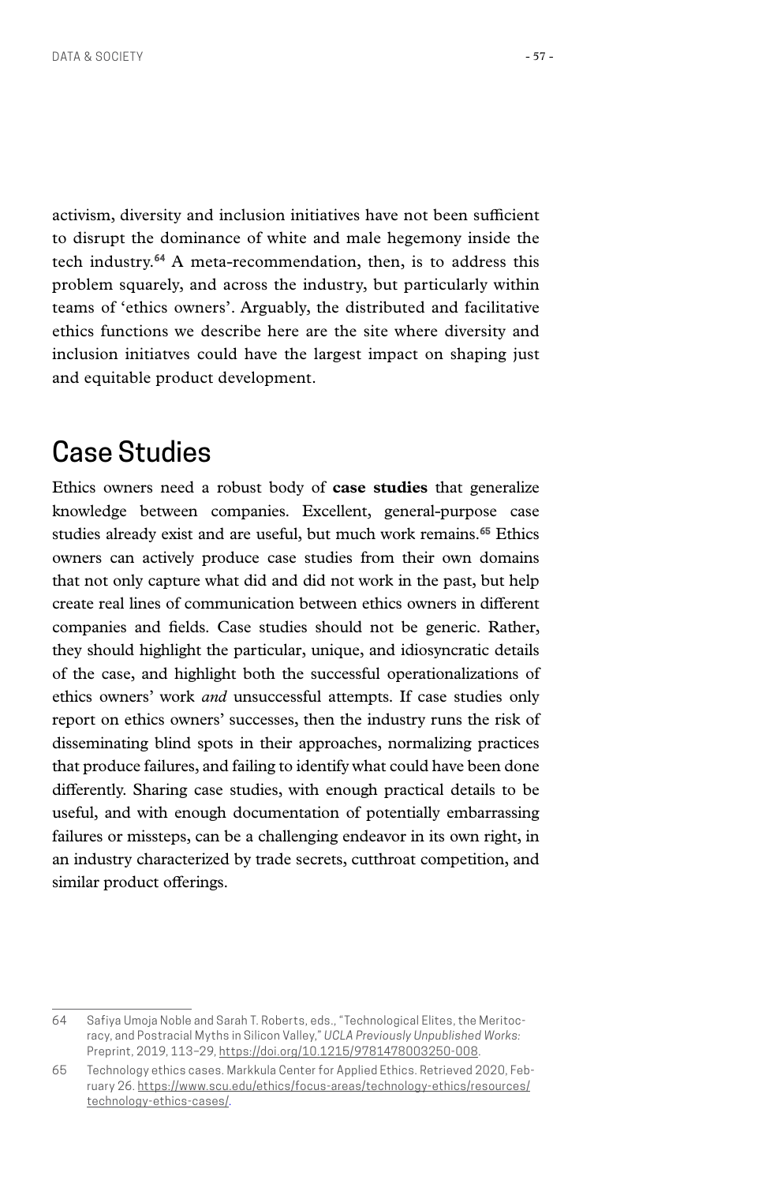activism, diversity and inclusion initiatives have not been sufficient to disrupt the dominance of white and male hegemony inside the tech industry.[64] A meta-recommendation, then, is to address this problem squarely, and across the industry, but particularly within teams of 'ethics owners'. Arguably, the distributed and facilitative ethics functions we describe here are the site where diversity and inclusion initiatves could have the largest impact on shaping just and equitable product development.

## Case Studies

Ethics owners need a robust body of **case studies** that generalize knowledge between companies. Excellent, general-purpose case studies already exist and are useful, but much work remains.[65] Ethics owners can actively produce case studies from their own domains that not only capture what did and did not work in the past, but help create real lines of communication between ethics owners in different companies and fields. Case studies should not be generic. Rather, they should highlight the particular, unique, and idiosyncratic details of the case, and highlight both the successful operationalizations of ethics owners' work *and* unsuccessful attempts. If case studies only report on ethics owners' successes, then the industry runs the risk of disseminating blind spots in their approaches, normalizing practices that produce failures, and failing to identify what could have been done differently. Sharing case studies, with enough practical details to be useful, and with enough documentation of potentially embarrassing failures or missteps, can be a challenging endeavor in its own right, in an industry characterized by trade secrets, cutthroat competition, and similar product offerings.

---

64 Safiya Umoja Noble and Sarah T. Roberts, eds., "Technological Elites, the Meritocracy, and Postracial Myths in Silicon Valley," *UCLA Previously Unpublished Works:* Preprint, 2019, 113–29, https://doi.org/10.1215/9781478003250-008.

65 Technology ethics cases. Markkula Center for Applied Ethics. Retrieved 2020, February 26. https://www.scu.edu/ethics/focus-areas/technology-ethics/resources/technology-ethics-cases/.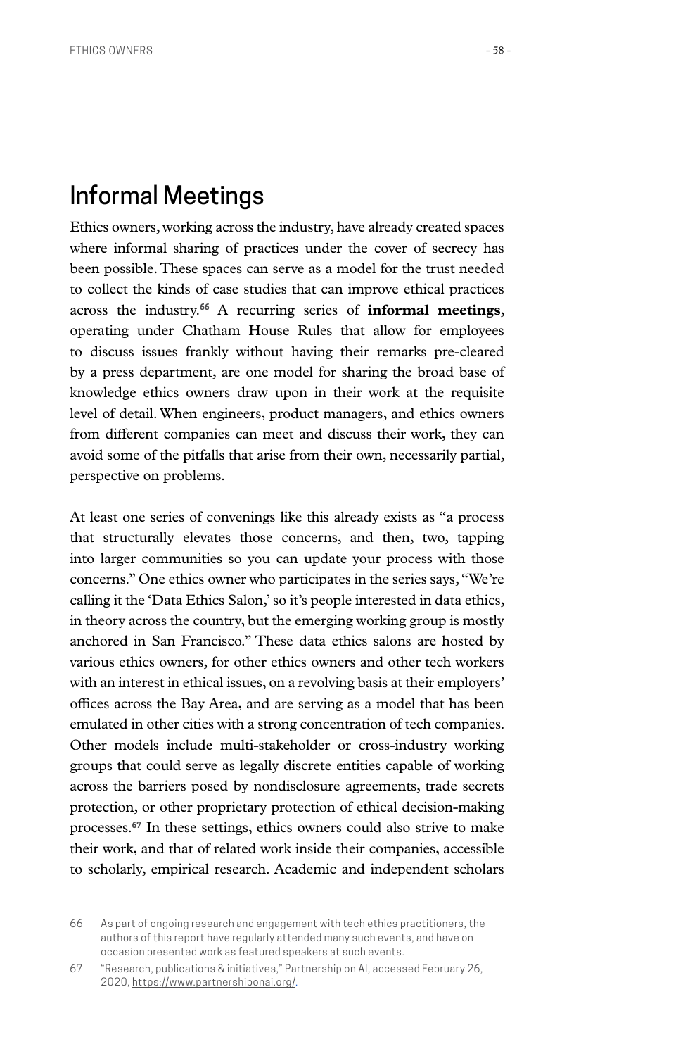## Informal Meetings

Ethics owners, working across the industry, have already created spaces where informal sharing of practices under the cover of secrecy has been possible. These spaces can serve as a model for the trust needed to collect the kinds of case studies that can improve ethical practices across the industry.[66] A recurring series of **informal meetings**, operating under Chatham House Rules that allow for employees to discuss issues frankly without having their remarks pre-cleared by a press department, are one model for sharing the broad base of knowledge ethics owners draw upon in their work at the requisite level of detail. When engineers, product managers, and ethics owners from different companies can meet and discuss their work, they can avoid some of the pitfalls that arise from their own, necessarily partial, perspective on problems.

At least one series of convenings like this already exists as "a process that structurally elevates those concerns, and then, two, tapping into larger communities so you can update your process with those concerns." One ethics owner who participates in the series says, "We're calling it the 'Data Ethics Salon,' so it's people interested in data ethics, in theory across the country, but the emerging working group is mostly anchored in San Francisco." These data ethics salons are hosted by various ethics owners, for other ethics owners and other tech workers with an interest in ethical issues, on a revolving basis at their employers' offices across the Bay Area, and are serving as a model that has been emulated in other cities with a strong concentration of tech companies. Other models include multi-stakeholder or cross-industry working groups that could serve as legally discrete entities capable of working across the barriers posed by nondisclosure agreements, trade secrets protection, or other proprietary protection of ethical decision-making processes.[67] In these settings, ethics owners could also strive to make their work, and that of related work inside their companies, accessible to scholarly, empirical research. Academic and independent scholars

---

66 As part of ongoing research and engagement with tech ethics practitioners, the authors of this report have regularly attended many such events, and have on occasion presented work as featured speakers at such events.

67 "Research, publications & initiatives," Partnership on AI, accessed February 26, 2020, https://www.partnershiponai.org/.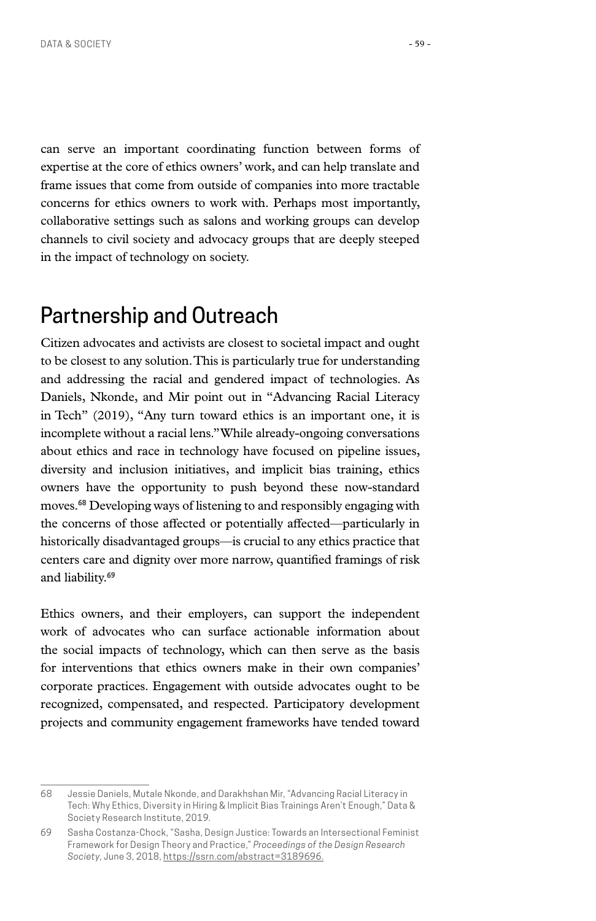can serve an important coordinating function between forms of expertise at the core of ethics owners' work, and can help translate and frame issues that come from outside of companies into more tractable concerns for ethics owners to work with. Perhaps most importantly, collaborative settings such as salons and working groups can develop channels to civil society and advocacy groups that are deeply steeped in the impact of technology on society.

## Partnership and Outreach

Citizen advocates and activists are closest to societal impact and ought to be closest to any solution. This is particularly true for understanding and addressing the racial and gendered impact of technologies. As Daniels, Nkonde, and Mir point out in "Advancing Racial Literacy in Tech" (2019), "Any turn toward ethics is an important one, it is incomplete without a racial lens." While already-ongoing conversations about ethics and race in technology have focused on pipeline issues, diversity and inclusion initiatives, and implicit bias training, ethics owners have the opportunity to push beyond these now-standard moves.[68] Developing ways of listening to and responsibly engaging with the concerns of those affected or potentially affected—particularly in historically disadvantaged groups—is crucial to any ethics practice that centers care and dignity over more narrow, quantified framings of risk and liability.[69]

Ethics owners, and their employers, can support the independent work of advocates who can surface actionable information about the social impacts of technology, which can then serve as the basis for interventions that ethics owners make in their own companies' corporate practices. Engagement with outside advocates ought to be recognized, compensated, and respected. Participatory development projects and community engagement frameworks have tended toward

---

68 Jessie Daniels, Mutale Nkonde, and Darakhshan Mir, "Advancing Racial Literacy in Tech: Why Ethics, Diversity in Hiring & Implicit Bias Trainings Aren't Enough," Data & Society Research Institute, 2019.

69 Sasha Costanza-Chock, "Sasha, Design Justice: Towards an Intersectional Feminist Framework for Design Theory and Practice," *Proceedings of the Design Research Society*, June 3, 2018, https://ssrn.com/abstract=3189696.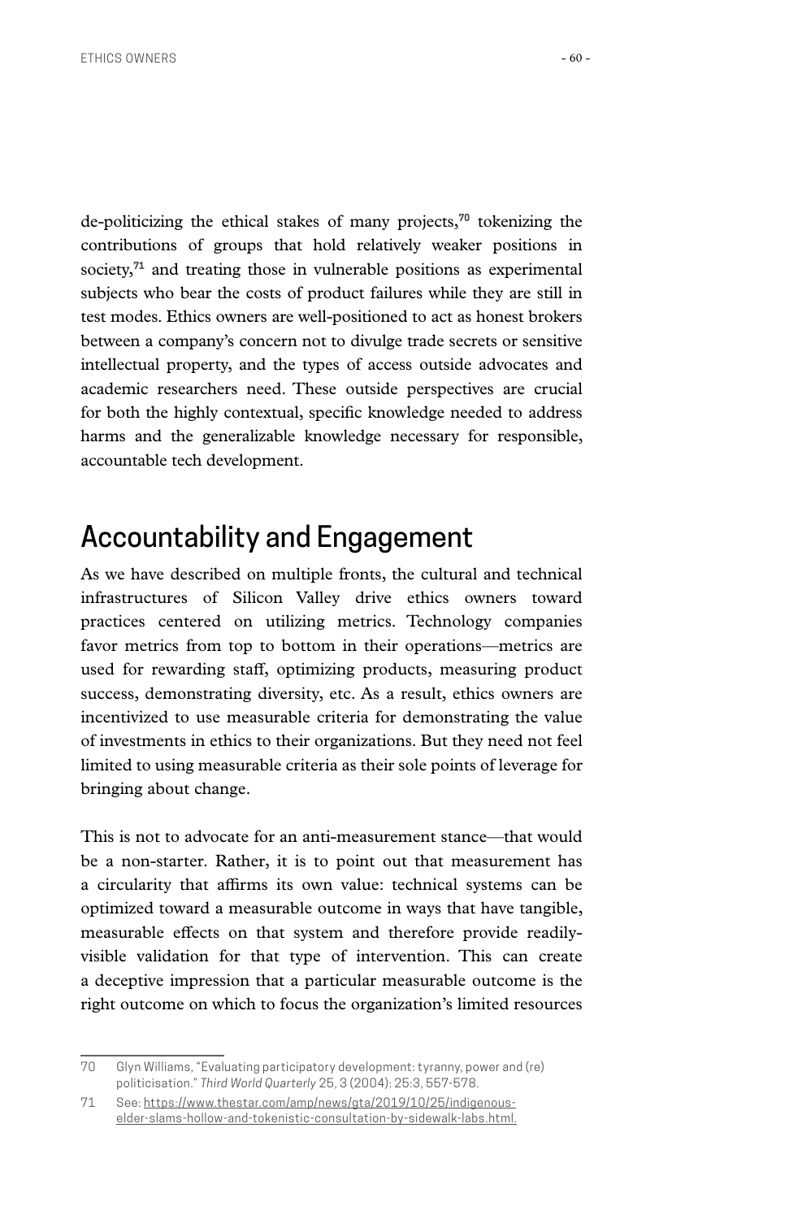de-politicizing the ethical stakes of many projects,[70] tokenizing the contributions of groups that hold relatively weaker positions in society,[71] and treating those in vulnerable positions as experimental subjects who bear the costs of product failures while they are still in test modes. Ethics owners are well-positioned to act as honest brokers between a company's concern not to divulge trade secrets or sensitive intellectual property, and the types of access outside advocates and academic researchers need. These outside perspectives are crucial for both the highly contextual, specific knowledge needed to address harms and the generalizable knowledge necessary for responsible, accountable tech development.

## Accountability and Engagement

As we have described on multiple fronts, the cultural and technical infrastructures of Silicon Valley drive ethics owners toward practices centered on utilizing metrics. Technology companies favor metrics from top to bottom in their operations—metrics are used for rewarding staff, optimizing products, measuring product success, demonstrating diversity, etc. As a result, ethics owners are incentivized to use measurable criteria for demonstrating the value of investments in ethics to their organizations. But they need not feel limited to using measurable criteria as their sole points of leverage for bringing about change.

This is not to advocate for an anti-measurement stance—that would be a non-starter. Rather, it is to point out that measurement has a circularity that affirms its own value: technical systems can be optimized toward a measurable outcome in ways that have tangible, measurable effects on that system and therefore provide readily-visible validation for that type of intervention. This can create a deceptive impression that a particular measurable outcome is the right outcome on which to focus the organization's limited resources

---

70 Glyn Williams, "Evaluating participatory development: tyranny, power and (re) politicisation." *Third World Quarterly* 25, 3 (2004): 25:3, 557-578.

71 See: https://www.thestar.com/amp/news/gta/2019/10/25/indigenous-elder-slams-hollow-and-tokenistic-consultation-by-sidewalk-labs.html.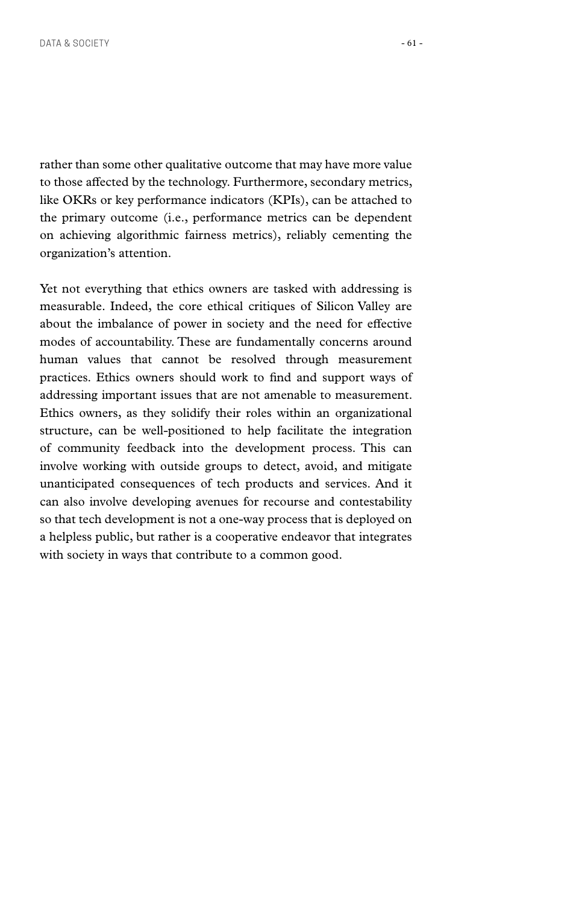rather than some other qualitative outcome that may have more value to those affected by the technology. Furthermore, secondary metrics, like OKRs or key performance indicators (KPIs), can be attached to the primary outcome (i.e., performance metrics can be dependent on achieving algorithmic fairness metrics), reliably cementing the organization's attention.

Yet not everything that ethics owners are tasked with addressing is measurable. Indeed, the core ethical critiques of Silicon Valley are about the imbalance of power in society and the need for effective modes of accountability. These are fundamentally concerns around human values that cannot be resolved through measurement practices. Ethics owners should work to find and support ways of addressing important issues that are not amenable to measurement. Ethics owners, as they solidify their roles within an organizational structure, can be well-positioned to help facilitate the integration of community feedback into the development process. This can involve working with outside groups to detect, avoid, and mitigate unanticipated consequences of tech products and services. And it can also involve developing avenues for recourse and contestability so that tech development is not a one-way process that is deployed on a helpless public, but rather is a cooperative endeavor that integrates with society in ways that contribute to a common good.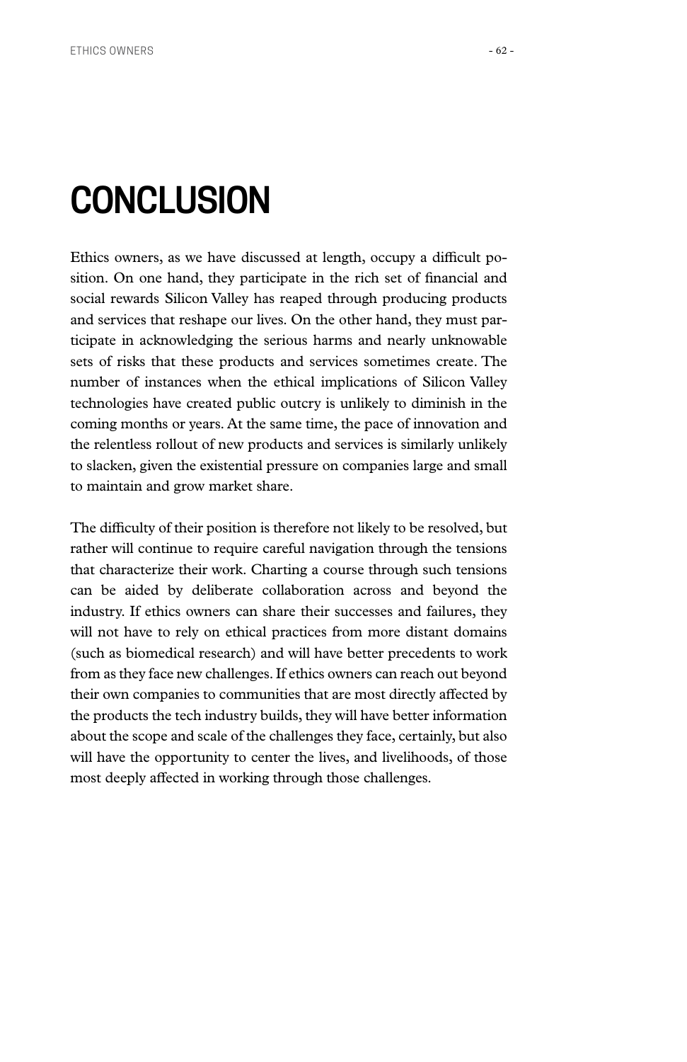# CONCLUSION

Ethics owners, as we have discussed at length, occupy a difficult position. On one hand, they participate in the rich set of financial and social rewards Silicon Valley has reaped through producing products and services that reshape our lives. On the other hand, they must participate in acknowledging the serious harms and nearly unknowable sets of risks that these products and services sometimes create. The number of instances when the ethical implications of Silicon Valley technologies have created public outcry is unlikely to diminish in the coming months or years. At the same time, the pace of innovation and the relentless rollout of new products and services is similarly unlikely to slacken, given the existential pressure on companies large and small to maintain and grow market share.

The difficulty of their position is therefore not likely to be resolved, but rather will continue to require careful navigation through the tensions that characterize their work. Charting a course through such tensions can be aided by deliberate collaboration across and beyond the industry. If ethics owners can share their successes and failures, they will not have to rely on ethical practices from more distant domains (such as biomedical research) and will have better precedents to work from as they face new challenges. If ethics owners can reach out beyond their own companies to communities that are most directly affected by the products the tech industry builds, they will have better information about the scope and scale of the challenges they face, certainly, but also will have the opportunity to center the lives, and livelihoods, of those most deeply affected in working through those challenges.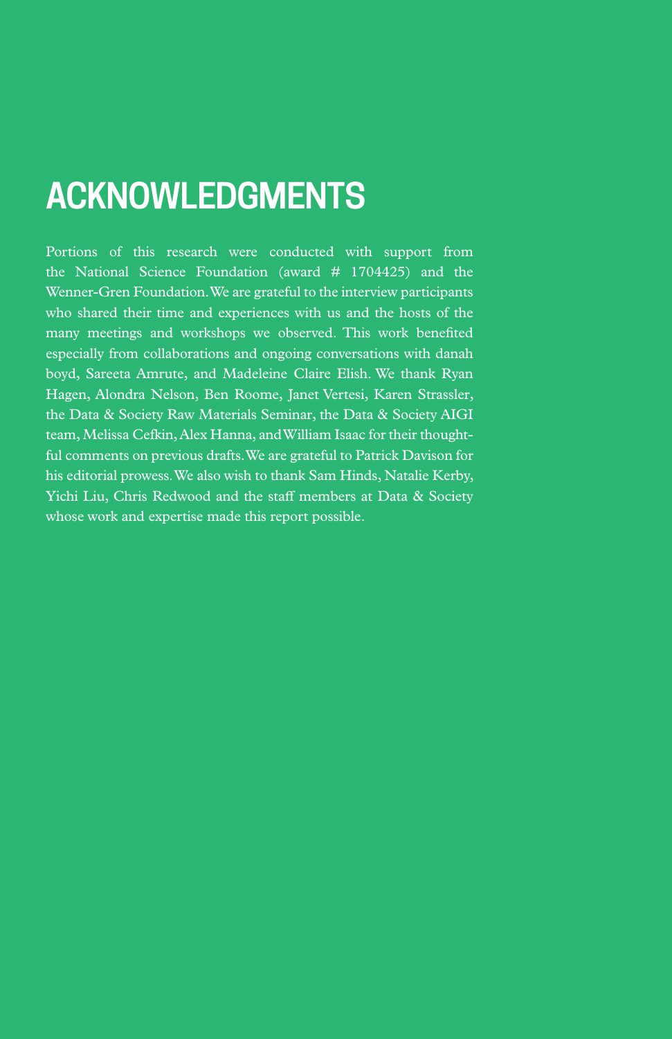# ACKNOWLEDGMENTS

Portions of this research were conducted with support from the National Science Foundation (award # 1704425) and the Wenner-Gren Foundation. We are grateful to the interview participants who shared their time and experiences with us and the hosts of the many meetings and workshops we observed. This work benefited especially from collaborations and ongoing conversations with danah boyd, Sareeta Amrute, and Madeleine Claire Elish. We thank Ryan Hagen, Alondra Nelson, Ben Roome, Janet Vertesi, Karen Strassler, the Data & Society Raw Materials Seminar, the Data & Society AIGI team, Melissa Cefkin, Alex Hanna, and William Isaac for their thoughtful comments on previous drafts. We are grateful to Patrick Davison for his editorial prowess. We also wish to thank Sam Hinds, Natalie Kerby, Yichi Liu, Chris Redwood and the staff members at Data & Society whose work and expertise made this report possible.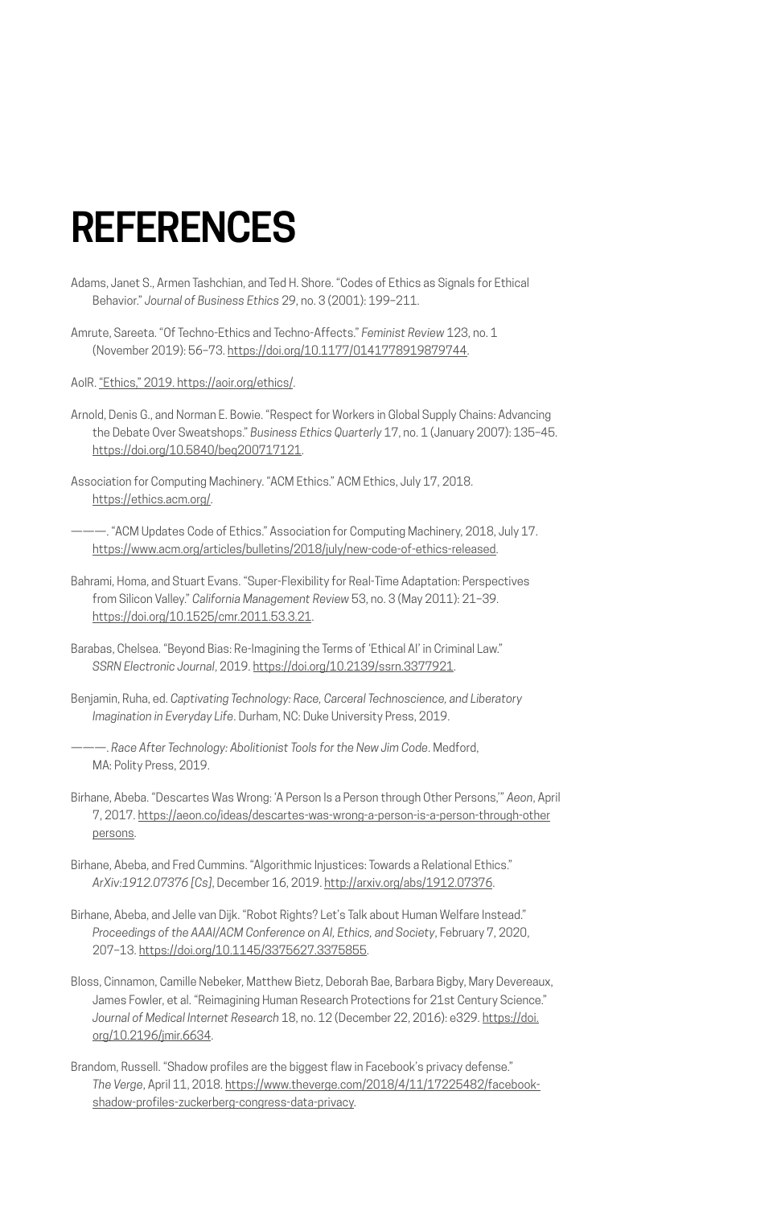# REFERENCES

Adams, Janet S., Armen Tashchian, and Ted H. Shore. "Codes of Ethics as Signals for Ethical Behavior." *Journal of Business Ethics* 29, no. 3 (2001): 199–211.

Amrute, Sareeta. "Of Techno-Ethics and Techno-Affects." *Feminist Review* 123, no. 1 (November 2019): 56–73. https://doi.org/10.1177/0141778919879744.

AoIR. "Ethics," 2019. https://aoir.org/ethics/.

Arnold, Denis G., and Norman E. Bowie. "Respect for Workers in Global Supply Chains: Advancing the Debate Over Sweatshops." *Business Ethics Quarterly* 17, no. 1 (January 2007): 135–45. https://doi.org/10.5840/beq200717121.

Association for Computing Machinery. "ACM Ethics." ACM Ethics, July 17, 2018. https://ethics.acm.org/.

———. "ACM Updates Code of Ethics." Association for Computing Machinery, 2018, July 17. https://www.acm.org/articles/bulletins/2018/july/new-code-of-ethics-released.

Bahrami, Homa, and Stuart Evans. "Super-Flexibility for Real-Time Adaptation: Perspectives from Silicon Valley." *California Management Review* 53, no. 3 (May 2011): 21–39. https://doi.org/10.1525/cmr.2011.53.3.21.

Barabas, Chelsea. "Beyond Bias: Re-Imagining the Terms of 'Ethical AI' in Criminal Law." *SSRN Electronic Journal*, 2019. https://doi.org/10.2139/ssrn.3377921.

Benjamin, Ruha, ed. *Captivating Technology: Race, Carceral Technoscience, and Liberatory Imagination in Everyday Life*. Durham, NC: Duke University Press, 2019.

———. *Race After Technology: Abolitionist Tools for the New Jim Code*. Medford, MA: Polity Press, 2019.

Birhane, Abeba. "Descartes Was Wrong: 'A Person Is a Person through Other Persons,'" *Aeon*, April 7, 2017. https://aeon.co/ideas/descartes-was-wrong-a-person-is-a-person-through-other persons.

Birhane, Abeba, and Fred Cummins. "Algorithmic Injustices: Towards a Relational Ethics." *ArXiv:1912.07376 [Cs]*, December 16, 2019. http://arxiv.org/abs/1912.07376.

Birhane, Abeba, and Jelle van Dijk. "Robot Rights? Let's Talk about Human Welfare Instead." *Proceedings of the AAAI/ACM Conference on AI, Ethics, and Society*, February 7, 2020, 207–13. https://doi.org/10.1145/3375627.3375855.

Bloss, Cinnamon, Camille Nebeker, Matthew Bietz, Deborah Bae, Barbara Bigby, Mary Devereaux, James Fowler, et al. "Reimagining Human Research Protections for 21st Century Science." *Journal of Medical Internet Research* 18, no. 12 (December 22, 2016): e329. https://doi.org/10.2196/jmir.6634.

Brandom, Russell. "Shadow profiles are the biggest flaw in Facebook's privacy defense." *The Verge*, April 11, 2018. https://www.theverge.com/2018/4/11/17225482/facebook-shadow-profiles-zuckerberg-congress-data-privacy.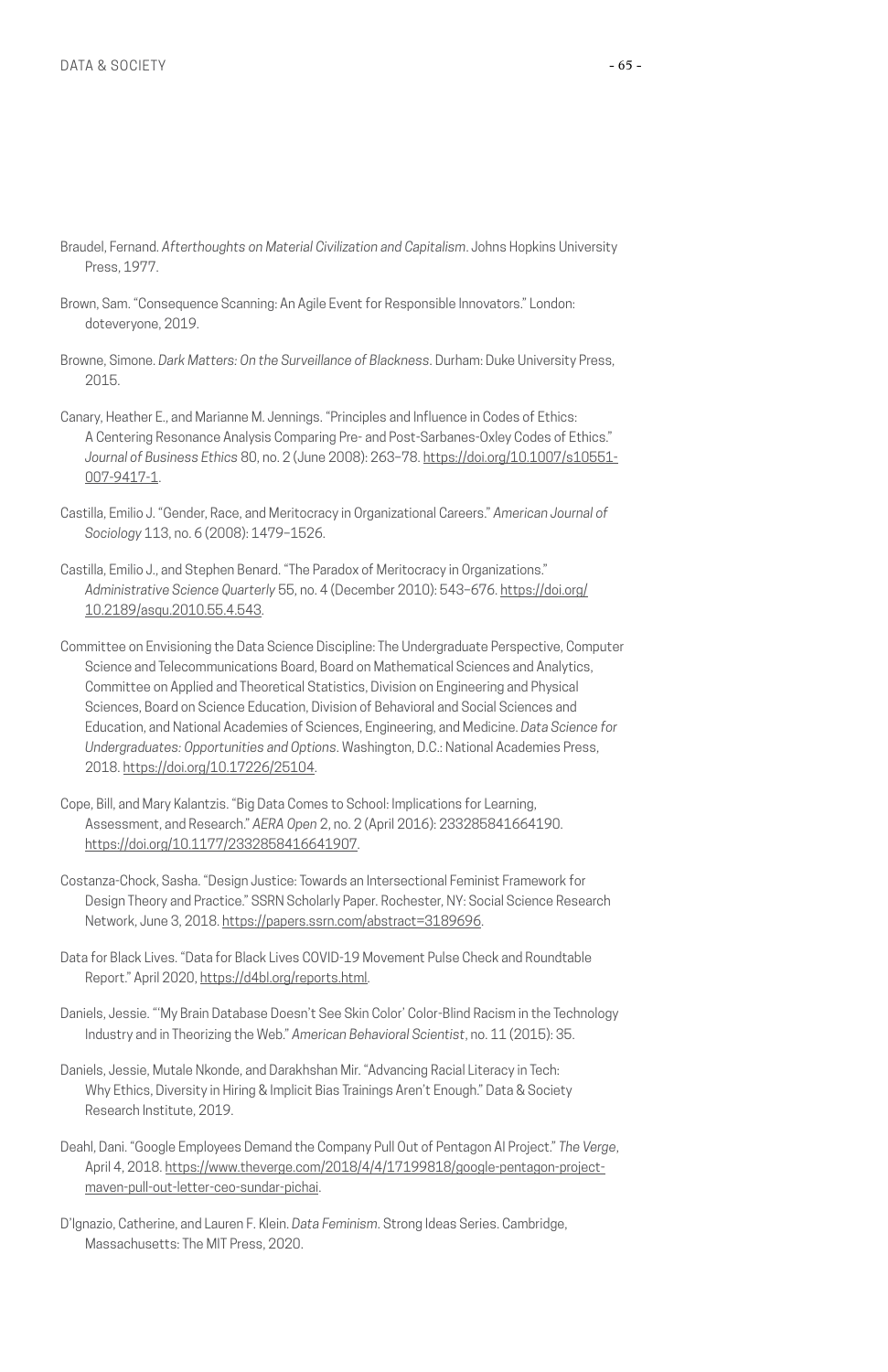Braudel, Fernand. *Afterthoughts on Material Civilization and Capitalism*. Johns Hopkins University Press, 1977.

Brown, Sam. "Consequence Scanning: An Agile Event for Responsible Innovators." London: doteveryone, 2019.

Browne, Simone. *Dark Matters: On the Surveillance of Blackness*. Durham: Duke University Press, 2015.

Canary, Heather E., and Marianne M. Jennings. "Principles and Influence in Codes of Ethics: A Centering Resonance Analysis Comparing Pre- and Post-Sarbanes-Oxley Codes of Ethics." *Journal of Business Ethics* 80, no. 2 (June 2008): 263–78. https://doi.org/10.1007/s10551-007-9417-1.

Castilla, Emilio J. "Gender, Race, and Meritocracy in Organizational Careers." *American Journal of Sociology* 113, no. 6 (2008): 1479–1526.

Castilla, Emilio J., and Stephen Benard. "The Paradox of Meritocracy in Organizations." *Administrative Science Quarterly* 55, no. 4 (December 2010): 543–676. https://doi.org/10.2189/asqu.2010.55.4.543.

Committee on Envisioning the Data Science Discipline: The Undergraduate Perspective, Computer Science and Telecommunications Board, Board on Mathematical Sciences and Analytics, Committee on Applied and Theoretical Statistics, Division on Engineering and Physical Sciences, Board on Science Education, Division of Behavioral and Social Sciences and Education, and National Academies of Sciences, Engineering, and Medicine. *Data Science for Undergraduates: Opportunities and Options*. Washington, D.C.: National Academies Press, 2018. https://doi.org/10.17226/25104.

Cope, Bill, and Mary Kalantzis. "Big Data Comes to School: Implications for Learning, Assessment, and Research." *AERA Open* 2, no. 2 (April 2016): 233285841664190. https://doi.org/10.1177/2332858416641907.

Costanza-Chock, Sasha. "Design Justice: Towards an Intersectional Feminist Framework for Design Theory and Practice." SSRN Scholarly Paper. Rochester, NY: Social Science Research Network, June 3, 2018. https://papers.ssrn.com/abstract=3189696.

Data for Black Lives. "Data for Black Lives COVID-19 Movement Pulse Check and Roundtable Report." April 2020, https://d4bl.org/reports.html.

Daniels, Jessie. "'My Brain Database Doesn't See Skin Color' Color-Blind Racism in the Technology Industry and in Theorizing the Web." *American Behavioral Scientist*, no. 11 (2015): 35.

Daniels, Jessie, Mutale Nkonde, and Darakhshan Mir. "Advancing Racial Literacy in Tech: Why Ethics, Diversity in Hiring & Implicit Bias Trainings Aren't Enough." Data & Society Research Institute, 2019.

Deahl, Dani. "Google Employees Demand the Company Pull Out of Pentagon AI Project." *The Verge*, April 4, 2018. https://www.theverge.com/2018/4/4/17199818/google-pentagon-project-maven-pull-out-letter-ceo-sundar-pichai.

D'Ignazio, Catherine, and Lauren F. Klein. *Data Feminism*. Strong Ideas Series. Cambridge, Massachusetts: The MIT Press, 2020.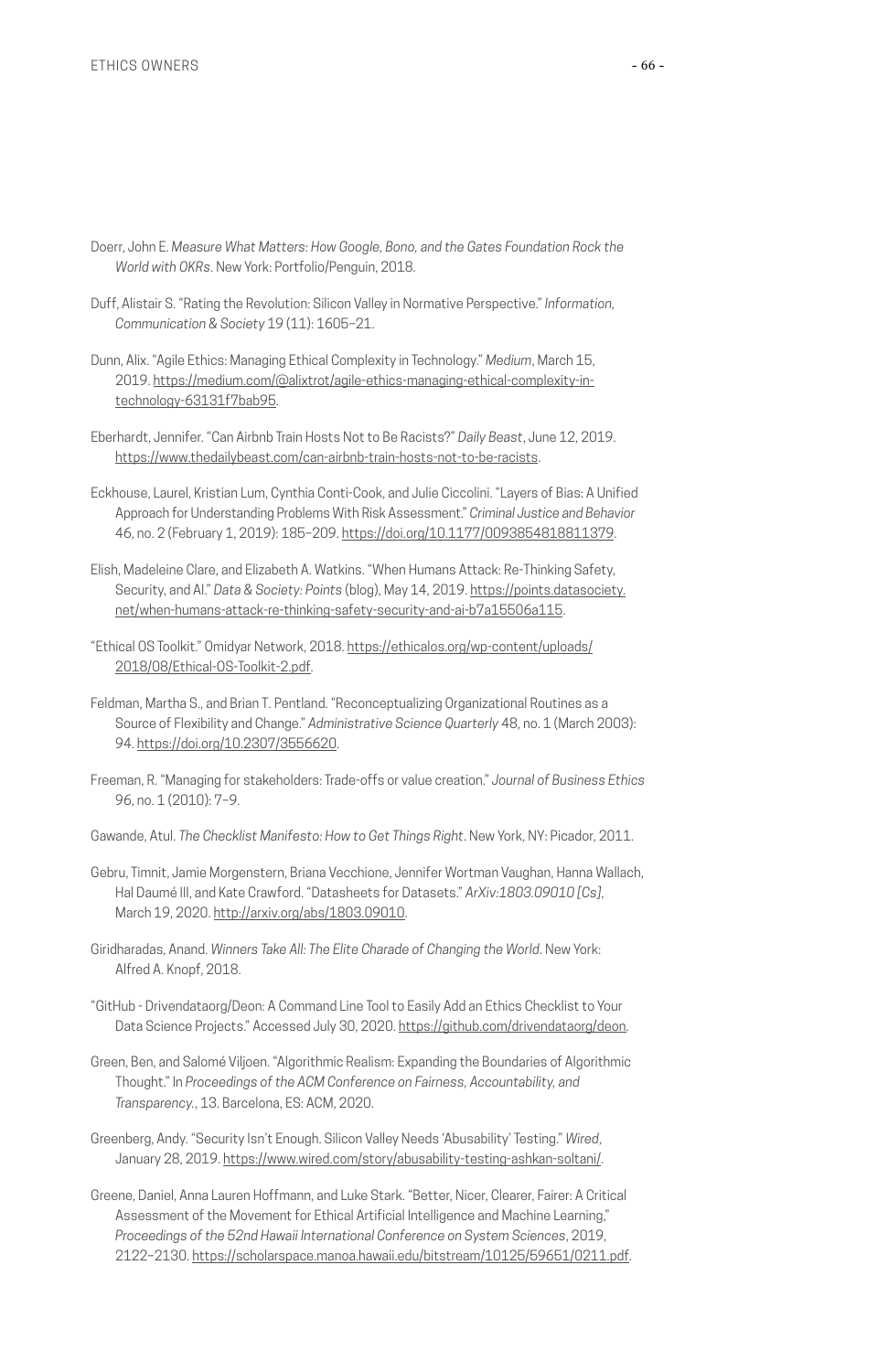Doerr, John E. *Measure What Matters: How Google, Bono, and the Gates Foundation Rock the World with OKRs*. New York: Portfolio/Penguin, 2018.

Duff, Alistair S. "Rating the Revolution: Silicon Valley in Normative Perspective." *Information, Communication & Society* 19 (11): 1605–21.

Dunn, Alix. "Agile Ethics: Managing Ethical Complexity in Technology." *Medium*, March 15, 2019. https://medium.com/@alixtrot/agile-ethics-managing-ethical-complexity-in-technology-63131f7bab95.

Eberhardt, Jennifer. "Can Airbnb Train Hosts Not to Be Racists?" *Daily Beast*, June 12, 2019. https://www.thedailybeast.com/can-airbnb-train-hosts-not-to-be-racists.

Eckhouse, Laurel, Kristian Lum, Cynthia Conti-Cook, and Julie Ciccolini. "Layers of Bias: A Unified Approach for Understanding Problems With Risk Assessment." *Criminal Justice and Behavior* 46, no. 2 (February 1, 2019): 185–209. https://doi.org/10.1177/0093854818811379.

Elish, Madeleine Clare, and Elizabeth A. Watkins. "When Humans Attack: Re-Thinking Safety, Security, and AI." *Data & Society: Points* (blog), May 14, 2019. https://points.datasociety.net/when-humans-attack-re-thinking-safety-security-and-ai-b7a15506a115.

"Ethical OS Toolkit." Omidyar Network, 2018. https://ethicalos.org/wp-content/uploads/2018/08/Ethical-OS-Toolkit-2.pdf.

Feldman, Martha S., and Brian T. Pentland. "Reconceptualizing Organizational Routines as a Source of Flexibility and Change." *Administrative Science Quarterly* 48, no. 1 (March 2003): 94. https://doi.org/10.2307/3556620.

Freeman, R. "Managing for stakeholders: Trade-offs or value creation." *Journal of Business Ethics* 96, no. 1 (2010): 7–9.

Gawande, Atul. *The Checklist Manifesto: How to Get Things Right*. New York, NY: Picador, 2011.

Gebru, Timnit, Jamie Morgenstern, Briana Vecchione, Jennifer Wortman Vaughan, Hanna Wallach, Hal Daumé III, and Kate Crawford. "Datasheets for Datasets." *ArXiv:1803.09010 [Cs]*, March 19, 2020. http://arxiv.org/abs/1803.09010.

Giridharadas, Anand. *Winners Take All: The Elite Charade of Changing the World*. New York: Alfred A. Knopf, 2018.

"GitHub - Drivendataorg/Deon: A Command Line Tool to Easily Add an Ethics Checklist to Your Data Science Projects." Accessed July 30, 2020. https://github.com/drivendataorg/deon.

Green, Ben, and Salomé Viljoen. "Algorithmic Realism: Expanding the Boundaries of Algorithmic Thought." In *Proceedings of the ACM Conference on Fairness, Accountability, and Transparency.*, 13. Barcelona, ES: ACM, 2020.

Greenberg, Andy. "Security Isn't Enough. Silicon Valley Needs 'Abusability' Testing." *Wired*, January 28, 2019. https://www.wired.com/story/abusability-testing-ashkan-soltani/.

Greene, Daniel, Anna Lauren Hoffmann, and Luke Stark. "Better, Nicer, Clearer, Fairer: A Critical Assessment of the Movement for Ethical Artificial Intelligence and Machine Learning," *Proceedings of the 52nd Hawaii International Conference on System Sciences*, 2019, 2122–2130. https://scholarspace.manoa.hawaii.edu/bitstream/10125/59651/0211.pdf.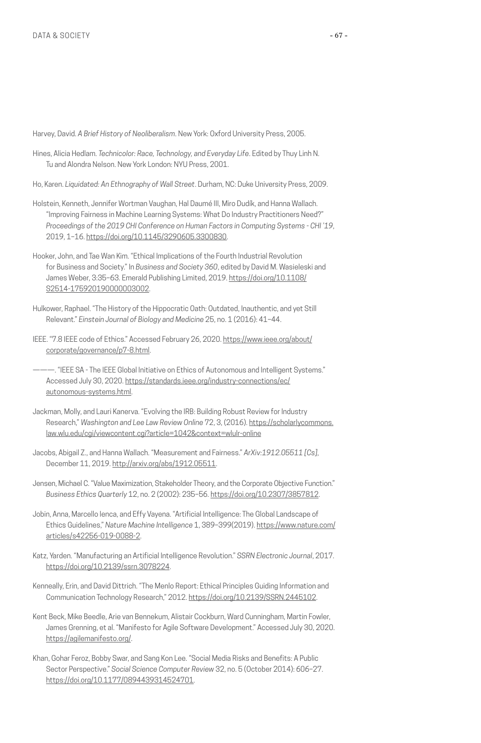Harvey, David. *A Brief History of Neoliberalism*. New York: Oxford University Press, 2005.

Hines, Alicia Hedlam. *Technicolor: Race, Technology, and Everyday Life*. Edited by Thuy Linh N. Tu and Alondra Nelson. New York London: NYU Press, 2001.

Ho, Karen. *Liquidated: An Ethnography of Wall Street*. Durham, NC: Duke University Press, 2009.

Holstein, Kenneth, Jennifer Wortman Vaughan, Hal Daumé III, Miro Dudík, and Hanna Wallach. "Improving Fairness in Machine Learning Systems: What Do Industry Practitioners Need?" *Proceedings of the 2019 CHI Conference on Human Factors in Computing Systems - CHI '19*, 2019, 1–16. https://doi.org/10.1145/3290605.3300830.

Hooker, John, and Tae Wan Kim. "Ethical Implications of the Fourth Industrial Revolution for Business and Society." In *Business and Society 360*, edited by David M. Wasieleski and James Weber, 3:35–63. Emerald Publishing Limited, 2019. https://doi.org/10.1108/S2514-175920190000003002.

Hulkower, Raphael. "The History of the Hippocratic Oath: Outdated, Inauthentic, and yet Still Relevant." *Einstein Journal of Biology and Medicine* 25, no. 1 (2016): 41–44.

IEEE. "7.8 IEEE code of Ethics." Accessed February 26, 2020. https://www.ieee.org/about/corporate/governance/p7-8.html.

———. "IEEE SA - The IEEE Global Initiative on Ethics of Autonomous and Intelligent Systems." Accessed July 30, 2020. https://standards.ieee.org/industry-connections/ec/autonomous-systems.html.

Jackman, Molly, and Lauri Kanerva. "Evolving the IRB: Building Robust Review for Industry Research," *Washington and Lee Law Review Online* 72, 3, (2016). https://scholarlycommons.law.wlu.edu/cgi/viewcontent.cgi?article=1042&context=wlulr-online

Jacobs, Abigail Z., and Hanna Wallach. "Measurement and Fairness." *ArXiv:1912.05511 [Cs]*, December 11, 2019. http://arxiv.org/abs/1912.05511.

Jensen, Michael C. "Value Maximization, Stakeholder Theory, and the Corporate Objective Function." *Business Ethics Quarterly* 12, no. 2 (2002): 235–56. https://doi.org/10.2307/3857812.

Jobin, Anna, Marcello Ienca, and Effy Vayena. "Artificial Intelligence: The Global Landscape of Ethics Guidelines," *Nature Machine Intelligence* 1, 389–399(2019). https://www.nature.com/articles/s42256-019-0088-2.

Katz, Yarden. "Manufacturing an Artificial Intelligence Revolution." *SSRN Electronic Journal*, 2017. https://doi.org/10.2139/ssrn.3078224.

Kenneally, Erin, and David Dittrich. "The Menlo Report: Ethical Principles Guiding Information and Communication Technology Research," 2012. https://doi.org/10.2139/SSRN.2445102.

Kent Beck, Mike Beedle, Arie van Bennekum, Alistair Cockburn, Ward Cunningham, Martin Fowler, James Grenning, et al. "Manifesto for Agile Software Development." Accessed July 30, 2020. https://agilemanifesto.org/.

Khan, Gohar Feroz, Bobby Swar, and Sang Kon Lee. "Social Media Risks and Benefits: A Public Sector Perspective." *Social Science Computer Review* 32, no. 5 (October 2014): 606–27. https://doi.org/10.1177/0894439314524701.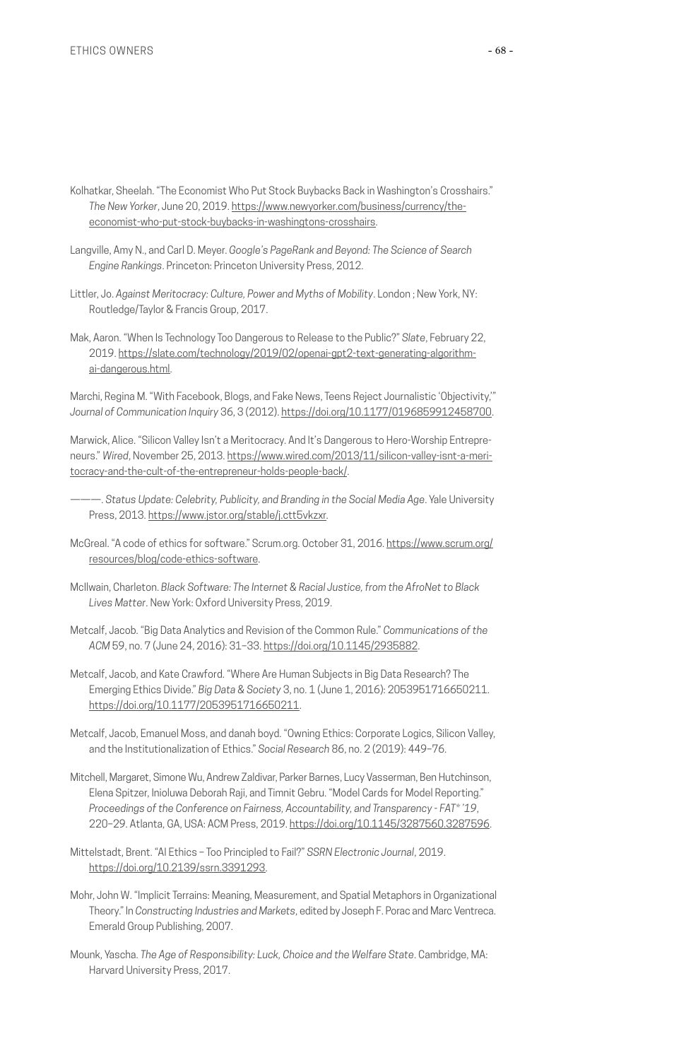Kolhatkar, Sheelah. "The Economist Who Put Stock Buybacks Back in Washington's Crosshairs." *The New Yorker*, June 20, 2019. https://www.newyorker.com/business/currency/the-economist-who-put-stock-buybacks-in-washingtons-crosshairs.

Langville, Amy N., and Carl D. Meyer. *Google's PageRank and Beyond: The Science of Search Engine Rankings*. Princeton: Princeton University Press, 2012.

Littler, Jo. *Against Meritocracy: Culture, Power and Myths of Mobility*. London ; New York, NY: Routledge/Taylor & Francis Group, 2017.

Mak, Aaron. "When Is Technology Too Dangerous to Release to the Public?" *Slate*, February 22, 2019. https://slate.com/technology/2019/02/openai-gpt2-text-generating-algorithm-ai-dangerous.html.

Marchi, Regina M. "With Facebook, Blogs, and Fake News, Teens Reject Journalistic 'Objectivity,'" *Journal of Communication Inquiry* 36, 3 (2012). https://doi.org/10.1177/0196859912458700.

Marwick, Alice. "Silicon Valley Isn't a Meritocracy. And It's Dangerous to Hero-Worship Entrepreneurs." *Wired*, November 25, 2013. https://www.wired.com/2013/11/silicon-valley-isnt-a-meritocracy-and-the-cult-of-the-entrepreneur-holds-people-back/.

———. *Status Update: Celebrity, Publicity, and Branding in the Social Media Age*. Yale University Press, 2013. https://www.jstor.org/stable/j.ctt5vkzxr.

McGreal. "A code of ethics for software." Scrum.org. October 31, 2016. https://www.scrum.org/resources/blog/code-ethics-software.

McIlwain, Charleton. *Black Software: The Internet & Racial Justice, from the AfroNet to Black Lives Matter*. New York: Oxford University Press, 2019.

Metcalf, Jacob. "Big Data Analytics and Revision of the Common Rule." *Communications of the ACM* 59, no. 7 (June 24, 2016): 31–33. https://doi.org/10.1145/2935882.

Metcalf, Jacob, and Kate Crawford. "Where Are Human Subjects in Big Data Research? The Emerging Ethics Divide." *Big Data & Society* 3, no. 1 (June 1, 2016): 2053951716650211. https://doi.org/10.1177/2053951716650211.

Metcalf, Jacob, Emanuel Moss, and danah boyd. "Owning Ethics: Corporate Logics, Silicon Valley, and the Institutionalization of Ethics." *Social Research* 86, no. 2 (2019): 449–76.

Mitchell, Margaret, Simone Wu, Andrew Zaldivar, Parker Barnes, Lucy Vasserman, Ben Hutchinson, Elena Spitzer, Inioluwa Deborah Raji, and Timnit Gebru. "Model Cards for Model Reporting." *Proceedings of the Conference on Fairness, Accountability, and Transparency - FAT\* '19*, 220–29. Atlanta, GA, USA: ACM Press, 2019. https://doi.org/10.1145/3287560.3287596.

Mittelstadt, Brent. "AI Ethics – Too Principled to Fail?" *SSRN Electronic Journal*, 2019. https://doi.org/10.2139/ssrn.3391293.

Mohr, John W. "Implicit Terrains: Meaning, Measurement, and Spatial Metaphors in Organizational Theory." In *Constructing Industries and Markets*, edited by Joseph F. Porac and Marc Ventreca. Emerald Group Publishing, 2007.

Mounk, Yascha. *The Age of Responsibility: Luck, Choice and the Welfare State*. Cambridge, MA: Harvard University Press, 2017.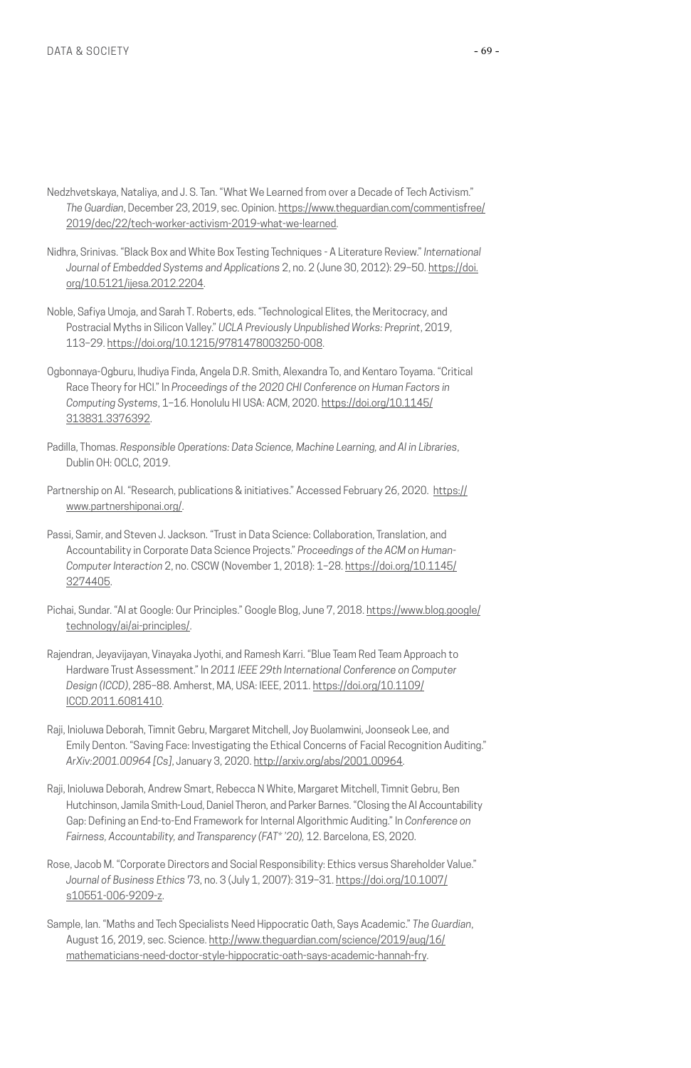Nedzhvetskaya, Nataliya, and J. S. Tan. "What We Learned from over a Decade of Tech Activism." *The Guardian*, December 23, 2019, sec. Opinion. https://www.theguardian.com/commentisfree/2019/dec/22/tech-worker-activism-2019-what-we-learned.

Nidhra, Srinivas. "Black Box and White Box Testing Techniques - A Literature Review." *International Journal of Embedded Systems and Applications* 2, no. 2 (June 30, 2012): 29–50. https://doi.org/10.5121/ijesa.2012.2204.

Noble, Safiya Umoja, and Sarah T. Roberts, eds. "Technological Elites, the Meritocracy, and Postracial Myths in Silicon Valley." *UCLA Previously Unpublished Works: Preprint*, 2019, 113–29. https://doi.org/10.1215/9781478003250-008.

Ogbonnaya-Ogburu, Ihudiya Finda, Angela D.R. Smith, Alexandra To, and Kentaro Toyama. "Critical Race Theory for HCI." In *Proceedings of the 2020 CHI Conference on Human Factors in Computing Systems*, 1–16. Honolulu HI USA: ACM, 2020. https://doi.org/10.1145/313831.3376392.

Padilla, Thomas. *Responsible Operations: Data Science, Machine Learning, and AI in Libraries*, Dublin OH: OCLC, 2019.

Partnership on AI. "Research, publications & initiatives." Accessed February 26, 2020. https://www.partnershiponai.org/.

Passi, Samir, and Steven J. Jackson. "Trust in Data Science: Collaboration, Translation, and Accountability in Corporate Data Science Projects." *Proceedings of the ACM on Human-Computer Interaction* 2, no. CSCW (November 1, 2018): 1–28. https://doi.org/10.1145/3274405.

Pichai, Sundar. "AI at Google: Our Principles." Google Blog, June 7, 2018. https://www.blog.google/technology/ai/ai-principles/.

Rajendran, Jeyavijayan, Vinayaka Jyothi, and Ramesh Karri. "Blue Team Red Team Approach to Hardware Trust Assessment." In *2011 IEEE 29th International Conference on Computer Design (ICCD)*, 285–88. Amherst, MA, USA: IEEE, 2011. https://doi.org/10.1109/ICCD.2011.6081410.

Raji, Inioluwa Deborah, Timnit Gebru, Margaret Mitchell, Joy Buolamwini, Joonseok Lee, and Emily Denton. "Saving Face: Investigating the Ethical Concerns of Facial Recognition Auditing." *ArXiv:2001.00964 [Cs]*, January 3, 2020. http://arxiv.org/abs/2001.00964.

Raji, Inioluwa Deborah, Andrew Smart, Rebecca N White, Margaret Mitchell, Timnit Gebru, Ben Hutchinson, Jamila Smith-Loud, Daniel Theron, and Parker Barnes. "Closing the AI Accountability Gap: Defining an End-to-End Framework for Internal Algorithmic Auditing." In *Conference on Fairness, Accountability, and Transparency (FAT* '20)*, 12. Barcelona, ES, 2020.

Rose, Jacob M. "Corporate Directors and Social Responsibility: Ethics versus Shareholder Value." *Journal of Business Ethics* 73, no. 3 (July 1, 2007): 319–31. https://doi.org/10.1007/s10551-006-9209-z.

Sample, Ian. "Maths and Tech Specialists Need Hippocratic Oath, Says Academic." *The Guardian*, August 16, 2019, sec. Science. http://www.theguardian.com/science/2019/aug/16/mathematicians-need-doctor-style-hippocratic-oath-says-academic-hannah-fry.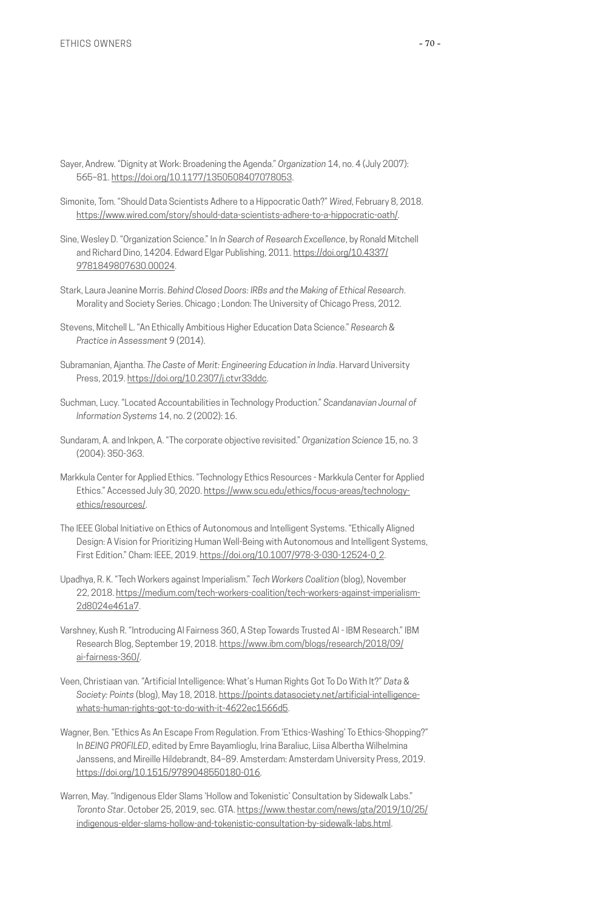Sayer, Andrew. "Dignity at Work: Broadening the Agenda." *Organization* 14, no. 4 (July 2007): 565–81. https://doi.org/10.1177/1350508407078053.

Simonite, Tom. "Should Data Scientists Adhere to a Hippocratic Oath?" *Wired*, February 8, 2018. https://www.wired.com/story/should-data-scientists-adhere-to-a-hippocratic-oath/.

Sine, Wesley D. "Organization Science." In *In Search of Research Excellence*, by Ronald Mitchell and Richard Dino, 14204. Edward Elgar Publishing, 2011. https://doi.org/10.4337/9781849807630.00024.

Stark, Laura Jeanine Morris. *Behind Closed Doors: IRBs and the Making of Ethical Research*. Morality and Society Series. Chicago ; London: The University of Chicago Press, 2012.

Stevens, Mitchell L. "An Ethically Ambitious Higher Education Data Science." *Research & Practice in Assessment* 9 (2014).

Subramanian, Ajantha. *The Caste of Merit: Engineering Education in India*. Harvard University Press, 2019. https://doi.org/10.2307/j.ctvr33ddc.

Suchman, Lucy. "Located Accountabilities in Technology Production." *Scandanavian Journal of Information Systems* 14, no. 2 (2002): 16.

Sundaram, A. and Inkpen, A. "The corporate objective revisited." *Organization Science* 15, no. 3 (2004): 350-363.

Markkula Center for Applied Ethics. "Technology Ethics Resources - Markkula Center for Applied Ethics." Accessed July 30, 2020. https://www.scu.edu/ethics/focus-areas/technology-ethics/resources/.

The IEEE Global Initiative on Ethics of Autonomous and Intelligent Systems. "Ethically Aligned Design: A Vision for Prioritizing Human Well-Being with Autonomous and Intelligent Systems, First Edition." Cham: IEEE, 2019. https://doi.org/10.1007/978-3-030-12524-0_2.

Upadhya, R. K. "Tech Workers against Imperialism." *Tech Workers Coalition* (blog), November 22, 2018. https://medium.com/tech-workers-coalition/tech-workers-against-imperialism-2d8024e461a7.

Varshney, Kush R. "Introducing AI Fairness 360, A Step Towards Trusted AI - IBM Research." IBM Research Blog, September 19, 2018. https://www.ibm.com/blogs/research/2018/09/ai-fairness-360/.

Veen, Christiaan van. "Artificial Intelligence: What's Human Rights Got To Do With It?" *Data & Society: Points* (blog), May 18, 2018. https://points.datasociety.net/artificial-intelligence-whats-human-rights-got-to-do-with-it-4622ec1566d5.

Wagner, Ben. "Ethics As An Escape From Regulation. From 'Ethics-Washing' To Ethics-Shopping?" In *BEING PROFILED*, edited by Emre Bayamlioglu, Irina Baraliuc, Liisa Albertha Wilhelmina Janssens, and Mireille Hildebrandt, 84–89. Amsterdam: Amsterdam University Press, 2019. https://doi.org/10.1515/9789048550180-016.

Warren, May. "Indigenous Elder Slams 'Hollow and Tokenistic' Consultation by Sidewalk Labs." *Toronto Star*. October 25, 2019, sec. GTA. https://www.thestar.com/news/gta/2019/10/25/indigenous-elder-slams-hollow-and-tokenistic-consultation-by-sidewalk-labs.html.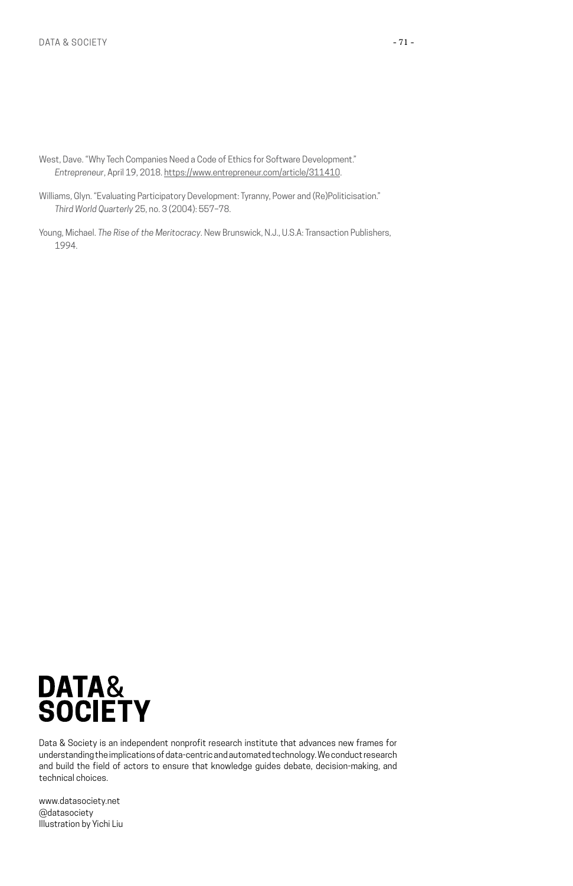West, Dave. "Why Tech Companies Need a Code of Ethics for Software Development." *Entrepreneur*, April 19, 2018. https://www.entrepreneur.com/article/311410.

Williams, Glyn. "Evaluating Participatory Development: Tyranny, Power and (Re)Politicisation." *Third World Quarterly* 25, no. 3 (2004): 557–78.

Young, Michael. *The Rise of the Meritocracy*. New Brunswick, N.J., U.S.A: Transaction Publishers, 1994.

**DATA& SOCIETY**

Data & Society is an independent nonprofit research institute that advances new frames for understanding the implications of data-centric and automated technology. We conduct research and build the field of actors to ensure that knowledge guides debate, decision-making, and technical choices.

www.datasociety.net
@datasociety
Illustration by Yichi Liu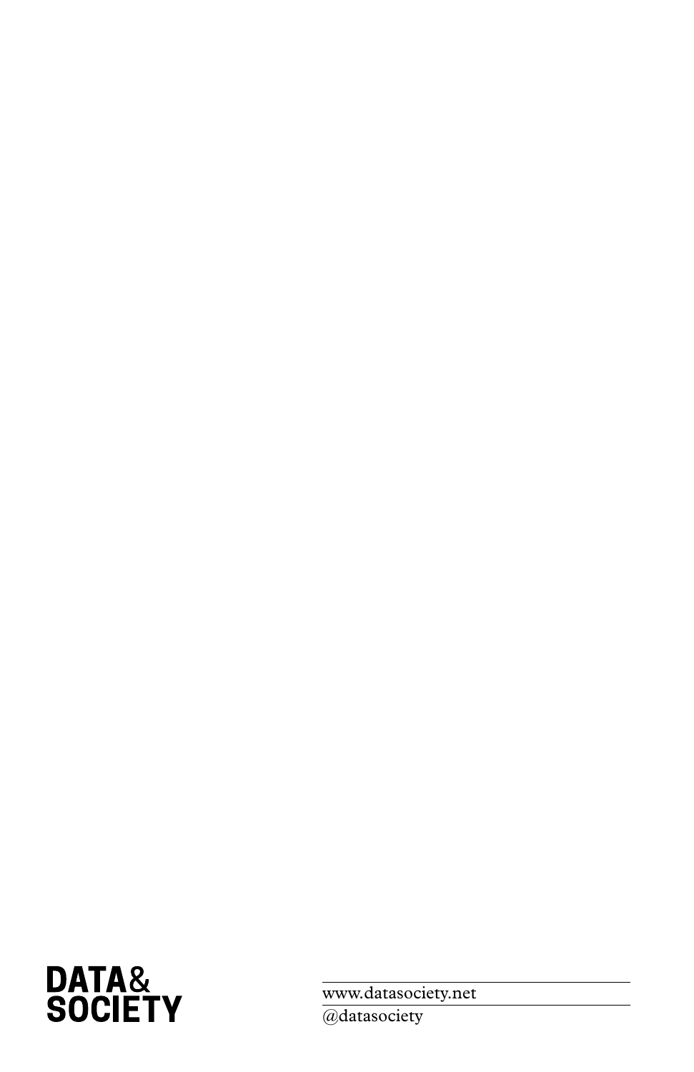DATA&
SOCIETY

www.datasociety.net

@datasociety